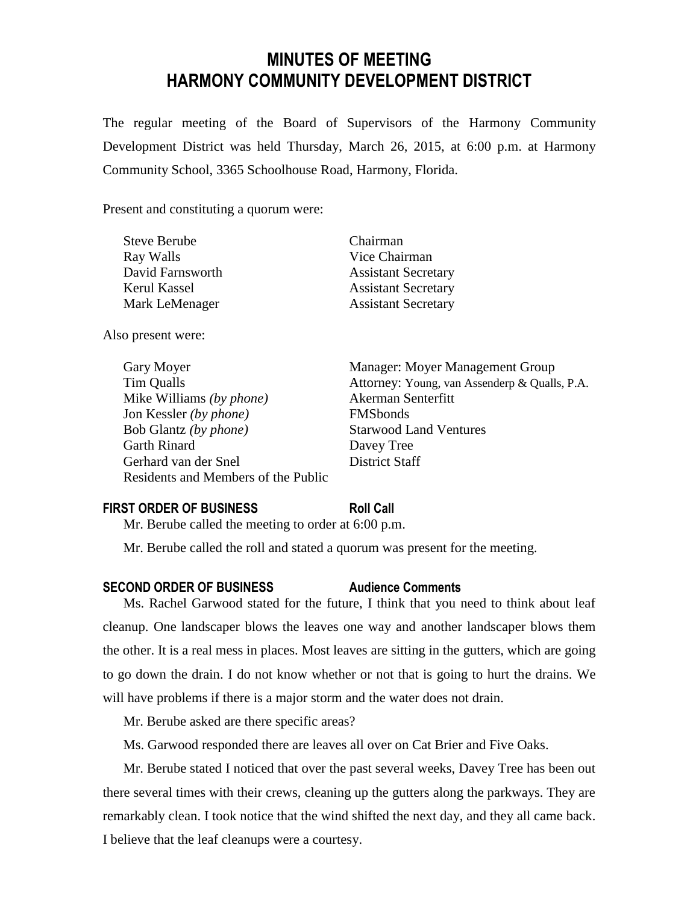# MINUTES OF MEETING
# HARMONY COMMUNITY DEVELOPMENT DISTRICT

The regular meeting of the Board of Supervisors of the Harmony Community Development District was held Thursday, March 26, 2015, at 6:00 p.m. at Harmony Community School, 3365 Schoolhouse Road, Harmony, Florida.

Present and constituting a quorum were:

| | |
|---|---|
| Steve Berube | Chairman |
| Ray Walls | Vice Chairman |
| David Farnsworth | Assistant Secretary |
| Kerul Kassel | Assistant Secretary |
| Mark LeMenager | Assistant Secretary |

Also present were:

| | |
|---|---|
| Gary Moyer | Manager: Moyer Management Group |
| Tim Qualls | Attorney: Young, van Assenderp & Qualls, P.A. |
| Mike Williams *(by phone)* | Akerman Senterfitt |
| Jon Kessler *(by phone)* | FMSbonds |
| Bob Glantz *(by phone)* | Starwood Land Ventures |
| Garth Rinard | Davey Tree |
| Gerhard van der Snel | District Staff |
| Residents and Members of the Public | |

**FIRST ORDER OF BUSINESS** **Roll Call**

Mr. Berube called the meeting to order at 6:00 p.m.

Mr. Berube called the roll and stated a quorum was present for the meeting.

**SECOND ORDER OF BUSINESS** **Audience Comments**

Ms. Rachel Garwood stated for the future, I think that you need to think about leaf cleanup. One landscaper blows the leaves one way and another landscaper blows them the other. It is a real mess in places. Most leaves are sitting in the gutters, which are going to go down the drain. I do not know whether or not that is going to hurt the drains. We will have problems if there is a major storm and the water does not drain.

Mr. Berube asked are there specific areas?

Ms. Garwood responded there are leaves all over on Cat Brier and Five Oaks.

Mr. Berube stated I noticed that over the past several weeks, Davey Tree has been out there several times with their crews, cleaning up the gutters along the parkways. They are remarkably clean. I took notice that the wind shifted the next day, and they all came back. I believe that the leaf cleanups were a courtesy.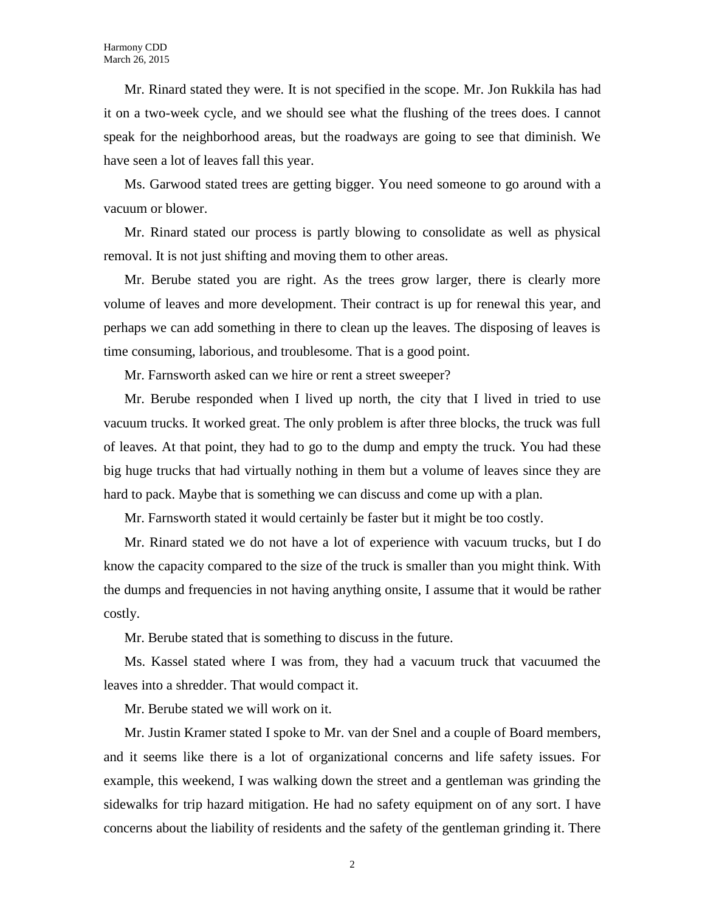Mr. Rinard stated they were. It is not specified in the scope. Mr. Jon Rukkila has had it on a two-week cycle, and we should see what the flushing of the trees does. I cannot speak for the neighborhood areas, but the roadways are going to see that diminish. We have seen a lot of leaves fall this year.

Ms. Garwood stated trees are getting bigger. You need someone to go around with a vacuum or blower.

Mr. Rinard stated our process is partly blowing to consolidate as well as physical removal. It is not just shifting and moving them to other areas.

Mr. Berube stated you are right. As the trees grow larger, there is clearly more volume of leaves and more development. Their contract is up for renewal this year, and perhaps we can add something in there to clean up the leaves. The disposing of leaves is time consuming, laborious, and troublesome. That is a good point.

Mr. Farnsworth asked can we hire or rent a street sweeper?

Mr. Berube responded when I lived up north, the city that I lived in tried to use vacuum trucks. It worked great. The only problem is after three blocks, the truck was full of leaves. At that point, they had to go to the dump and empty the truck. You had these big huge trucks that had virtually nothing in them but a volume of leaves since they are hard to pack. Maybe that is something we can discuss and come up with a plan.

Mr. Farnsworth stated it would certainly be faster but it might be too costly.

Mr. Rinard stated we do not have a lot of experience with vacuum trucks, but I do know the capacity compared to the size of the truck is smaller than you might think. With the dumps and frequencies in not having anything onsite, I assume that it would be rather costly.

Mr. Berube stated that is something to discuss in the future.

Ms. Kassel stated where I was from, they had a vacuum truck that vacuumed the leaves into a shredder. That would compact it.

Mr. Berube stated we will work on it.

Mr. Justin Kramer stated I spoke to Mr. van der Snel and a couple of Board members, and it seems like there is a lot of organizational concerns and life safety issues. For example, this weekend, I was walking down the street and a gentleman was grinding the sidewalks for trip hazard mitigation. He had no safety equipment on of any sort. I have concerns about the liability of residents and the safety of the gentleman grinding it. There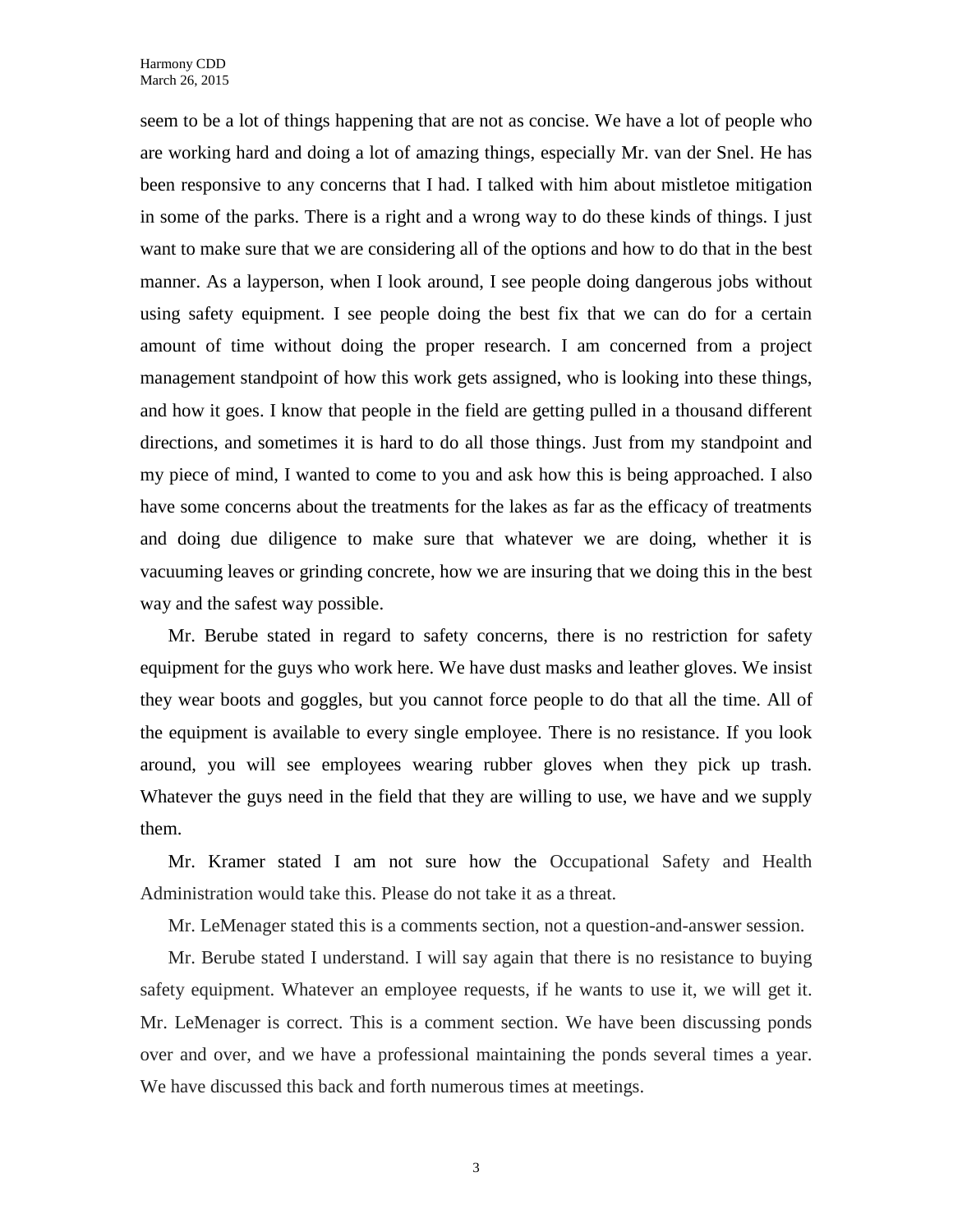seem to be a lot of things happening that are not as concise. We have a lot of people who are working hard and doing a lot of amazing things, especially Mr. van der Snel. He has been responsive to any concerns that I had. I talked with him about mistletoe mitigation in some of the parks. There is a right and a wrong way to do these kinds of things. I just want to make sure that we are considering all of the options and how to do that in the best manner. As a layperson, when I look around, I see people doing dangerous jobs without using safety equipment. I see people doing the best fix that we can do for a certain amount of time without doing the proper research. I am concerned from a project management standpoint of how this work gets assigned, who is looking into these things, and how it goes. I know that people in the field are getting pulled in a thousand different directions, and sometimes it is hard to do all those things. Just from my standpoint and my piece of mind, I wanted to come to you and ask how this is being approached. I also have some concerns about the treatments for the lakes as far as the efficacy of treatments and doing due diligence to make sure that whatever we are doing, whether it is vacuuming leaves or grinding concrete, how we are insuring that we doing this in the best way and the safest way possible.

Mr. Berube stated in regard to safety concerns, there is no restriction for safety equipment for the guys who work here. We have dust masks and leather gloves. We insist they wear boots and goggles, but you cannot force people to do that all the time. All of the equipment is available to every single employee. There is no resistance. If you look around, you will see employees wearing rubber gloves when they pick up trash. Whatever the guys need in the field that they are willing to use, we have and we supply them.

Mr. Kramer stated I am not sure how the Occupational Safety and Health Administration would take this. Please do not take it as a threat.

Mr. LeMenager stated this is a comments section, not a question-and-answer session.

Mr. Berube stated I understand. I will say again that there is no resistance to buying safety equipment. Whatever an employee requests, if he wants to use it, we will get it. Mr. LeMenager is correct. This is a comment section. We have been discussing ponds over and over, and we have a professional maintaining the ponds several times a year. We have discussed this back and forth numerous times at meetings.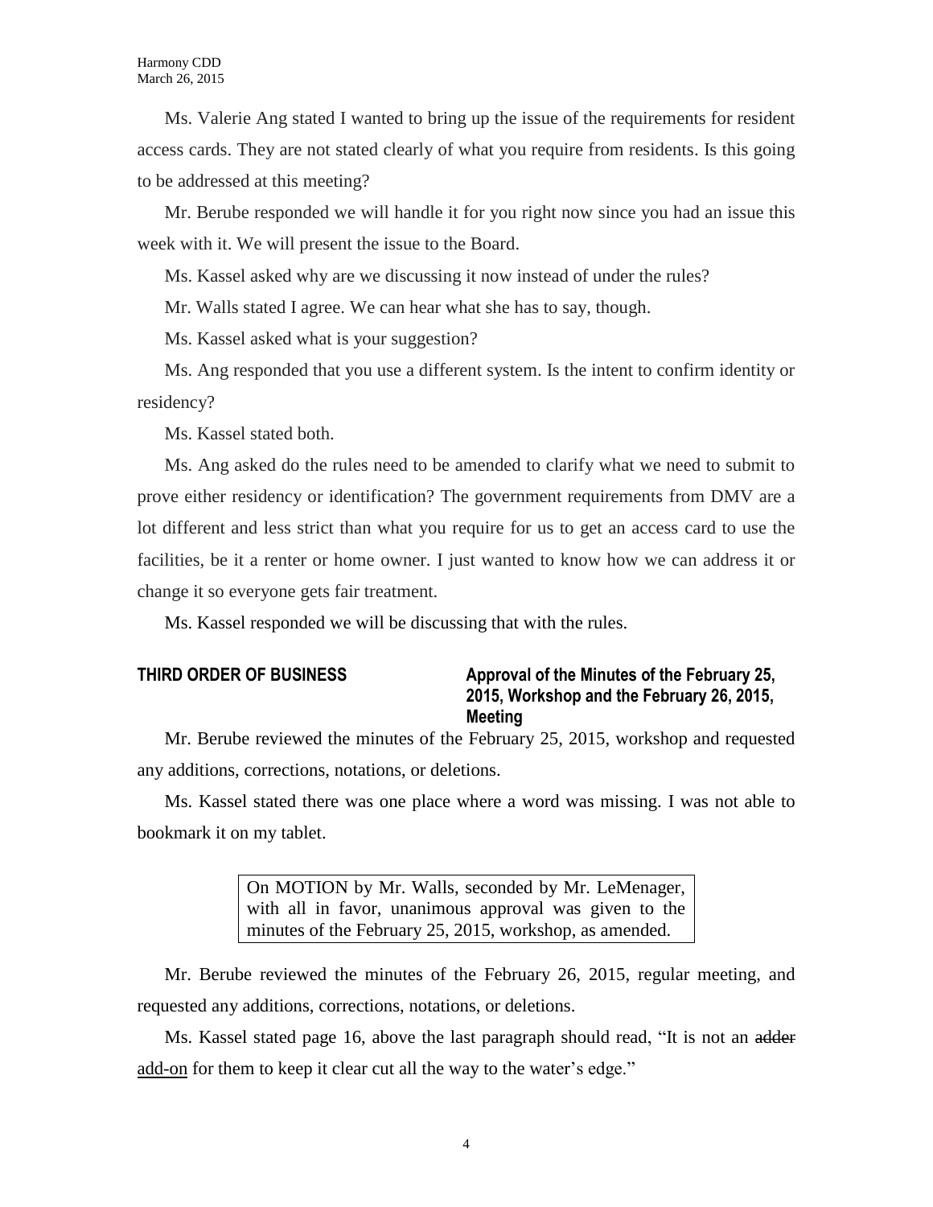Ms. Valerie Ang stated I wanted to bring up the issue of the requirements for resident access cards. They are not stated clearly of what you require from residents. Is this going to be addressed at this meeting?

Mr. Berube responded we will handle it for you right now since you had an issue this week with it. We will present the issue to the Board.

Ms. Kassel asked why are we discussing it now instead of under the rules?

Mr. Walls stated I agree. We can hear what she has to say, though.

Ms. Kassel asked what is your suggestion?

Ms. Ang responded that you use a different system. Is the intent to confirm identity or residency?

Ms. Kassel stated both.

Ms. Ang asked do the rules need to be amended to clarify what we need to submit to prove either residency or identification? The government requirements from DMV are a lot different and less strict than what you require for us to get an access card to use the facilities, be it a renter or home owner. I just wanted to know how we can address it or change it so everyone gets fair treatment.

Ms. Kassel responded we will be discussing that with the rules.

**THIRD ORDER OF BUSINESS** **Approval of the Minutes of the February 25, 2015, Workshop and the February 26, 2015, Meeting**

Mr. Berube reviewed the minutes of the February 25, 2015, workshop and requested any additions, corrections, notations, or deletions.

Ms. Kassel stated there was one place where a word was missing. I was not able to bookmark it on my tablet.

> On MOTION by Mr. Walls, seconded by Mr. LeMenager, with all in favor, unanimous approval was given to the minutes of the February 25, 2015, workshop, as amended.

Mr. Berube reviewed the minutes of the February 26, 2015, regular meeting, and requested any additions, corrections, notations, or deletions.

Ms. Kassel stated page 16, above the last paragraph should read, "It is not an ~~adder~~ <u>add-on</u> for them to keep it clear cut all the way to the water's edge."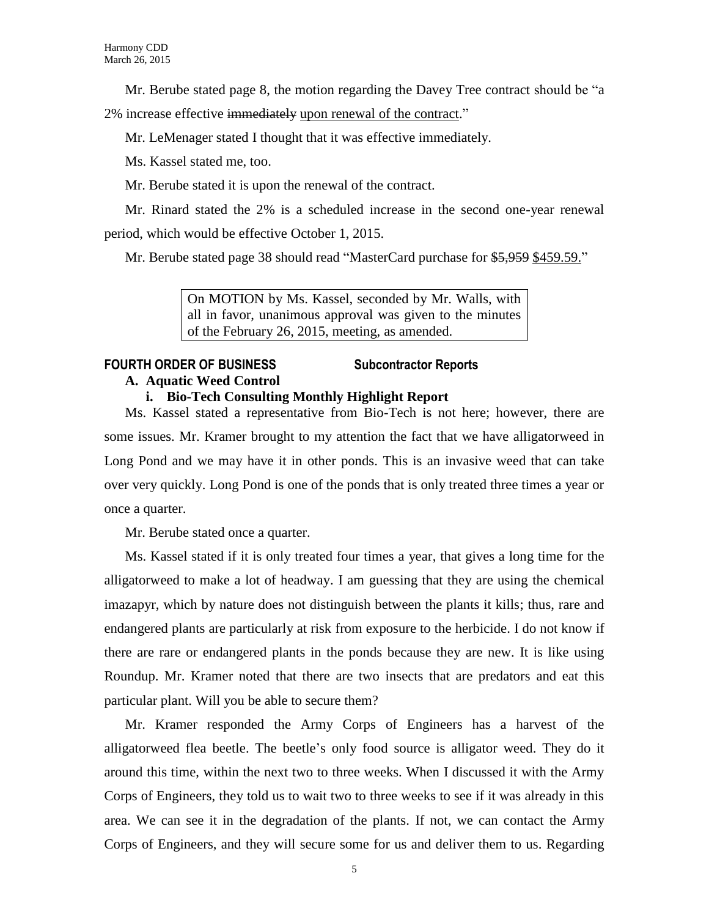Mr. Berube stated page 8, the motion regarding the Davey Tree contract should be "a 2% increase effective ~~immediately~~ <u>upon renewal of the contract</u>."

Mr. LeMenager stated I thought that it was effective immediately.

Ms. Kassel stated me, too.

Mr. Berube stated it is upon the renewal of the contract.

Mr. Rinard stated the 2% is a scheduled increase in the second one-year renewal period, which would be effective October 1, 2015.

Mr. Berube stated page 38 should read "MasterCard purchase for ~~$5,959~~ <u>$459.59.</u>"

> On MOTION by Ms. Kassel, seconded by Mr. Walls, with all in favor, unanimous approval was given to the minutes of the February 26, 2015, meeting, as amended.

## FOURTH ORDER OF BUSINESS Subcontractor Reports

### A. Aquatic Weed Control

#### i. Bio-Tech Consulting Monthly Highlight Report

Ms. Kassel stated a representative from Bio-Tech is not here; however, there are some issues. Mr. Kramer brought to my attention the fact that we have alligatorweed in Long Pond and we may have it in other ponds. This is an invasive weed that can take over very quickly. Long Pond is one of the ponds that is only treated three times a year or once a quarter.

Mr. Berube stated once a quarter.

Ms. Kassel stated if it is only treated four times a year, that gives a long time for the alligatorweed to make a lot of headway. I am guessing that they are using the chemical imazapyr, which by nature does not distinguish between the plants it kills; thus, rare and endangered plants are particularly at risk from exposure to the herbicide. I do not know if there are rare or endangered plants in the ponds because they are new. It is like using Roundup. Mr. Kramer noted that there are two insects that are predators and eat this particular plant. Will you be able to secure them?

Mr. Kramer responded the Army Corps of Engineers has a harvest of the alligatorweed flea beetle. The beetle's only food source is alligator weed. They do it around this time, within the next two to three weeks. When I discussed it with the Army Corps of Engineers, they told us to wait two to three weeks to see if it was already in this area. We can see it in the degradation of the plants. If not, we can contact the Army Corps of Engineers, and they will secure some for us and deliver them to us. Regarding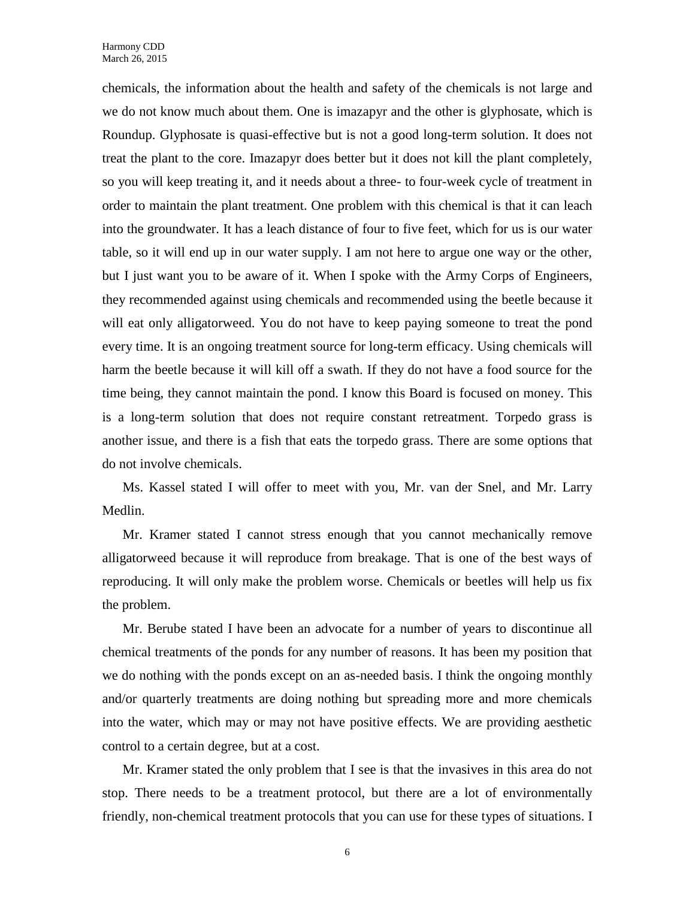chemicals, the information about the health and safety of the chemicals is not large and we do not know much about them. One is imazapyr and the other is glyphosate, which is Roundup. Glyphosate is quasi-effective but is not a good long-term solution. It does not treat the plant to the core. Imazapyr does better but it does not kill the plant completely, so you will keep treating it, and it needs about a three- to four-week cycle of treatment in order to maintain the plant treatment. One problem with this chemical is that it can leach into the groundwater. It has a leach distance of four to five feet, which for us is our water table, so it will end up in our water supply. I am not here to argue one way or the other, but I just want you to be aware of it. When I spoke with the Army Corps of Engineers, they recommended against using chemicals and recommended using the beetle because it will eat only alligatorweed. You do not have to keep paying someone to treat the pond every time. It is an ongoing treatment source for long-term efficacy. Using chemicals will harm the beetle because it will kill off a swath. If they do not have a food source for the time being, they cannot maintain the pond. I know this Board is focused on money. This is a long-term solution that does not require constant retreatment. Torpedo grass is another issue, and there is a fish that eats the torpedo grass. There are some options that do not involve chemicals.

Ms. Kassel stated I will offer to meet with you, Mr. van der Snel, and Mr. Larry Medlin.

Mr. Kramer stated I cannot stress enough that you cannot mechanically remove alligatorweed because it will reproduce from breakage. That is one of the best ways of reproducing. It will only make the problem worse. Chemicals or beetles will help us fix the problem.

Mr. Berube stated I have been an advocate for a number of years to discontinue all chemical treatments of the ponds for any number of reasons. It has been my position that we do nothing with the ponds except on an as-needed basis. I think the ongoing monthly and/or quarterly treatments are doing nothing but spreading more and more chemicals into the water, which may or may not have positive effects. We are providing aesthetic control to a certain degree, but at a cost.

Mr. Kramer stated the only problem that I see is that the invasives in this area do not stop. There needs to be a treatment protocol, but there are a lot of environmentally friendly, non-chemical treatment protocols that you can use for these types of situations. I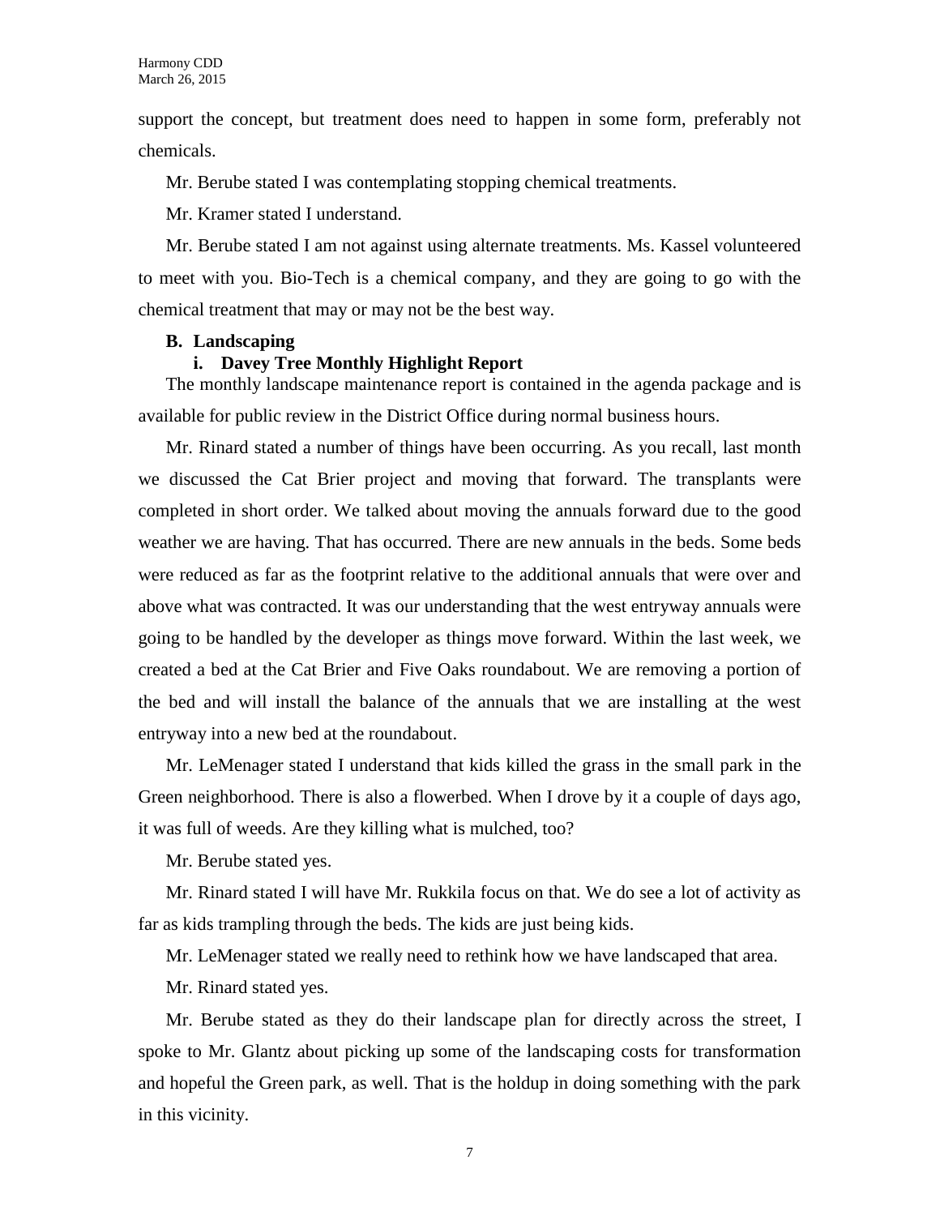support the concept, but treatment does need to happen in some form, preferably not chemicals.

Mr. Berube stated I was contemplating stopping chemical treatments.

Mr. Kramer stated I understand.

Mr. Berube stated I am not against using alternate treatments. Ms. Kassel volunteered to meet with you. Bio-Tech is a chemical company, and they are going to go with the chemical treatment that may or may not be the best way.

**B. Landscaping**

**i. Davey Tree Monthly Highlight Report**

The monthly landscape maintenance report is contained in the agenda package and is available for public review in the District Office during normal business hours.

Mr. Rinard stated a number of things have been occurring. As you recall, last month we discussed the Cat Brier project and moving that forward. The transplants were completed in short order. We talked about moving the annuals forward due to the good weather we are having. That has occurred. There are new annuals in the beds. Some beds were reduced as far as the footprint relative to the additional annuals that were over and above what was contracted. It was our understanding that the west entryway annuals were going to be handled by the developer as things move forward. Within the last week, we created a bed at the Cat Brier and Five Oaks roundabout. We are removing a portion of the bed and will install the balance of the annuals that we are installing at the west entryway into a new bed at the roundabout.

Mr. LeMenager stated I understand that kids killed the grass in the small park in the Green neighborhood. There is also a flowerbed. When I drove by it a couple of days ago, it was full of weeds. Are they killing what is mulched, too?

Mr. Berube stated yes.

Mr. Rinard stated I will have Mr. Rukkila focus on that. We do see a lot of activity as far as kids trampling through the beds. The kids are just being kids.

Mr. LeMenager stated we really need to rethink how we have landscaped that area.

Mr. Rinard stated yes.

Mr. Berube stated as they do their landscape plan for directly across the street, I spoke to Mr. Glantz about picking up some of the landscaping costs for transformation and hopeful the Green park, as well. That is the holdup in doing something with the park in this vicinity.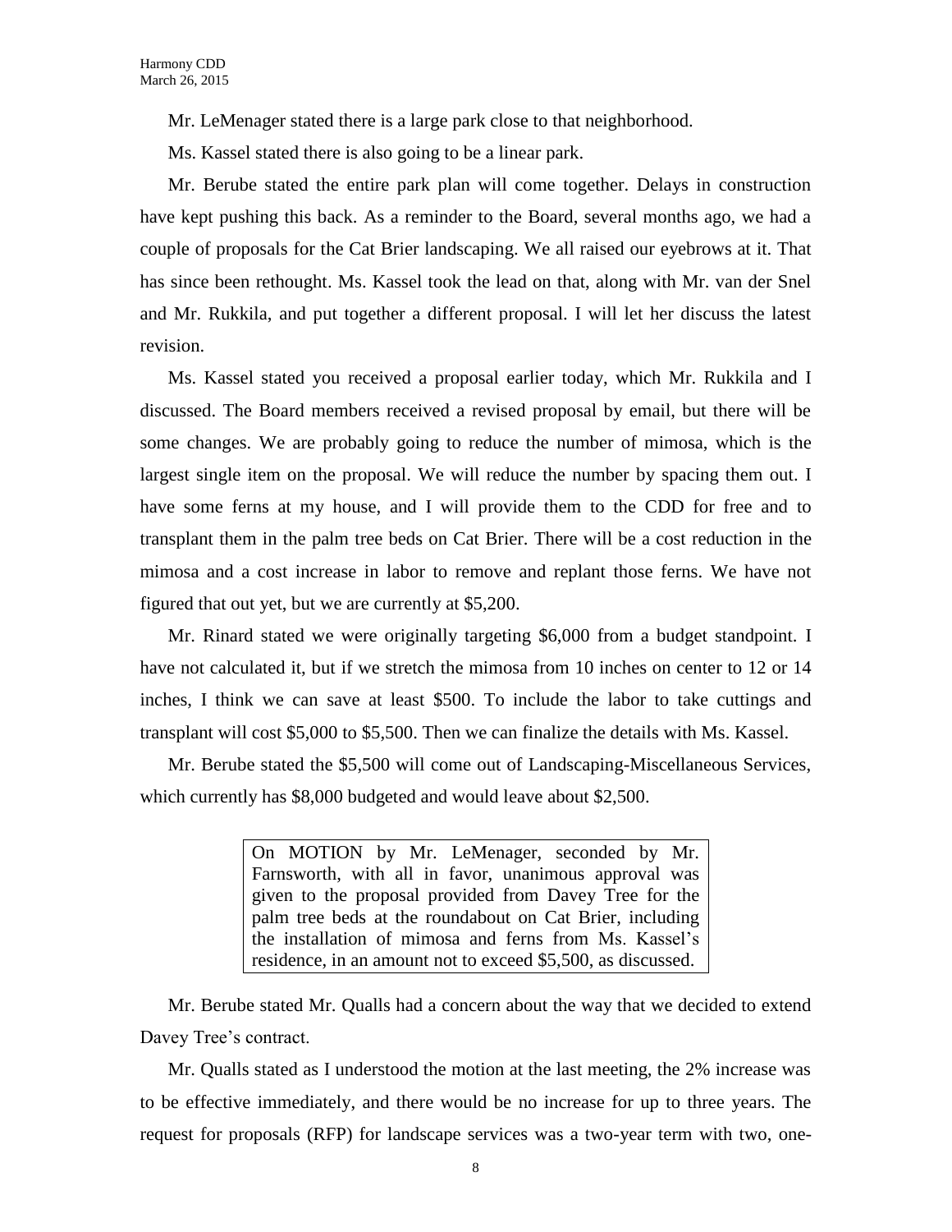Mr. LeMenager stated there is a large park close to that neighborhood.

Ms. Kassel stated there is also going to be a linear park.

Mr. Berube stated the entire park plan will come together. Delays in construction have kept pushing this back. As a reminder to the Board, several months ago, we had a couple of proposals for the Cat Brier landscaping. We all raised our eyebrows at it. That has since been rethought. Ms. Kassel took the lead on that, along with Mr. van der Snel and Mr. Rukkila, and put together a different proposal. I will let her discuss the latest revision.

Ms. Kassel stated you received a proposal earlier today, which Mr. Rukkila and I discussed. The Board members received a revised proposal by email, but there will be some changes. We are probably going to reduce the number of mimosa, which is the largest single item on the proposal. We will reduce the number by spacing them out. I have some ferns at my house, and I will provide them to the CDD for free and to transplant them in the palm tree beds on Cat Brier. There will be a cost reduction in the mimosa and a cost increase in labor to remove and replant those ferns. We have not figured that out yet, but we are currently at $5,200.

Mr. Rinard stated we were originally targeting $6,000 from a budget standpoint. I have not calculated it, but if we stretch the mimosa from 10 inches on center to 12 or 14 inches, I think we can save at least $500. To include the labor to take cuttings and transplant will cost $5,000 to $5,500. Then we can finalize the details with Ms. Kassel.

Mr. Berube stated the $5,500 will come out of Landscaping-Miscellaneous Services, which currently has $8,000 budgeted and would leave about $2,500.

> On MOTION by Mr. LeMenager, seconded by Mr. Farnsworth, with all in favor, unanimous approval was given to the proposal provided from Davey Tree for the palm tree beds at the roundabout on Cat Brier, including the installation of mimosa and ferns from Ms. Kassel's residence, in an amount not to exceed $5,500, as discussed.

Mr. Berube stated Mr. Qualls had a concern about the way that we decided to extend Davey Tree's contract.

Mr. Qualls stated as I understood the motion at the last meeting, the 2% increase was to be effective immediately, and there would be no increase for up to three years. The request for proposals (RFP) for landscape services was a two-year term with two, one-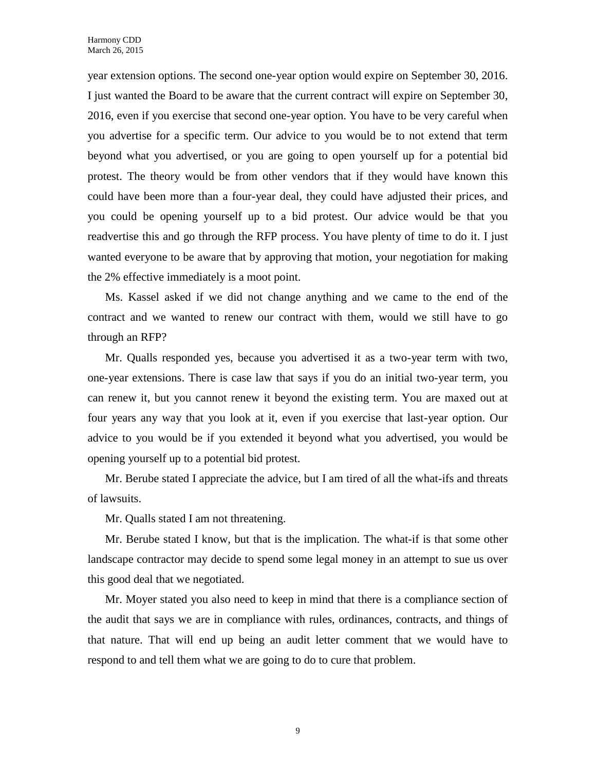year extension options. The second one-year option would expire on September 30, 2016. I just wanted the Board to be aware that the current contract will expire on September 30, 2016, even if you exercise that second one-year option. You have to be very careful when you advertise for a specific term. Our advice to you would be to not extend that term beyond what you advertised, or you are going to open yourself up for a potential bid protest. The theory would be from other vendors that if they would have known this could have been more than a four-year deal, they could have adjusted their prices, and you could be opening yourself up to a bid protest. Our advice would be that you readvertise this and go through the RFP process. You have plenty of time to do it. I just wanted everyone to be aware that by approving that motion, your negotiation for making the 2% effective immediately is a moot point.

Ms. Kassel asked if we did not change anything and we came to the end of the contract and we wanted to renew our contract with them, would we still have to go through an RFP?

Mr. Qualls responded yes, because you advertised it as a two-year term with two, one-year extensions. There is case law that says if you do an initial two-year term, you can renew it, but you cannot renew it beyond the existing term. You are maxed out at four years any way that you look at it, even if you exercise that last-year option. Our advice to you would be if you extended it beyond what you advertised, you would be opening yourself up to a potential bid protest.

Mr. Berube stated I appreciate the advice, but I am tired of all the what-ifs and threats of lawsuits.

Mr. Qualls stated I am not threatening.

Mr. Berube stated I know, but that is the implication. The what-if is that some other landscape contractor may decide to spend some legal money in an attempt to sue us over this good deal that we negotiated.

Mr. Moyer stated you also need to keep in mind that there is a compliance section of the audit that says we are in compliance with rules, ordinances, contracts, and things of that nature. That will end up being an audit letter comment that we would have to respond to and tell them what we are going to do to cure that problem.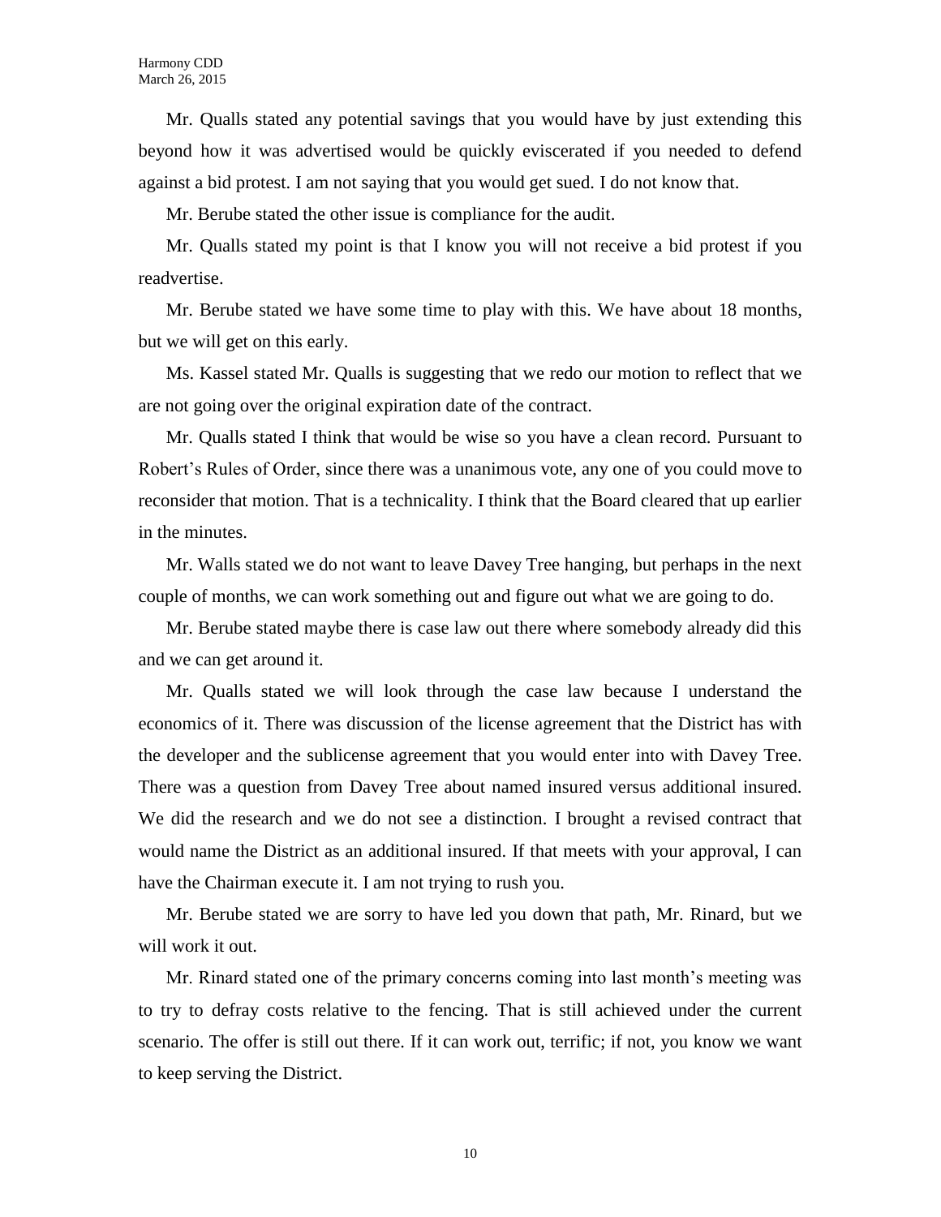Mr. Qualls stated any potential savings that you would have by just extending this beyond how it was advertised would be quickly eviscerated if you needed to defend against a bid protest. I am not saying that you would get sued. I do not know that.

Mr. Berube stated the other issue is compliance for the audit.

Mr. Qualls stated my point is that I know you will not receive a bid protest if you readvertise.

Mr. Berube stated we have some time to play with this. We have about 18 months, but we will get on this early.

Ms. Kassel stated Mr. Qualls is suggesting that we redo our motion to reflect that we are not going over the original expiration date of the contract.

Mr. Qualls stated I think that would be wise so you have a clean record. Pursuant to Robert's Rules of Order, since there was a unanimous vote, any one of you could move to reconsider that motion. That is a technicality. I think that the Board cleared that up earlier in the minutes.

Mr. Walls stated we do not want to leave Davey Tree hanging, but perhaps in the next couple of months, we can work something out and figure out what we are going to do.

Mr. Berube stated maybe there is case law out there where somebody already did this and we can get around it.

Mr. Qualls stated we will look through the case law because I understand the economics of it. There was discussion of the license agreement that the District has with the developer and the sublicense agreement that you would enter into with Davey Tree. There was a question from Davey Tree about named insured versus additional insured. We did the research and we do not see a distinction. I brought a revised contract that would name the District as an additional insured. If that meets with your approval, I can have the Chairman execute it. I am not trying to rush you.

Mr. Berube stated we are sorry to have led you down that path, Mr. Rinard, but we will work it out.

Mr. Rinard stated one of the primary concerns coming into last month's meeting was to try to defray costs relative to the fencing. That is still achieved under the current scenario. The offer is still out there. If it can work out, terrific; if not, you know we want to keep serving the District.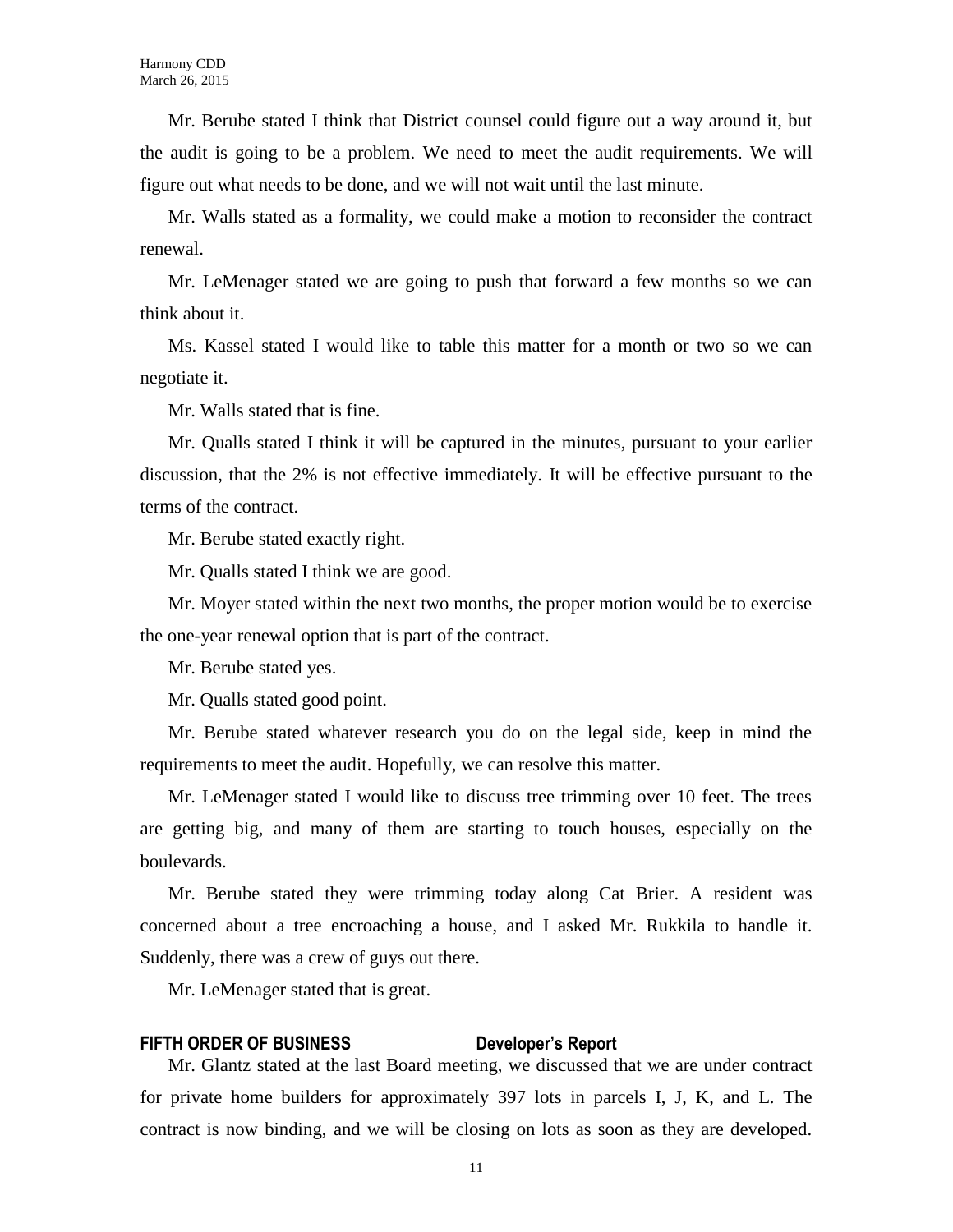Mr. Berube stated I think that District counsel could figure out a way around it, but the audit is going to be a problem. We need to meet the audit requirements. We will figure out what needs to be done, and we will not wait until the last minute.

Mr. Walls stated as a formality, we could make a motion to reconsider the contract renewal.

Mr. LeMenager stated we are going to push that forward a few months so we can think about it.

Ms. Kassel stated I would like to table this matter for a month or two so we can negotiate it.

Mr. Walls stated that is fine.

Mr. Qualls stated I think it will be captured in the minutes, pursuant to your earlier discussion, that the 2% is not effective immediately. It will be effective pursuant to the terms of the contract.

Mr. Berube stated exactly right.

Mr. Qualls stated I think we are good.

Mr. Moyer stated within the next two months, the proper motion would be to exercise the one-year renewal option that is part of the contract.

Mr. Berube stated yes.

Mr. Qualls stated good point.

Mr. Berube stated whatever research you do on the legal side, keep in mind the requirements to meet the audit. Hopefully, we can resolve this matter.

Mr. LeMenager stated I would like to discuss tree trimming over 10 feet. The trees are getting big, and many of them are starting to touch houses, especially on the boulevards.

Mr. Berube stated they were trimming today along Cat Brier. A resident was concerned about a tree encroaching a house, and I asked Mr. Rukkila to handle it. Suddenly, there was a crew of guys out there.

Mr. LeMenager stated that is great.

**FIFTH ORDER OF BUSINESS Developer's Report**

Mr. Glantz stated at the last Board meeting, we discussed that we are under contract for private home builders for approximately 397 lots in parcels I, J, K, and L. The contract is now binding, and we will be closing on lots as soon as they are developed.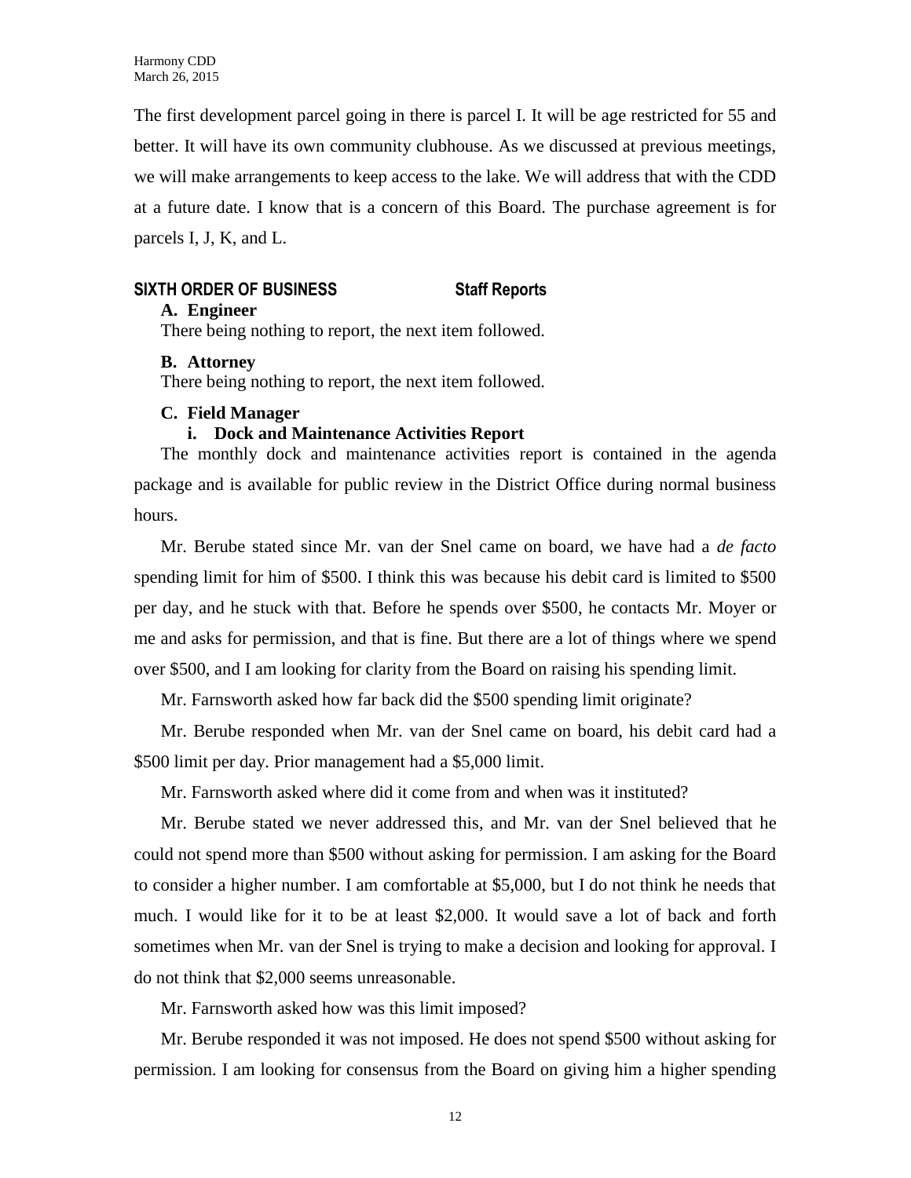The first development parcel going in there is parcel I. It will be age restricted for 55 and better. It will have its own community clubhouse. As we discussed at previous meetings, we will make arrangements to keep access to the lake. We will address that with the CDD at a future date. I know that is a concern of this Board. The purchase agreement is for parcels I, J, K, and L.

**SIXTH ORDER OF BUSINESS Staff Reports**

**A. Engineer**

There being nothing to report, the next item followed.

**B. Attorney**

There being nothing to report, the next item followed.

**C. Field Manager**

**i. Dock and Maintenance Activities Report**

The monthly dock and maintenance activities report is contained in the agenda package and is available for public review in the District Office during normal business hours.

Mr. Berube stated since Mr. van der Snel came on board, we have had a *de facto* spending limit for him of $500. I think this was because his debit card is limited to $500 per day, and he stuck with that. Before he spends over $500, he contacts Mr. Moyer or me and asks for permission, and that is fine. But there are a lot of things where we spend over $500, and I am looking for clarity from the Board on raising his spending limit.

Mr. Farnsworth asked how far back did the $500 spending limit originate?

Mr. Berube responded when Mr. van der Snel came on board, his debit card had a $500 limit per day. Prior management had a $5,000 limit.

Mr. Farnsworth asked where did it come from and when was it instituted?

Mr. Berube stated we never addressed this, and Mr. van der Snel believed that he could not spend more than $500 without asking for permission. I am asking for the Board to consider a higher number. I am comfortable at $5,000, but I do not think he needs that much. I would like for it to be at least $2,000. It would save a lot of back and forth sometimes when Mr. van der Snel is trying to make a decision and looking for approval. I do not think that $2,000 seems unreasonable.

Mr. Farnsworth asked how was this limit imposed?

Mr. Berube responded it was not imposed. He does not spend $500 without asking for permission. I am looking for consensus from the Board on giving him a higher spending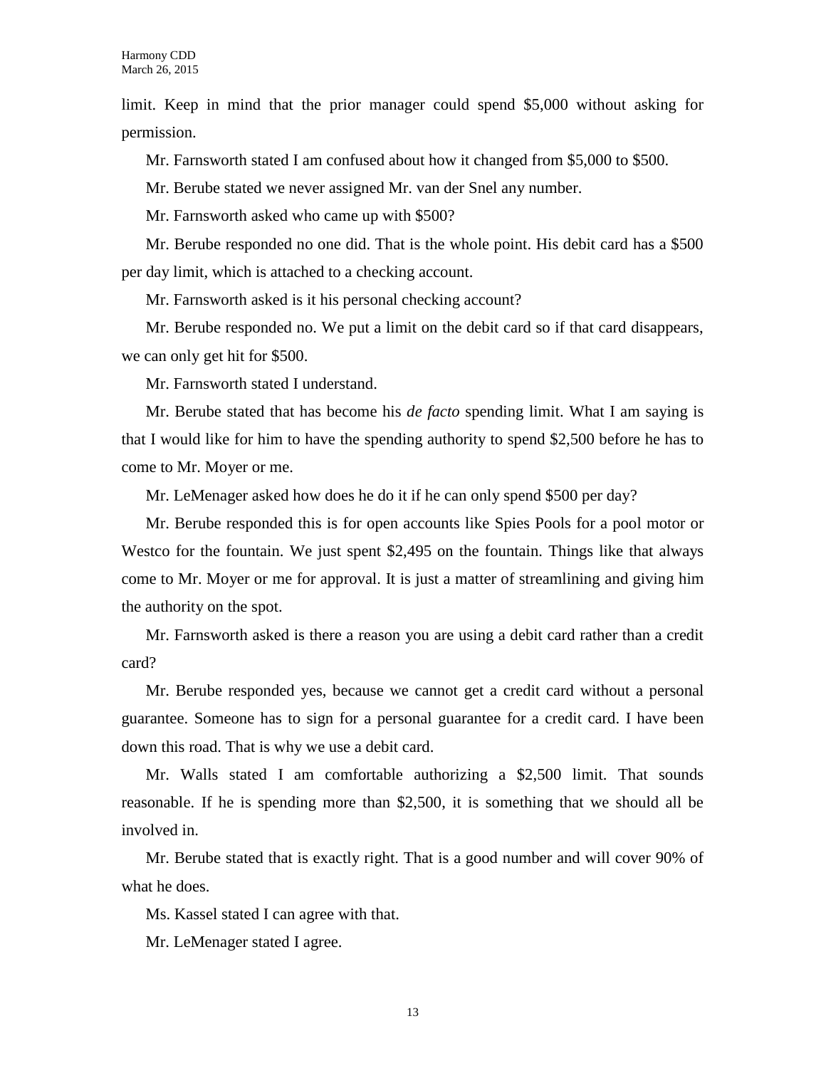limit. Keep in mind that the prior manager could spend $5,000 without asking for permission.

Mr. Farnsworth stated I am confused about how it changed from $5,000 to $500.

Mr. Berube stated we never assigned Mr. van der Snel any number.

Mr. Farnsworth asked who came up with $500?

Mr. Berube responded no one did. That is the whole point. His debit card has a $500 per day limit, which is attached to a checking account.

Mr. Farnsworth asked is it his personal checking account?

Mr. Berube responded no. We put a limit on the debit card so if that card disappears, we can only get hit for $500.

Mr. Farnsworth stated I understand.

Mr. Berube stated that has become his *de facto* spending limit. What I am saying is that I would like for him to have the spending authority to spend $2,500 before he has to come to Mr. Moyer or me.

Mr. LeMenager asked how does he do it if he can only spend $500 per day?

Mr. Berube responded this is for open accounts like Spies Pools for a pool motor or Westco for the fountain. We just spent $2,495 on the fountain. Things like that always come to Mr. Moyer or me for approval. It is just a matter of streamlining and giving him the authority on the spot.

Mr. Farnsworth asked is there a reason you are using a debit card rather than a credit card?

Mr. Berube responded yes, because we cannot get a credit card without a personal guarantee. Someone has to sign for a personal guarantee for a credit card. I have been down this road. That is why we use a debit card.

Mr. Walls stated I am comfortable authorizing a $2,500 limit. That sounds reasonable. If he is spending more than $2,500, it is something that we should all be involved in.

Mr. Berube stated that is exactly right. That is a good number and will cover 90% of what he does.

Ms. Kassel stated I can agree with that.

Mr. LeMenager stated I agree.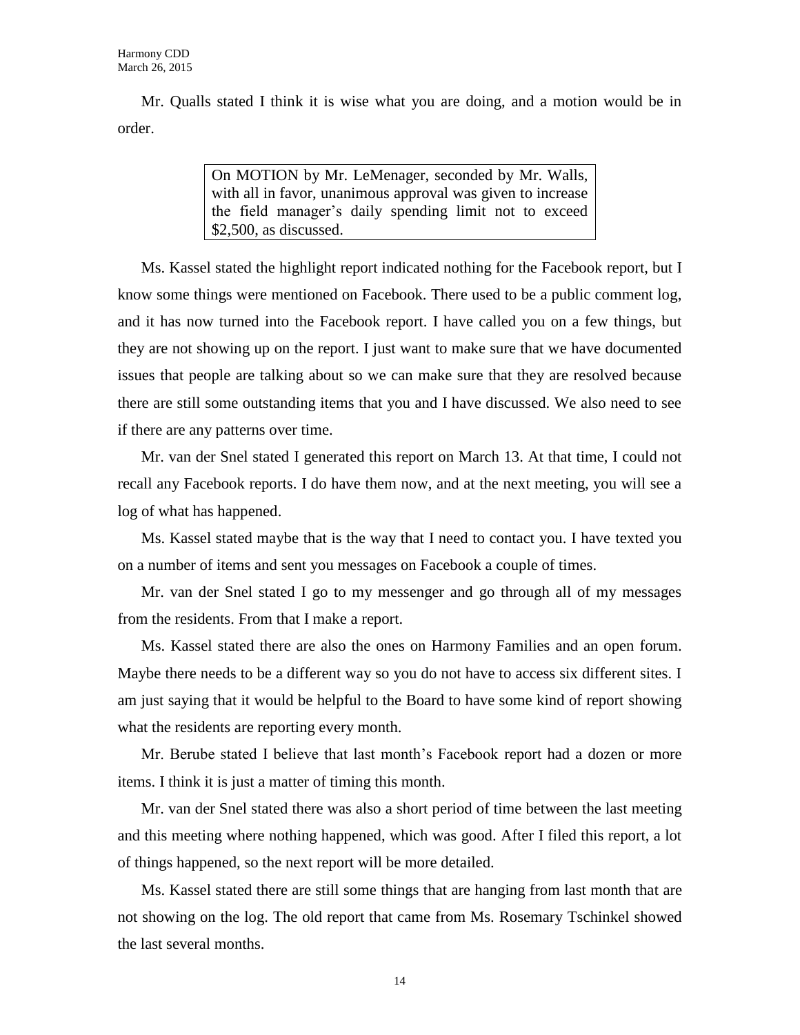Mr. Qualls stated I think it is wise what you are doing, and a motion would be in order.

> On MOTION by Mr. LeMenager, seconded by Mr. Walls, with all in favor, unanimous approval was given to increase the field manager's daily spending limit not to exceed $2,500, as discussed.

Ms. Kassel stated the highlight report indicated nothing for the Facebook report, but I know some things were mentioned on Facebook. There used to be a public comment log, and it has now turned into the Facebook report. I have called you on a few things, but they are not showing up on the report. I just want to make sure that we have documented issues that people are talking about so we can make sure that they are resolved because there are still some outstanding items that you and I have discussed. We also need to see if there are any patterns over time.

Mr. van der Snel stated I generated this report on March 13. At that time, I could not recall any Facebook reports. I do have them now, and at the next meeting, you will see a log of what has happened.

Ms. Kassel stated maybe that is the way that I need to contact you. I have texted you on a number of items and sent you messages on Facebook a couple of times.

Mr. van der Snel stated I go to my messenger and go through all of my messages from the residents. From that I make a report.

Ms. Kassel stated there are also the ones on Harmony Families and an open forum. Maybe there needs to be a different way so you do not have to access six different sites. I am just saying that it would be helpful to the Board to have some kind of report showing what the residents are reporting every month.

Mr. Berube stated I believe that last month's Facebook report had a dozen or more items. I think it is just a matter of timing this month.

Mr. van der Snel stated there was also a short period of time between the last meeting and this meeting where nothing happened, which was good. After I filed this report, a lot of things happened, so the next report will be more detailed.

Ms. Kassel stated there are still some things that are hanging from last month that are not showing on the log. The old report that came from Ms. Rosemary Tschinkel showed the last several months.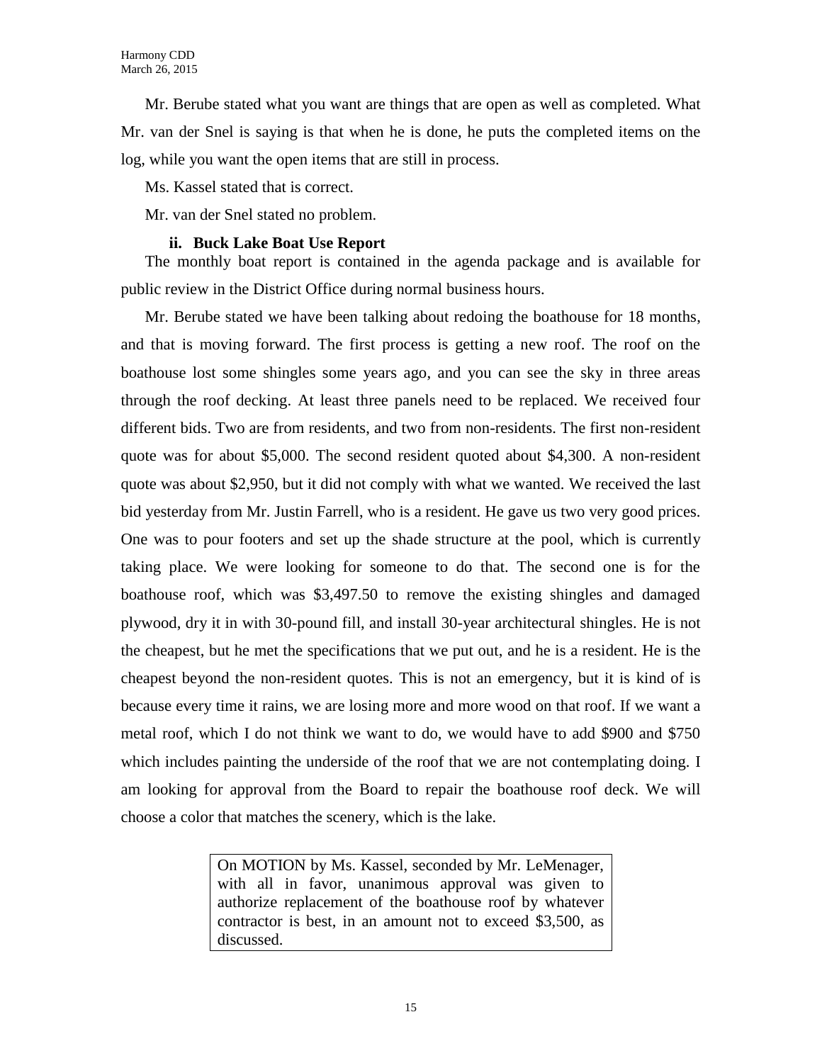Mr. Berube stated what you want are things that are open as well as completed. What Mr. van der Snel is saying is that when he is done, he puts the completed items on the log, while you want the open items that are still in process.

Ms. Kassel stated that is correct.

Mr. van der Snel stated no problem.

**ii. Buck Lake Boat Use Report**

The monthly boat report is contained in the agenda package and is available for public review in the District Office during normal business hours.

Mr. Berube stated we have been talking about redoing the boathouse for 18 months, and that is moving forward. The first process is getting a new roof. The roof on the boathouse lost some shingles some years ago, and you can see the sky in three areas through the roof decking. At least three panels need to be replaced. We received four different bids. Two are from residents, and two from non-residents. The first non-resident quote was for about $5,000. The second resident quoted about $4,300. A non-resident quote was about $2,950, but it did not comply with what we wanted. We received the last bid yesterday from Mr. Justin Farrell, who is a resident. He gave us two very good prices. One was to pour footers and set up the shade structure at the pool, which is currently taking place. We were looking for someone to do that. The second one is for the boathouse roof, which was $3,497.50 to remove the existing shingles and damaged plywood, dry it in with 30-pound fill, and install 30-year architectural shingles. He is not the cheapest, but he met the specifications that we put out, and he is a resident. He is the cheapest beyond the non-resident quotes. This is not an emergency, but it is kind of is because every time it rains, we are losing more and more wood on that roof. If we want a metal roof, which I do not think we want to do, we would have to add $900 and $750 which includes painting the underside of the roof that we are not contemplating doing. I am looking for approval from the Board to repair the boathouse roof deck. We will choose a color that matches the scenery, which is the lake.

> On MOTION by Ms. Kassel, seconded by Mr. LeMenager, with all in favor, unanimous approval was given to authorize replacement of the boathouse roof by whatever contractor is best, in an amount not to exceed $3,500, as discussed.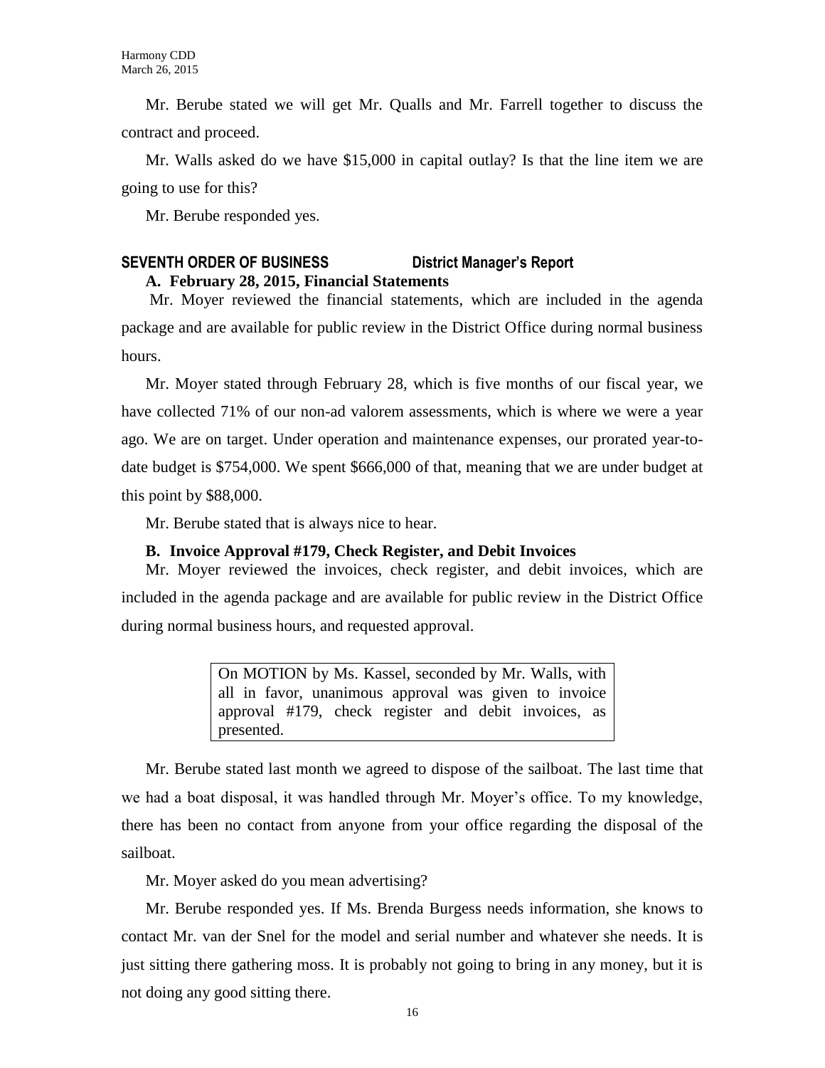Mr. Berube stated we will get Mr. Qualls and Mr. Farrell together to discuss the contract and proceed.

Mr. Walls asked do we have $15,000 in capital outlay? Is that the line item we are going to use for this?

Mr. Berube responded yes.

## SEVENTH ORDER OF BUSINESS — District Manager's Report

### A. February 28, 2015, Financial Statements

Mr. Moyer reviewed the financial statements, which are included in the agenda package and are available for public review in the District Office during normal business hours.

Mr. Moyer stated through February 28, which is five months of our fiscal year, we have collected 71% of our non-ad valorem assessments, which is where we were a year ago. We are on target. Under operation and maintenance expenses, our prorated year-to-date budget is $754,000. We spent $666,000 of that, meaning that we are under budget at this point by $88,000.

Mr. Berube stated that is always nice to hear.

### B. Invoice Approval #179, Check Register, and Debit Invoices

Mr. Moyer reviewed the invoices, check register, and debit invoices, which are included in the agenda package and are available for public review in the District Office during normal business hours, and requested approval.

> On MOTION by Ms. Kassel, seconded by Mr. Walls, with all in favor, unanimous approval was given to invoice approval #179, check register and debit invoices, as presented.

Mr. Berube stated last month we agreed to dispose of the sailboat. The last time that we had a boat disposal, it was handled through Mr. Moyer's office. To my knowledge, there has been no contact from anyone from your office regarding the disposal of the sailboat.

Mr. Moyer asked do you mean advertising?

Mr. Berube responded yes. If Ms. Brenda Burgess needs information, she knows to contact Mr. van der Snel for the model and serial number and whatever she needs. It is just sitting there gathering moss. It is probably not going to bring in any money, but it is not doing any good sitting there.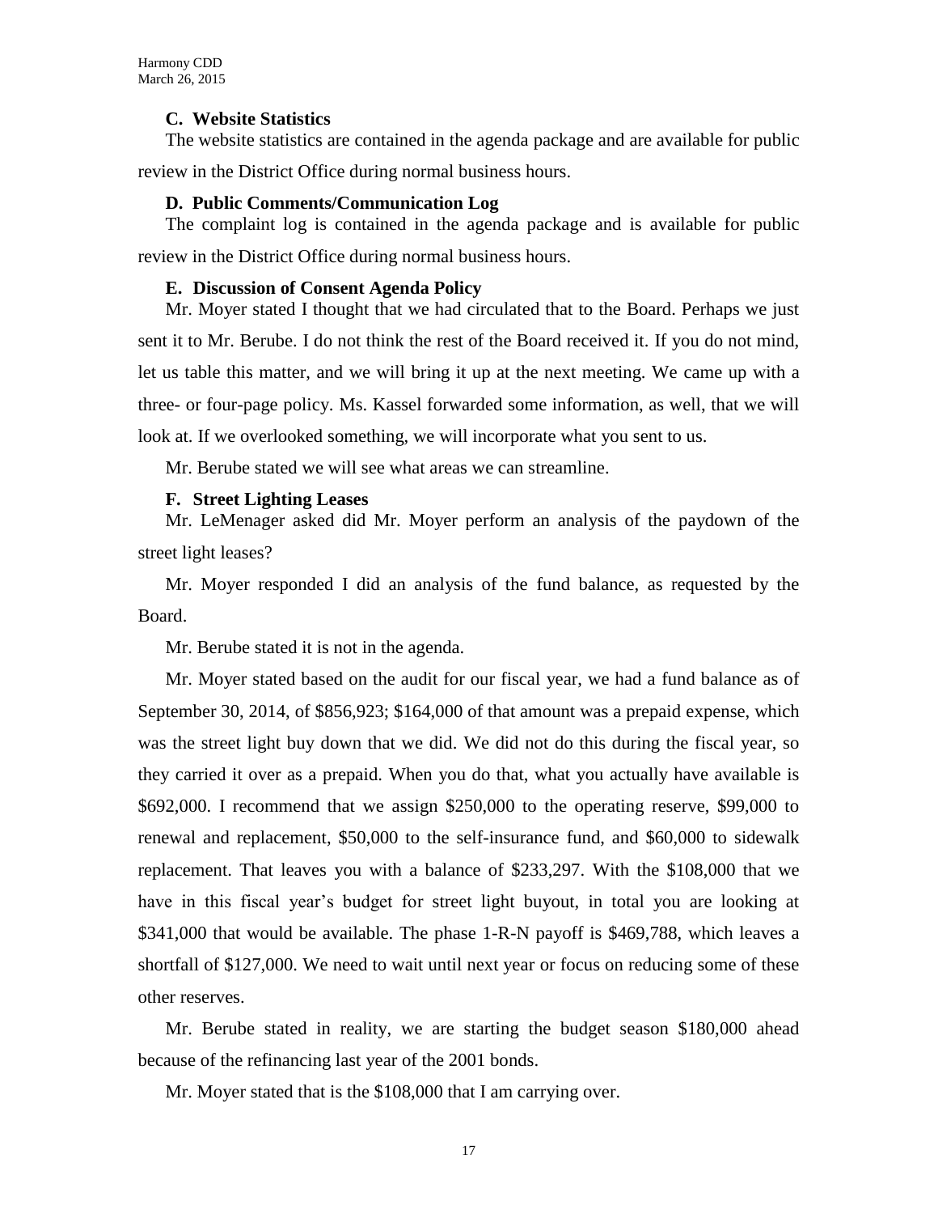### C. Website Statistics

The website statistics are contained in the agenda package and are available for public review in the District Office during normal business hours.

### D. Public Comments/Communication Log

The complaint log is contained in the agenda package and is available for public review in the District Office during normal business hours.

### E. Discussion of Consent Agenda Policy

Mr. Moyer stated I thought that we had circulated that to the Board. Perhaps we just sent it to Mr. Berube. I do not think the rest of the Board received it. If you do not mind, let us table this matter, and we will bring it up at the next meeting. We came up with a three- or four-page policy. Ms. Kassel forwarded some information, as well, that we will look at. If we overlooked something, we will incorporate what you sent to us.

Mr. Berube stated we will see what areas we can streamline.

### F. Street Lighting Leases

Mr. LeMenager asked did Mr. Moyer perform an analysis of the paydown of the street light leases?

Mr. Moyer responded I did an analysis of the fund balance, as requested by the Board.

Mr. Berube stated it is not in the agenda.

Mr. Moyer stated based on the audit for our fiscal year, we had a fund balance as of September 30, 2014, of $856,923; $164,000 of that amount was a prepaid expense, which was the street light buy down that we did. We did not do this during the fiscal year, so they carried it over as a prepaid. When you do that, what you actually have available is $692,000. I recommend that we assign $250,000 to the operating reserve, $99,000 to renewal and replacement, $50,000 to the self-insurance fund, and $60,000 to sidewalk replacement. That leaves you with a balance of $233,297. With the $108,000 that we have in this fiscal year's budget for street light buyout, in total you are looking at $341,000 that would be available. The phase 1-R-N payoff is $469,788, which leaves a shortfall of $127,000. We need to wait until next year or focus on reducing some of these other reserves.

Mr. Berube stated in reality, we are starting the budget season $180,000 ahead because of the refinancing last year of the 2001 bonds.

Mr. Moyer stated that is the $108,000 that I am carrying over.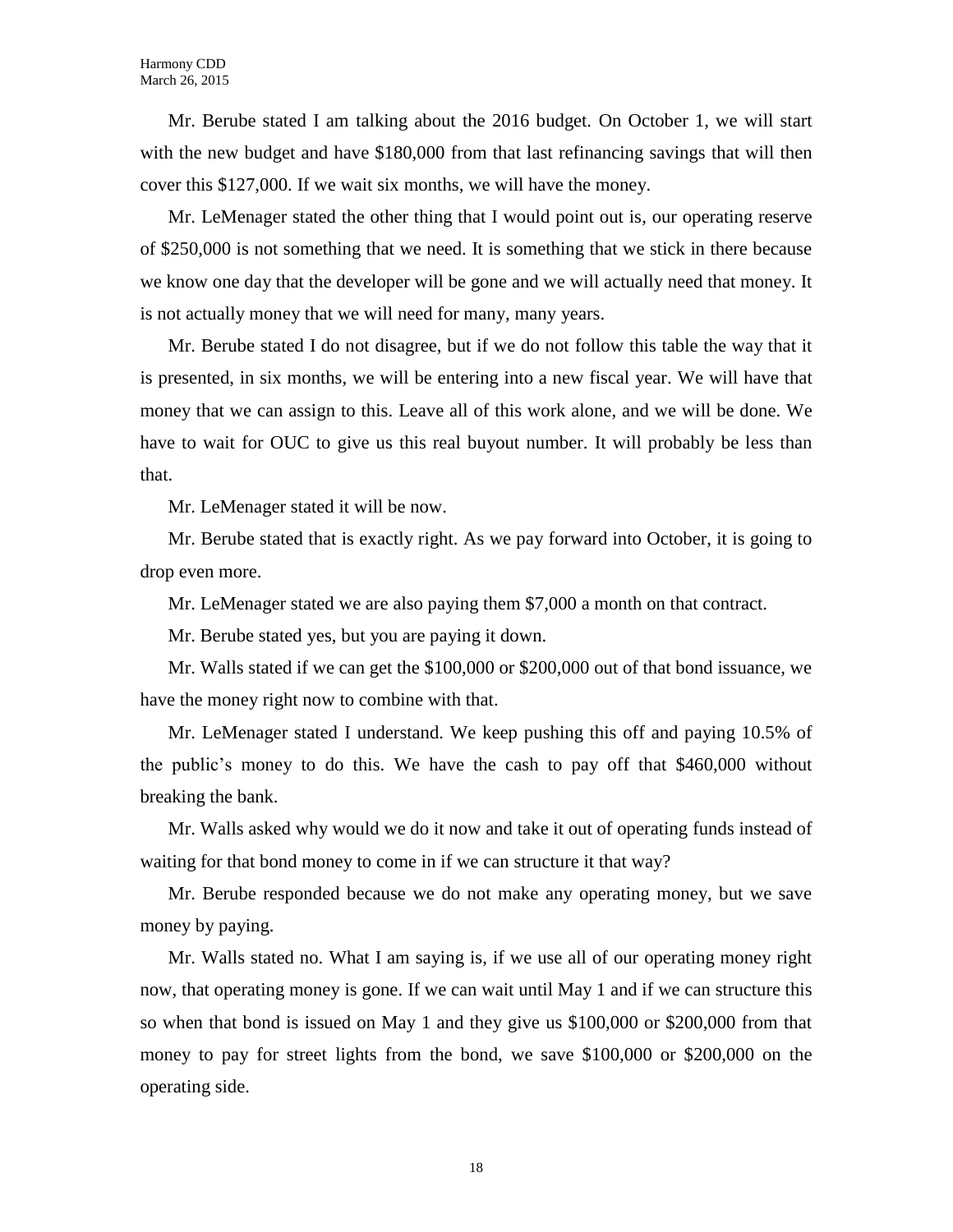Mr. Berube stated I am talking about the 2016 budget. On October 1, we will start with the new budget and have $180,000 from that last refinancing savings that will then cover this $127,000. If we wait six months, we will have the money.

Mr. LeMenager stated the other thing that I would point out is, our operating reserve of $250,000 is not something that we need. It is something that we stick in there because we know one day that the developer will be gone and we will actually need that money. It is not actually money that we will need for many, many years.

Mr. Berube stated I do not disagree, but if we do not follow this table the way that it is presented, in six months, we will be entering into a new fiscal year. We will have that money that we can assign to this. Leave all of this work alone, and we will be done. We have to wait for OUC to give us this real buyout number. It will probably be less than that.

Mr. LeMenager stated it will be now.

Mr. Berube stated that is exactly right. As we pay forward into October, it is going to drop even more.

Mr. LeMenager stated we are also paying them $7,000 a month on that contract.

Mr. Berube stated yes, but you are paying it down.

Mr. Walls stated if we can get the $100,000 or $200,000 out of that bond issuance, we have the money right now to combine with that.

Mr. LeMenager stated I understand. We keep pushing this off and paying 10.5% of the public's money to do this. We have the cash to pay off that $460,000 without breaking the bank.

Mr. Walls asked why would we do it now and take it out of operating funds instead of waiting for that bond money to come in if we can structure it that way?

Mr. Berube responded because we do not make any operating money, but we save money by paying.

Mr. Walls stated no. What I am saying is, if we use all of our operating money right now, that operating money is gone. If we can wait until May 1 and if we can structure this so when that bond is issued on May 1 and they give us $100,000 or $200,000 from that money to pay for street lights from the bond, we save $100,000 or $200,000 on the operating side.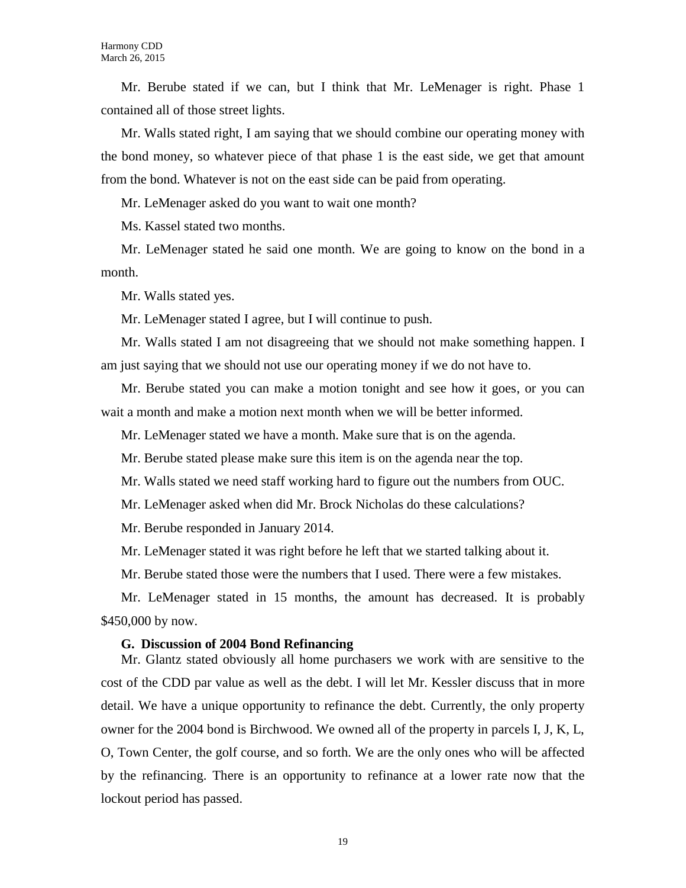Mr. Berube stated if we can, but I think that Mr. LeMenager is right. Phase 1 contained all of those street lights.

Mr. Walls stated right, I am saying that we should combine our operating money with the bond money, so whatever piece of that phase 1 is the east side, we get that amount from the bond. Whatever is not on the east side can be paid from operating.

Mr. LeMenager asked do you want to wait one month?

Ms. Kassel stated two months.

Mr. LeMenager stated he said one month. We are going to know on the bond in a month.

Mr. Walls stated yes.

Mr. LeMenager stated I agree, but I will continue to push.

Mr. Walls stated I am not disagreeing that we should not make something happen. I am just saying that we should not use our operating money if we do not have to.

Mr. Berube stated you can make a motion tonight and see how it goes, or you can wait a month and make a motion next month when we will be better informed.

Mr. LeMenager stated we have a month. Make sure that is on the agenda.

Mr. Berube stated please make sure this item is on the agenda near the top.

Mr. Walls stated we need staff working hard to figure out the numbers from OUC.

Mr. LeMenager asked when did Mr. Brock Nicholas do these calculations?

Mr. Berube responded in January 2014.

Mr. LeMenager stated it was right before he left that we started talking about it.

Mr. Berube stated those were the numbers that I used. There were a few mistakes.

Mr. LeMenager stated in 15 months, the amount has decreased. It is probably $450,000 by now.

**G. Discussion of 2004 Bond Refinancing**

Mr. Glantz stated obviously all home purchasers we work with are sensitive to the cost of the CDD par value as well as the debt. I will let Mr. Kessler discuss that in more detail. We have a unique opportunity to refinance the debt. Currently, the only property owner for the 2004 bond is Birchwood. We owned all of the property in parcels I, J, K, L, O, Town Center, the golf course, and so forth. We are the only ones who will be affected by the refinancing. There is an opportunity to refinance at a lower rate now that the lockout period has passed.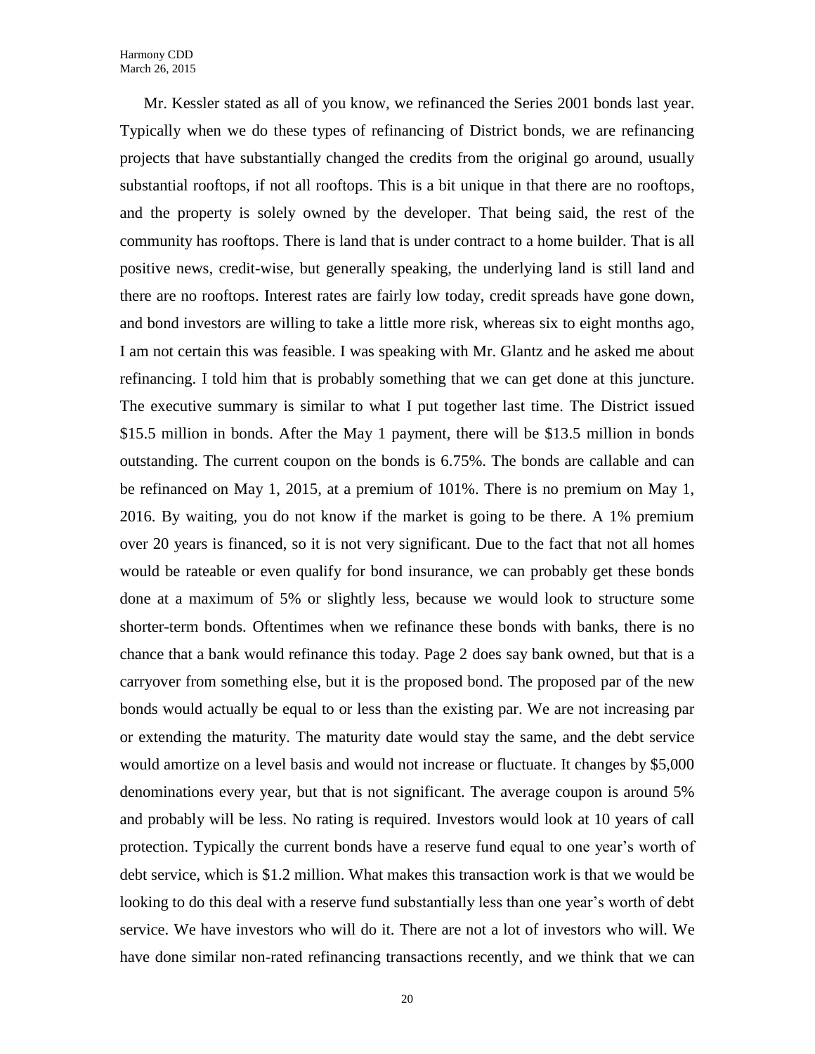Mr. Kessler stated as all of you know, we refinanced the Series 2001 bonds last year. Typically when we do these types of refinancing of District bonds, we are refinancing projects that have substantially changed the credits from the original go around, usually substantial rooftops, if not all rooftops. This is a bit unique in that there are no rooftops, and the property is solely owned by the developer. That being said, the rest of the community has rooftops. There is land that is under contract to a home builder. That is all positive news, credit-wise, but generally speaking, the underlying land is still land and there are no rooftops. Interest rates are fairly low today, credit spreads have gone down, and bond investors are willing to take a little more risk, whereas six to eight months ago, I am not certain this was feasible. I was speaking with Mr. Glantz and he asked me about refinancing. I told him that is probably something that we can get done at this juncture. The executive summary is similar to what I put together last time. The District issued \$15.5 million in bonds. After the May 1 payment, there will be \$13.5 million in bonds outstanding. The current coupon on the bonds is 6.75%. The bonds are callable and can be refinanced on May 1, 2015, at a premium of 101%. There is no premium on May 1, 2016. By waiting, you do not know if the market is going to be there. A 1% premium over 20 years is financed, so it is not very significant. Due to the fact that not all homes would be rateable or even qualify for bond insurance, we can probably get these bonds done at a maximum of 5% or slightly less, because we would look to structure some shorter-term bonds. Oftentimes when we refinance these bonds with banks, there is no chance that a bank would refinance this today. Page 2 does say bank owned, but that is a carryover from something else, but it is the proposed bond. The proposed par of the new bonds would actually be equal to or less than the existing par. We are not increasing par or extending the maturity. The maturity date would stay the same, and the debt service would amortize on a level basis and would not increase or fluctuate. It changes by \$5,000 denominations every year, but that is not significant. The average coupon is around 5% and probably will be less. No rating is required. Investors would look at 10 years of call protection. Typically the current bonds have a reserve fund equal to one year's worth of debt service, which is \$1.2 million. What makes this transaction work is that we would be looking to do this deal with a reserve fund substantially less than one year's worth of debt service. We have investors who will do it. There are not a lot of investors who will. We have done similar non-rated refinancing transactions recently, and we think that we can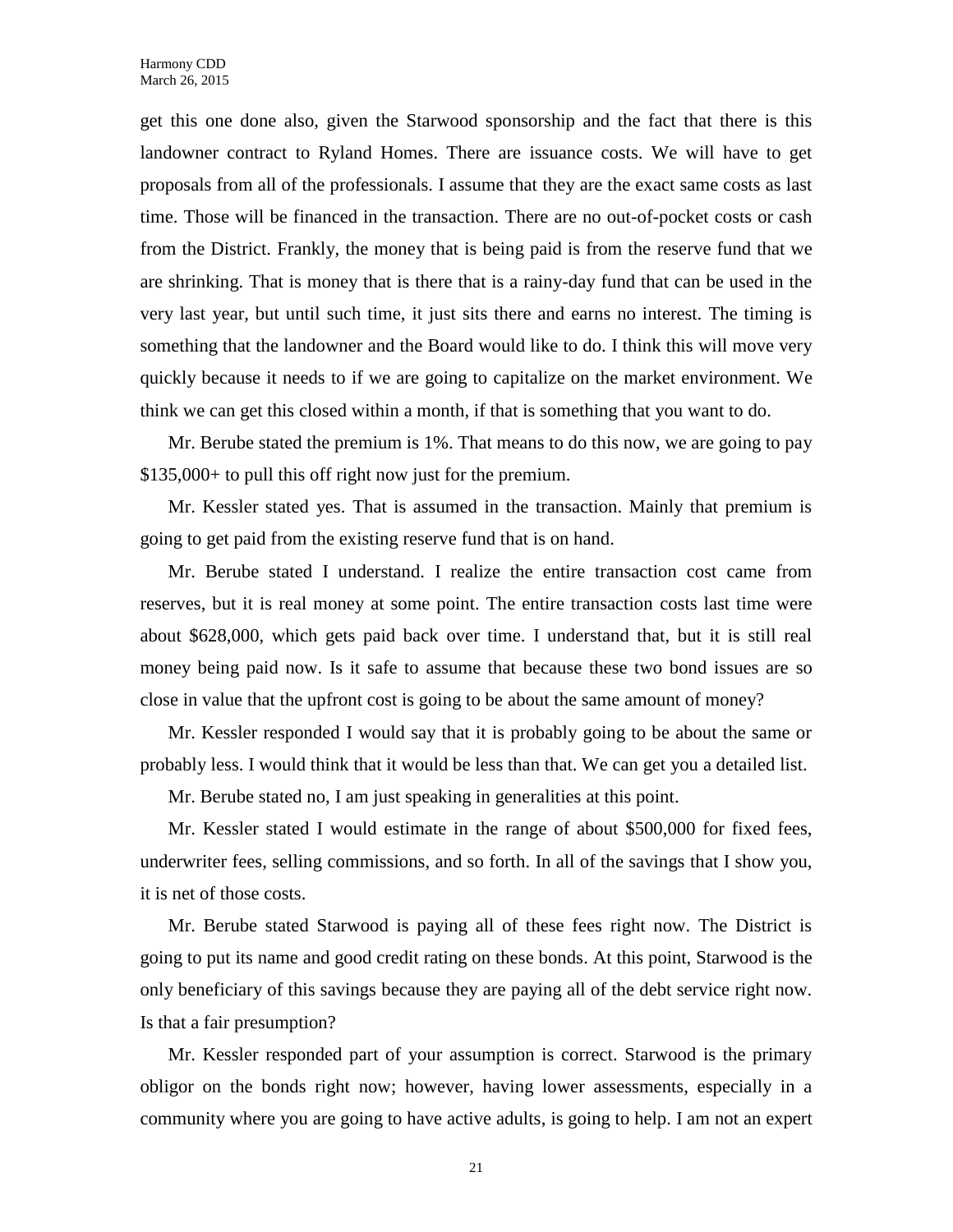get this one done also, given the Starwood sponsorship and the fact that there is this landowner contract to Ryland Homes. There are issuance costs. We will have to get proposals from all of the professionals. I assume that they are the exact same costs as last time. Those will be financed in the transaction. There are no out-of-pocket costs or cash from the District. Frankly, the money that is being paid is from the reserve fund that we are shrinking. That is money that is there that is a rainy-day fund that can be used in the very last year, but until such time, it just sits there and earns no interest. The timing is something that the landowner and the Board would like to do. I think this will move very quickly because it needs to if we are going to capitalize on the market environment. We think we can get this closed within a month, if that is something that you want to do.

Mr. Berube stated the premium is 1%. That means to do this now, we are going to pay $135,000+ to pull this off right now just for the premium.

Mr. Kessler stated yes. That is assumed in the transaction. Mainly that premium is going to get paid from the existing reserve fund that is on hand.

Mr. Berube stated I understand. I realize the entire transaction cost came from reserves, but it is real money at some point. The entire transaction costs last time were about $628,000, which gets paid back over time. I understand that, but it is still real money being paid now. Is it safe to assume that because these two bond issues are so close in value that the upfront cost is going to be about the same amount of money?

Mr. Kessler responded I would say that it is probably going to be about the same or probably less. I would think that it would be less than that. We can get you a detailed list.

Mr. Berube stated no, I am just speaking in generalities at this point.

Mr. Kessler stated I would estimate in the range of about $500,000 for fixed fees, underwriter fees, selling commissions, and so forth. In all of the savings that I show you, it is net of those costs.

Mr. Berube stated Starwood is paying all of these fees right now. The District is going to put its name and good credit rating on these bonds. At this point, Starwood is the only beneficiary of this savings because they are paying all of the debt service right now. Is that a fair presumption?

Mr. Kessler responded part of your assumption is correct. Starwood is the primary obligor on the bonds right now; however, having lower assessments, especially in a community where you are going to have active adults, is going to help. I am not an expert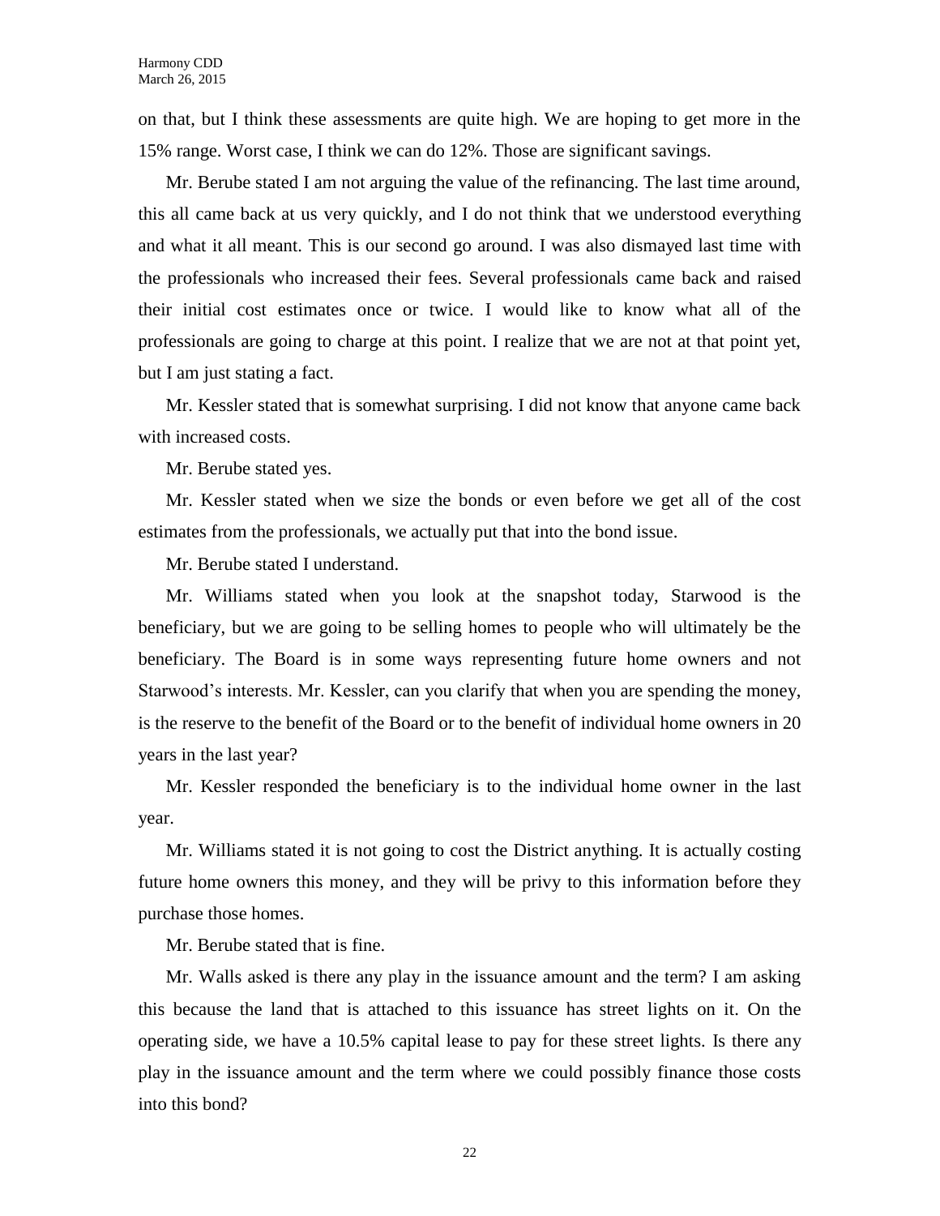on that, but I think these assessments are quite high. We are hoping to get more in the 15% range. Worst case, I think we can do 12%. Those are significant savings.

Mr. Berube stated I am not arguing the value of the refinancing. The last time around, this all came back at us very quickly, and I do not think that we understood everything and what it all meant. This is our second go around. I was also dismayed last time with the professionals who increased their fees. Several professionals came back and raised their initial cost estimates once or twice. I would like to know what all of the professionals are going to charge at this point. I realize that we are not at that point yet, but I am just stating a fact.

Mr. Kessler stated that is somewhat surprising. I did not know that anyone came back with increased costs.

Mr. Berube stated yes.

Mr. Kessler stated when we size the bonds or even before we get all of the cost estimates from the professionals, we actually put that into the bond issue.

Mr. Berube stated I understand.

Mr. Williams stated when you look at the snapshot today, Starwood is the beneficiary, but we are going to be selling homes to people who will ultimately be the beneficiary. The Board is in some ways representing future home owners and not Starwood's interests. Mr. Kessler, can you clarify that when you are spending the money, is the reserve to the benefit of the Board or to the benefit of individual home owners in 20 years in the last year?

Mr. Kessler responded the beneficiary is to the individual home owner in the last year.

Mr. Williams stated it is not going to cost the District anything. It is actually costing future home owners this money, and they will be privy to this information before they purchase those homes.

Mr. Berube stated that is fine.

Mr. Walls asked is there any play in the issuance amount and the term? I am asking this because the land that is attached to this issuance has street lights on it. On the operating side, we have a 10.5% capital lease to pay for these street lights. Is there any play in the issuance amount and the term where we could possibly finance those costs into this bond?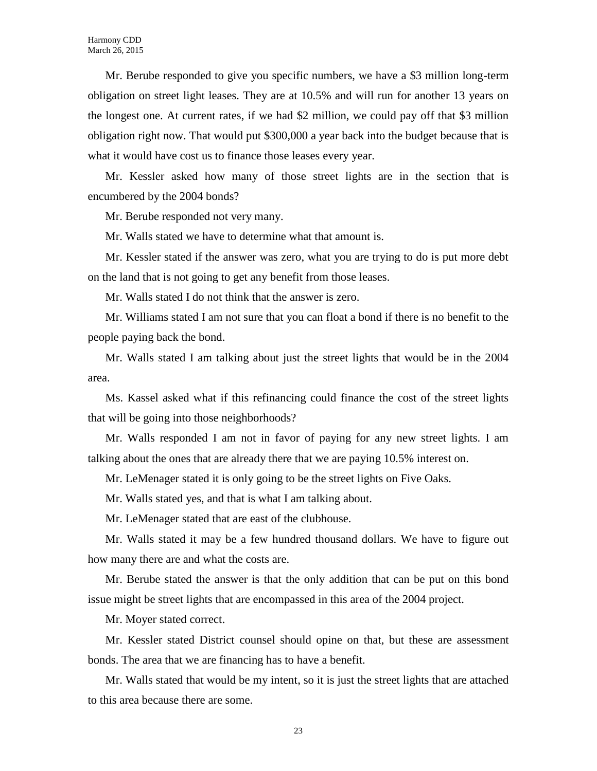Mr. Berube responded to give you specific numbers, we have a $3 million long-term obligation on street light leases. They are at 10.5% and will run for another 13 years on the longest one. At current rates, if we had $2 million, we could pay off that $3 million obligation right now. That would put $300,000 a year back into the budget because that is what it would have cost us to finance those leases every year.

Mr. Kessler asked how many of those street lights are in the section that is encumbered by the 2004 bonds?

Mr. Berube responded not very many.

Mr. Walls stated we have to determine what that amount is.

Mr. Kessler stated if the answer was zero, what you are trying to do is put more debt on the land that is not going to get any benefit from those leases.

Mr. Walls stated I do not think that the answer is zero.

Mr. Williams stated I am not sure that you can float a bond if there is no benefit to the people paying back the bond.

Mr. Walls stated I am talking about just the street lights that would be in the 2004 area.

Ms. Kassel asked what if this refinancing could finance the cost of the street lights that will be going into those neighborhoods?

Mr. Walls responded I am not in favor of paying for any new street lights. I am talking about the ones that are already there that we are paying 10.5% interest on.

Mr. LeMenager stated it is only going to be the street lights on Five Oaks.

Mr. Walls stated yes, and that is what I am talking about.

Mr. LeMenager stated that are east of the clubhouse.

Mr. Walls stated it may be a few hundred thousand dollars. We have to figure out how many there are and what the costs are.

Mr. Berube stated the answer is that the only addition that can be put on this bond issue might be street lights that are encompassed in this area of the 2004 project.

Mr. Moyer stated correct.

Mr. Kessler stated District counsel should opine on that, but these are assessment bonds. The area that we are financing has to have a benefit.

Mr. Walls stated that would be my intent, so it is just the street lights that are attached to this area because there are some.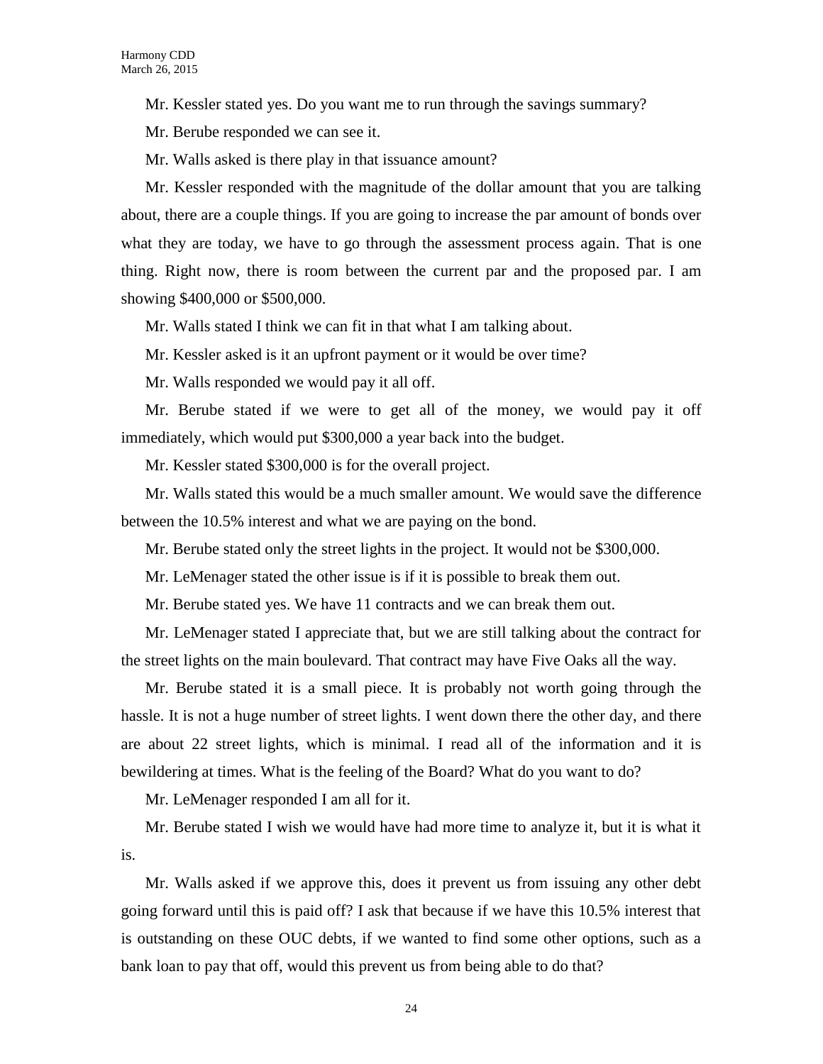Mr. Kessler stated yes. Do you want me to run through the savings summary?

Mr. Berube responded we can see it.

Mr. Walls asked is there play in that issuance amount?

Mr. Kessler responded with the magnitude of the dollar amount that you are talking about, there are a couple things. If you are going to increase the par amount of bonds over what they are today, we have to go through the assessment process again. That is one thing. Right now, there is room between the current par and the proposed par. I am showing $400,000 or $500,000.

Mr. Walls stated I think we can fit in that what I am talking about.

Mr. Kessler asked is it an upfront payment or it would be over time?

Mr. Walls responded we would pay it all off.

Mr. Berube stated if we were to get all of the money, we would pay it off immediately, which would put $300,000 a year back into the budget.

Mr. Kessler stated $300,000 is for the overall project.

Mr. Walls stated this would be a much smaller amount. We would save the difference between the 10.5% interest and what we are paying on the bond.

Mr. Berube stated only the street lights in the project. It would not be $300,000.

Mr. LeMenager stated the other issue is if it is possible to break them out.

Mr. Berube stated yes. We have 11 contracts and we can break them out.

Mr. LeMenager stated I appreciate that, but we are still talking about the contract for the street lights on the main boulevard. That contract may have Five Oaks all the way.

Mr. Berube stated it is a small piece. It is probably not worth going through the hassle. It is not a huge number of street lights. I went down there the other day, and there are about 22 street lights, which is minimal. I read all of the information and it is bewildering at times. What is the feeling of the Board? What do you want to do?

Mr. LeMenager responded I am all for it.

Mr. Berube stated I wish we would have had more time to analyze it, but it is what it is.

Mr. Walls asked if we approve this, does it prevent us from issuing any other debt going forward until this is paid off? I ask that because if we have this 10.5% interest that is outstanding on these OUC debts, if we wanted to find some other options, such as a bank loan to pay that off, would this prevent us from being able to do that?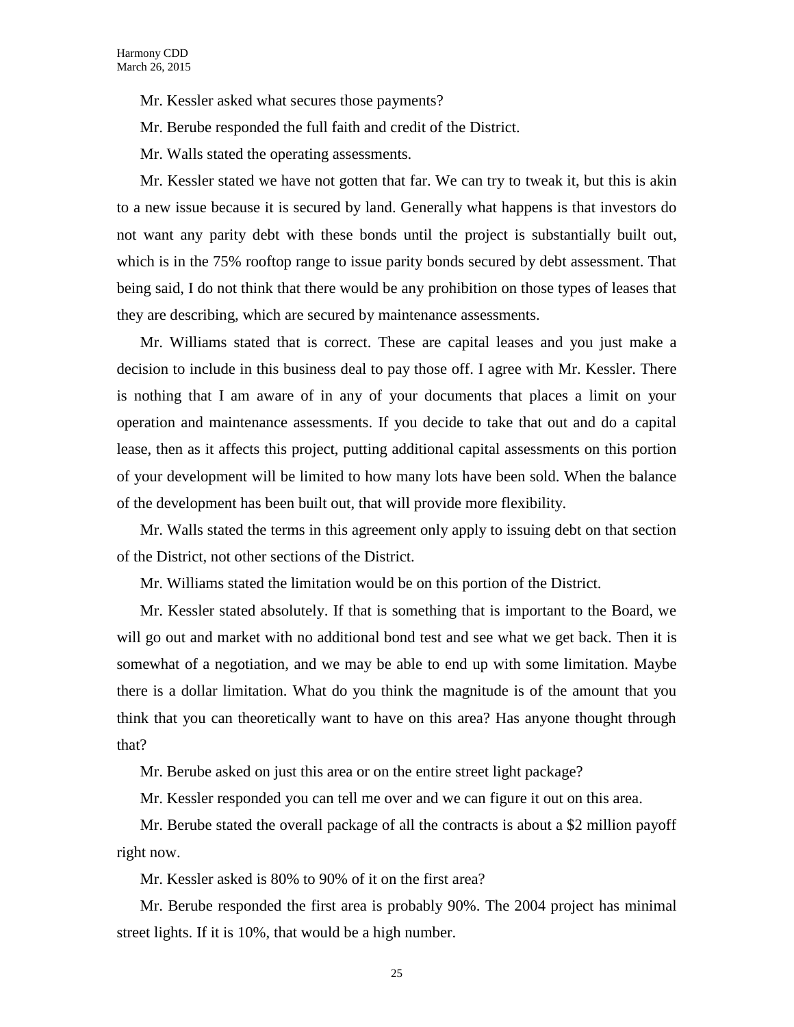Mr. Kessler asked what secures those payments?

Mr. Berube responded the full faith and credit of the District.

Mr. Walls stated the operating assessments.

Mr. Kessler stated we have not gotten that far. We can try to tweak it, but this is akin to a new issue because it is secured by land. Generally what happens is that investors do not want any parity debt with these bonds until the project is substantially built out, which is in the 75% rooftop range to issue parity bonds secured by debt assessment. That being said, I do not think that there would be any prohibition on those types of leases that they are describing, which are secured by maintenance assessments.

Mr. Williams stated that is correct. These are capital leases and you just make a decision to include in this business deal to pay those off. I agree with Mr. Kessler. There is nothing that I am aware of in any of your documents that places a limit on your operation and maintenance assessments. If you decide to take that out and do a capital lease, then as it affects this project, putting additional capital assessments on this portion of your development will be limited to how many lots have been sold. When the balance of the development has been built out, that will provide more flexibility.

Mr. Walls stated the terms in this agreement only apply to issuing debt on that section of the District, not other sections of the District.

Mr. Williams stated the limitation would be on this portion of the District.

Mr. Kessler stated absolutely. If that is something that is important to the Board, we will go out and market with no additional bond test and see what we get back. Then it is somewhat of a negotiation, and we may be able to end up with some limitation. Maybe there is a dollar limitation. What do you think the magnitude is of the amount that you think that you can theoretically want to have on this area? Has anyone thought through that?

Mr. Berube asked on just this area or on the entire street light package?

Mr. Kessler responded you can tell me over and we can figure it out on this area.

Mr. Berube stated the overall package of all the contracts is about a $2 million payoff right now.

Mr. Kessler asked is 80% to 90% of it on the first area?

Mr. Berube responded the first area is probably 90%. The 2004 project has minimal street lights. If it is 10%, that would be a high number.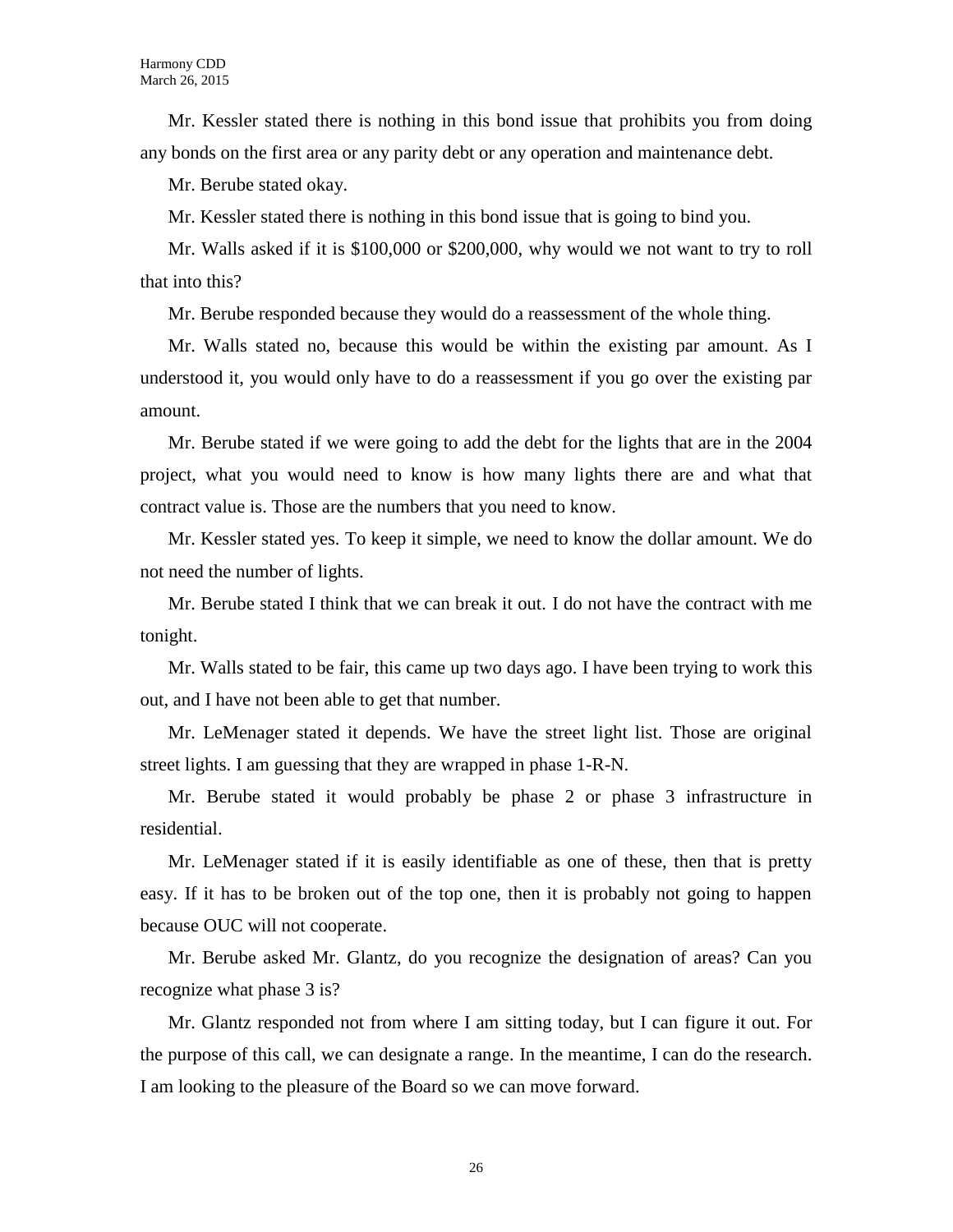Mr. Kessler stated there is nothing in this bond issue that prohibits you from doing any bonds on the first area or any parity debt or any operation and maintenance debt.

Mr. Berube stated okay.

Mr. Kessler stated there is nothing in this bond issue that is going to bind you.

Mr. Walls asked if it is $100,000 or $200,000, why would we not want to try to roll that into this?

Mr. Berube responded because they would do a reassessment of the whole thing.

Mr. Walls stated no, because this would be within the existing par amount. As I understood it, you would only have to do a reassessment if you go over the existing par amount.

Mr. Berube stated if we were going to add the debt for the lights that are in the 2004 project, what you would need to know is how many lights there are and what that contract value is. Those are the numbers that you need to know.

Mr. Kessler stated yes. To keep it simple, we need to know the dollar amount. We do not need the number of lights.

Mr. Berube stated I think that we can break it out. I do not have the contract with me tonight.

Mr. Walls stated to be fair, this came up two days ago. I have been trying to work this out, and I have not been able to get that number.

Mr. LeMenager stated it depends. We have the street light list. Those are original street lights. I am guessing that they are wrapped in phase 1-R-N.

Mr. Berube stated it would probably be phase 2 or phase 3 infrastructure in residential.

Mr. LeMenager stated if it is easily identifiable as one of these, then that is pretty easy. If it has to be broken out of the top one, then it is probably not going to happen because OUC will not cooperate.

Mr. Berube asked Mr. Glantz, do you recognize the designation of areas? Can you recognize what phase 3 is?

Mr. Glantz responded not from where I am sitting today, but I can figure it out. For the purpose of this call, we can designate a range. In the meantime, I can do the research. I am looking to the pleasure of the Board so we can move forward.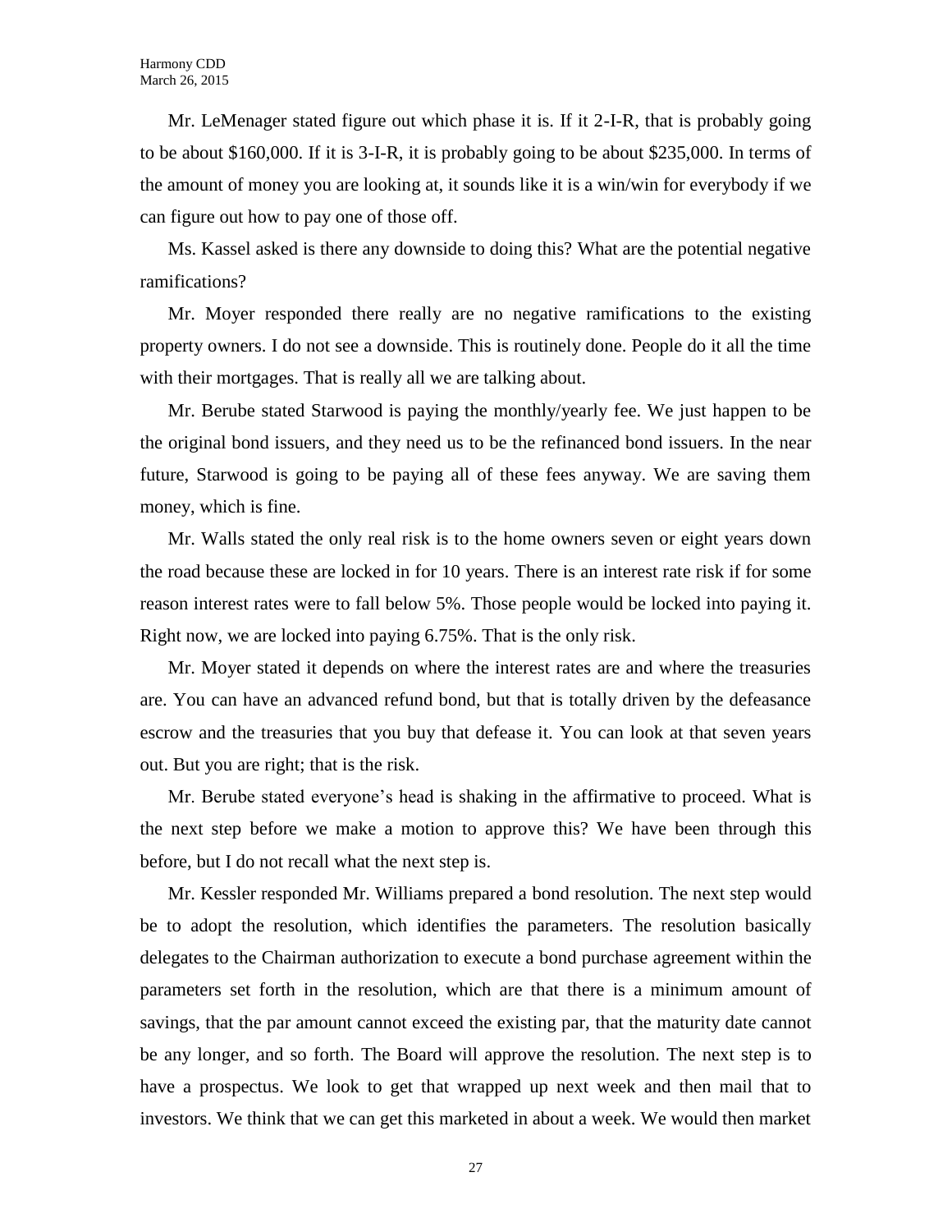Mr. LeMenager stated figure out which phase it is. If it 2-I-R, that is probably going to be about $160,000. If it is 3-I-R, it is probably going to be about $235,000. In terms of the amount of money you are looking at, it sounds like it is a win/win for everybody if we can figure out how to pay one of those off.

Ms. Kassel asked is there any downside to doing this? What are the potential negative ramifications?

Mr. Moyer responded there really are no negative ramifications to the existing property owners. I do not see a downside. This is routinely done. People do it all the time with their mortgages. That is really all we are talking about.

Mr. Berube stated Starwood is paying the monthly/yearly fee. We just happen to be the original bond issuers, and they need us to be the refinanced bond issuers. In the near future, Starwood is going to be paying all of these fees anyway. We are saving them money, which is fine.

Mr. Walls stated the only real risk is to the home owners seven or eight years down the road because these are locked in for 10 years. There is an interest rate risk if for some reason interest rates were to fall below 5%. Those people would be locked into paying it. Right now, we are locked into paying 6.75%. That is the only risk.

Mr. Moyer stated it depends on where the interest rates are and where the treasuries are. You can have an advanced refund bond, but that is totally driven by the defeasance escrow and the treasuries that you buy that defease it. You can look at that seven years out. But you are right; that is the risk.

Mr. Berube stated everyone's head is shaking in the affirmative to proceed. What is the next step before we make a motion to approve this? We have been through this before, but I do not recall what the next step is.

Mr. Kessler responded Mr. Williams prepared a bond resolution. The next step would be to adopt the resolution, which identifies the parameters. The resolution basically delegates to the Chairman authorization to execute a bond purchase agreement within the parameters set forth in the resolution, which are that there is a minimum amount of savings, that the par amount cannot exceed the existing par, that the maturity date cannot be any longer, and so forth. The Board will approve the resolution. The next step is to have a prospectus. We look to get that wrapped up next week and then mail that to investors. We think that we can get this marketed in about a week. We would then market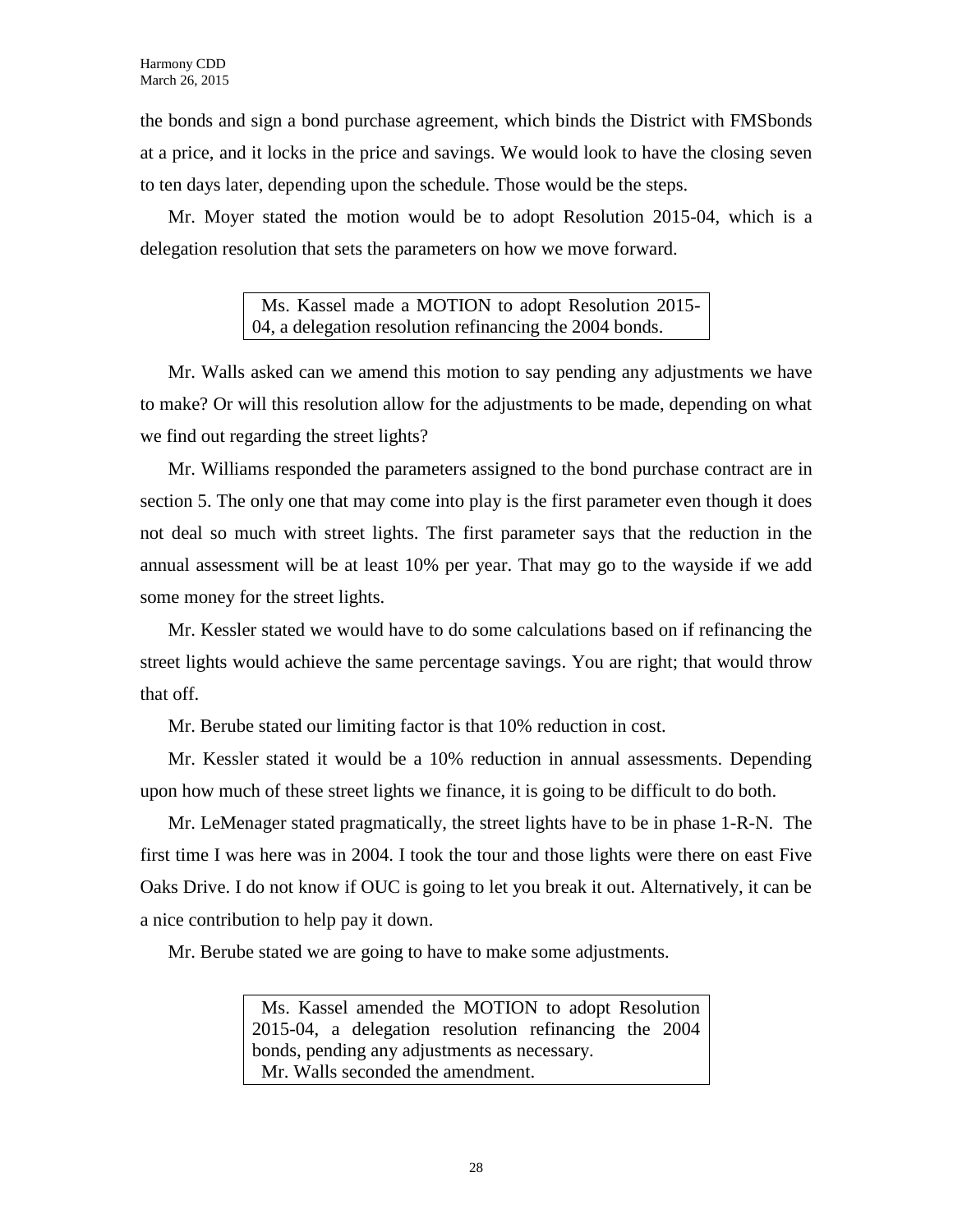the bonds and sign a bond purchase agreement, which binds the District with FMSbonds at a price, and it locks in the price and savings. We would look to have the closing seven to ten days later, depending upon the schedule. Those would be the steps.

Mr. Moyer stated the motion would be to adopt Resolution 2015-04, which is a delegation resolution that sets the parameters on how we move forward.

> Ms. Kassel made a MOTION to adopt Resolution 2015-04, a delegation resolution refinancing the 2004 bonds.

Mr. Walls asked can we amend this motion to say pending any adjustments we have to make? Or will this resolution allow for the adjustments to be made, depending on what we find out regarding the street lights?

Mr. Williams responded the parameters assigned to the bond purchase contract are in section 5. The only one that may come into play is the first parameter even though it does not deal so much with street lights. The first parameter says that the reduction in the annual assessment will be at least 10% per year. That may go to the wayside if we add some money for the street lights.

Mr. Kessler stated we would have to do some calculations based on if refinancing the street lights would achieve the same percentage savings. You are right; that would throw that off.

Mr. Berube stated our limiting factor is that 10% reduction in cost.

Mr. Kessler stated it would be a 10% reduction in annual assessments. Depending upon how much of these street lights we finance, it is going to be difficult to do both.

Mr. LeMenager stated pragmatically, the street lights have to be in phase 1-R-N. The first time I was here was in 2004. I took the tour and those lights were there on east Five Oaks Drive. I do not know if OUC is going to let you break it out. Alternatively, it can be a nice contribution to help pay it down.

Mr. Berube stated we are going to have to make some adjustments.

> Ms. Kassel amended the MOTION to adopt Resolution 2015-04, a delegation resolution refinancing the 2004 bonds, pending any adjustments as necessary.
> Mr. Walls seconded the amendment.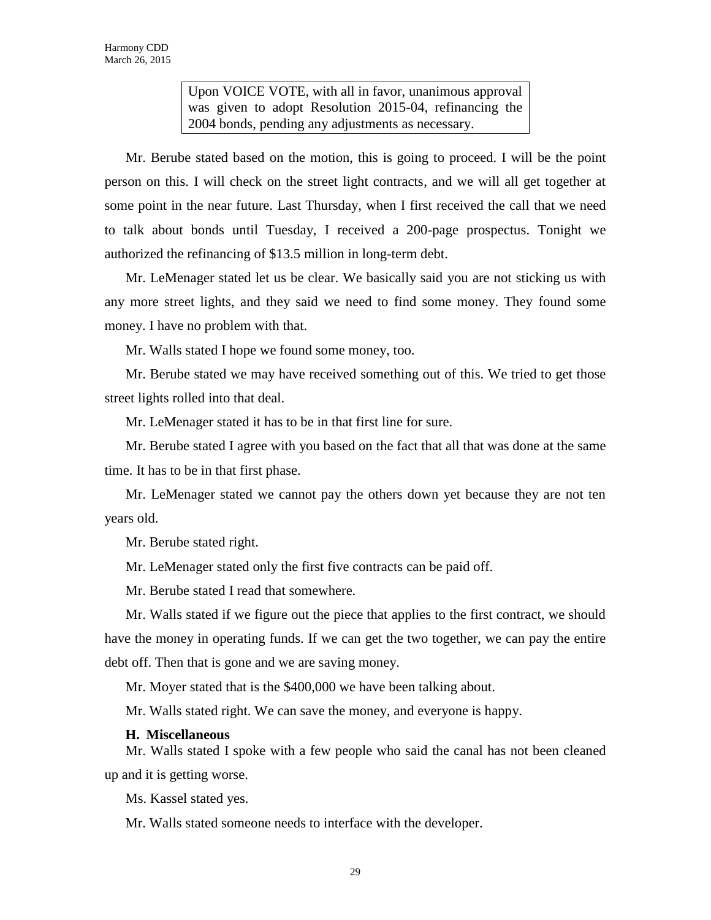> Upon VOICE VOTE, with all in favor, unanimous approval was given to adopt Resolution 2015-04, refinancing the 2004 bonds, pending any adjustments as necessary.

Mr. Berube stated based on the motion, this is going to proceed. I will be the point person on this. I will check on the street light contracts, and we will all get together at some point in the near future. Last Thursday, when I first received the call that we need to talk about bonds until Tuesday, I received a 200-page prospectus. Tonight we authorized the refinancing of $13.5 million in long-term debt.

Mr. LeMenager stated let us be clear. We basically said you are not sticking us with any more street lights, and they said we need to find some money. They found some money. I have no problem with that.

Mr. Walls stated I hope we found some money, too.

Mr. Berube stated we may have received something out of this. We tried to get those street lights rolled into that deal.

Mr. LeMenager stated it has to be in that first line for sure.

Mr. Berube stated I agree with you based on the fact that all that was done at the same time. It has to be in that first phase.

Mr. LeMenager stated we cannot pay the others down yet because they are not ten years old.

Mr. Berube stated right.

Mr. LeMenager stated only the first five contracts can be paid off.

Mr. Berube stated I read that somewhere.

Mr. Walls stated if we figure out the piece that applies to the first contract, we should have the money in operating funds. If we can get the two together, we can pay the entire debt off. Then that is gone and we are saving money.

Mr. Moyer stated that is the $400,000 we have been talking about.

Mr. Walls stated right. We can save the money, and everyone is happy.

**H. Miscellaneous**

Mr. Walls stated I spoke with a few people who said the canal has not been cleaned up and it is getting worse.

Ms. Kassel stated yes.

Mr. Walls stated someone needs to interface with the developer.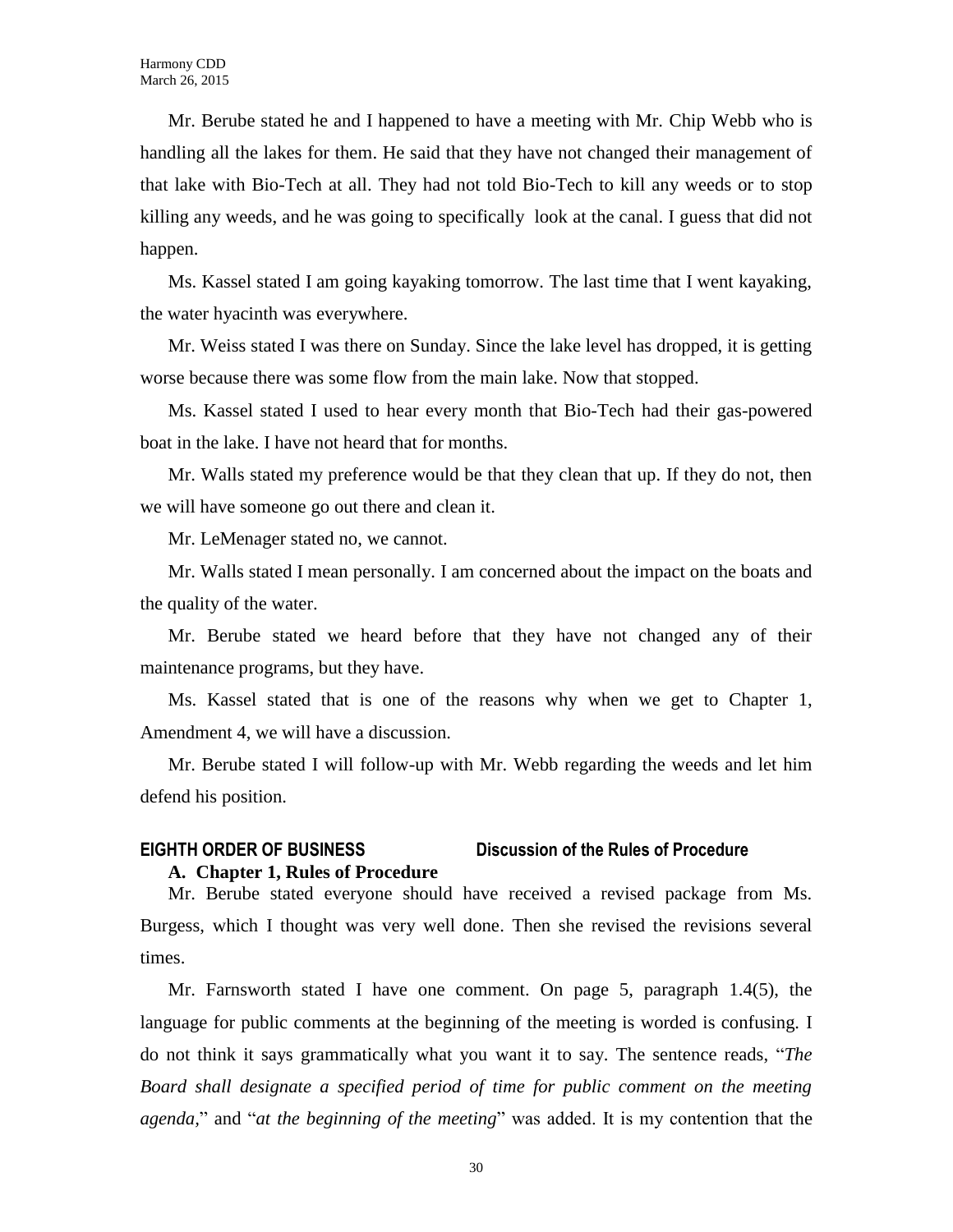Mr. Berube stated he and I happened to have a meeting with Mr. Chip Webb who is handling all the lakes for them. He said that they have not changed their management of that lake with Bio-Tech at all. They had not told Bio-Tech to kill any weeds or to stop killing any weeds, and he was going to specifically look at the canal. I guess that did not happen.

Ms. Kassel stated I am going kayaking tomorrow. The last time that I went kayaking, the water hyacinth was everywhere.

Mr. Weiss stated I was there on Sunday. Since the lake level has dropped, it is getting worse because there was some flow from the main lake. Now that stopped.

Ms. Kassel stated I used to hear every month that Bio-Tech had their gas-powered boat in the lake. I have not heard that for months.

Mr. Walls stated my preference would be that they clean that up. If they do not, then we will have someone go out there and clean it.

Mr. LeMenager stated no, we cannot.

Mr. Walls stated I mean personally. I am concerned about the impact on the boats and the quality of the water.

Mr. Berube stated we heard before that they have not changed any of their maintenance programs, but they have.

Ms. Kassel stated that is one of the reasons why when we get to Chapter 1, Amendment 4, we will have a discussion.

Mr. Berube stated I will follow-up with Mr. Webb regarding the weeds and let him defend his position.

## EIGHTH ORDER OF BUSINESS Discussion of the Rules of Procedure

### A. Chapter 1, Rules of Procedure

Mr. Berube stated everyone should have received a revised package from Ms. Burgess, which I thought was very well done. Then she revised the revisions several times.

Mr. Farnsworth stated I have one comment. On page 5, paragraph 1.4(5), the language for public comments at the beginning of the meeting is worded is confusing. I do not think it says grammatically what you want it to say. The sentence reads, "*The Board shall designate a specified period of time for public comment on the meeting agenda*," and "*at the beginning of the meeting*" was added. It is my contention that the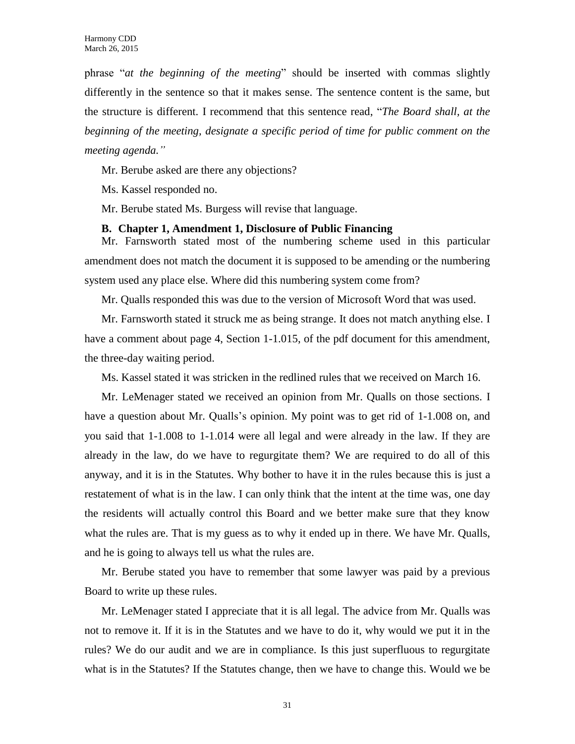phrase "*at the beginning of the meeting*" should be inserted with commas slightly differently in the sentence so that it makes sense. The sentence content is the same, but the structure is different. I recommend that this sentence read, "*The Board shall, at the beginning of the meeting, designate a specific period of time for public comment on the meeting agenda.*"

Mr. Berube asked are there any objections?

Ms. Kassel responded no.

Mr. Berube stated Ms. Burgess will revise that language.

**B. Chapter 1, Amendment 1, Disclosure of Public Financing**

Mr. Farnsworth stated most of the numbering scheme used in this particular amendment does not match the document it is supposed to be amending or the numbering system used any place else. Where did this numbering system come from?

Mr. Qualls responded this was due to the version of Microsoft Word that was used.

Mr. Farnsworth stated it struck me as being strange. It does not match anything else. I have a comment about page 4, Section 1-1.015, of the pdf document for this amendment, the three-day waiting period.

Ms. Kassel stated it was stricken in the redlined rules that we received on March 16.

Mr. LeMenager stated we received an opinion from Mr. Qualls on those sections. I have a question about Mr. Qualls's opinion. My point was to get rid of 1-1.008 on, and you said that 1-1.008 to 1-1.014 were all legal and were already in the law. If they are already in the law, do we have to regurgitate them? We are required to do all of this anyway, and it is in the Statutes. Why bother to have it in the rules because this is just a restatement of what is in the law. I can only think that the intent at the time was, one day the residents will actually control this Board and we better make sure that they know what the rules are. That is my guess as to why it ended up in there. We have Mr. Qualls, and he is going to always tell us what the rules are.

Mr. Berube stated you have to remember that some lawyer was paid by a previous Board to write up these rules.

Mr. LeMenager stated I appreciate that it is all legal. The advice from Mr. Qualls was not to remove it. If it is in the Statutes and we have to do it, why would we put it in the rules? We do our audit and we are in compliance. Is this just superfluous to regurgitate what is in the Statutes? If the Statutes change, then we have to change this. Would we be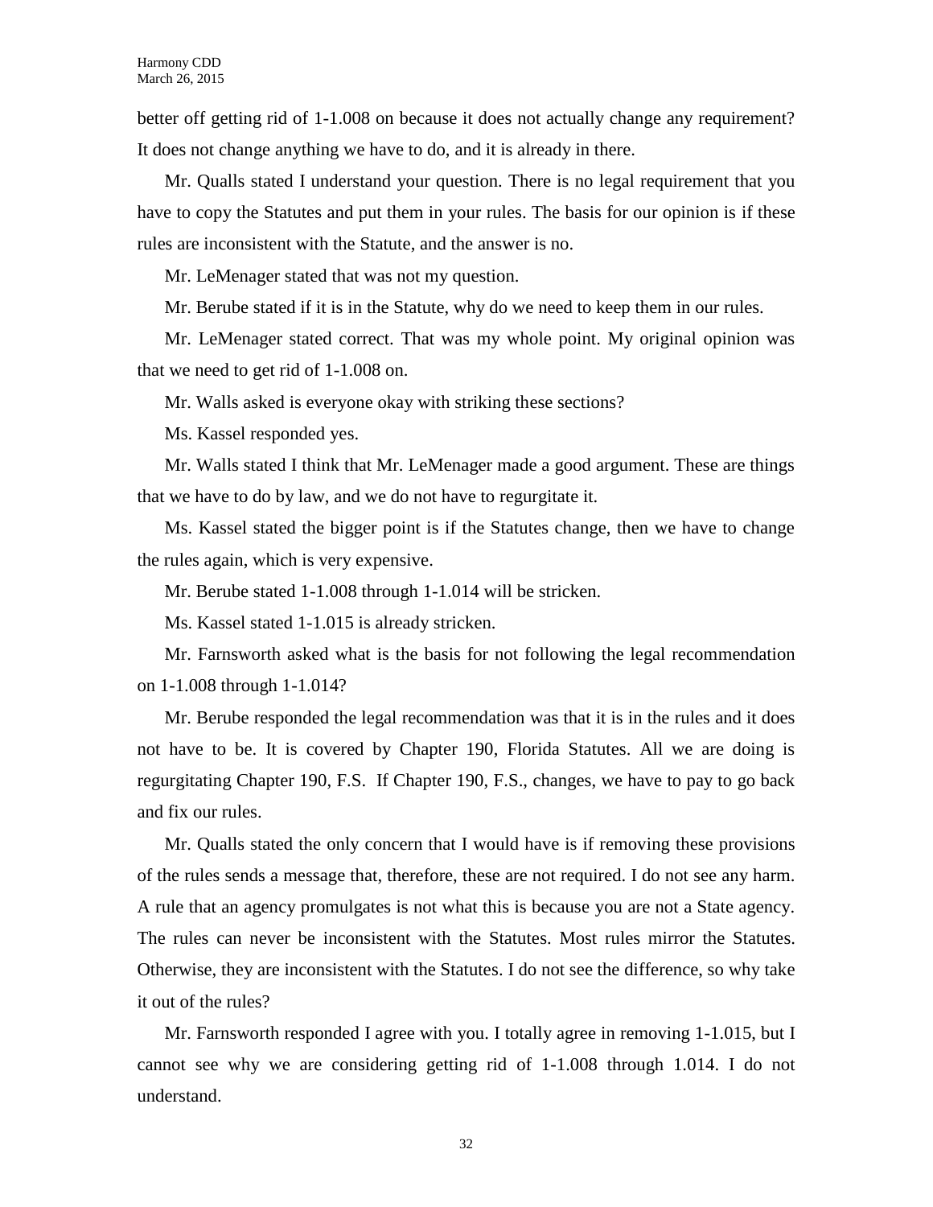better off getting rid of 1-1.008 on because it does not actually change any requirement? It does not change anything we have to do, and it is already in there.

Mr. Qualls stated I understand your question. There is no legal requirement that you have to copy the Statutes and put them in your rules. The basis for our opinion is if these rules are inconsistent with the Statute, and the answer is no.

Mr. LeMenager stated that was not my question.

Mr. Berube stated if it is in the Statute, why do we need to keep them in our rules.

Mr. LeMenager stated correct. That was my whole point. My original opinion was that we need to get rid of 1-1.008 on.

Mr. Walls asked is everyone okay with striking these sections?

Ms. Kassel responded yes.

Mr. Walls stated I think that Mr. LeMenager made a good argument. These are things that we have to do by law, and we do not have to regurgitate it.

Ms. Kassel stated the bigger point is if the Statutes change, then we have to change the rules again, which is very expensive.

Mr. Berube stated 1-1.008 through 1-1.014 will be stricken.

Ms. Kassel stated 1-1.015 is already stricken.

Mr. Farnsworth asked what is the basis for not following the legal recommendation on 1-1.008 through 1-1.014?

Mr. Berube responded the legal recommendation was that it is in the rules and it does not have to be. It is covered by Chapter 190, Florida Statutes. All we are doing is regurgitating Chapter 190, F.S. If Chapter 190, F.S., changes, we have to pay to go back and fix our rules.

Mr. Qualls stated the only concern that I would have is if removing these provisions of the rules sends a message that, therefore, these are not required. I do not see any harm. A rule that an agency promulgates is not what this is because you are not a State agency. The rules can never be inconsistent with the Statutes. Most rules mirror the Statutes. Otherwise, they are inconsistent with the Statutes. I do not see the difference, so why take it out of the rules?

Mr. Farnsworth responded I agree with you. I totally agree in removing 1-1.015, but I cannot see why we are considering getting rid of 1-1.008 through 1.014. I do not understand.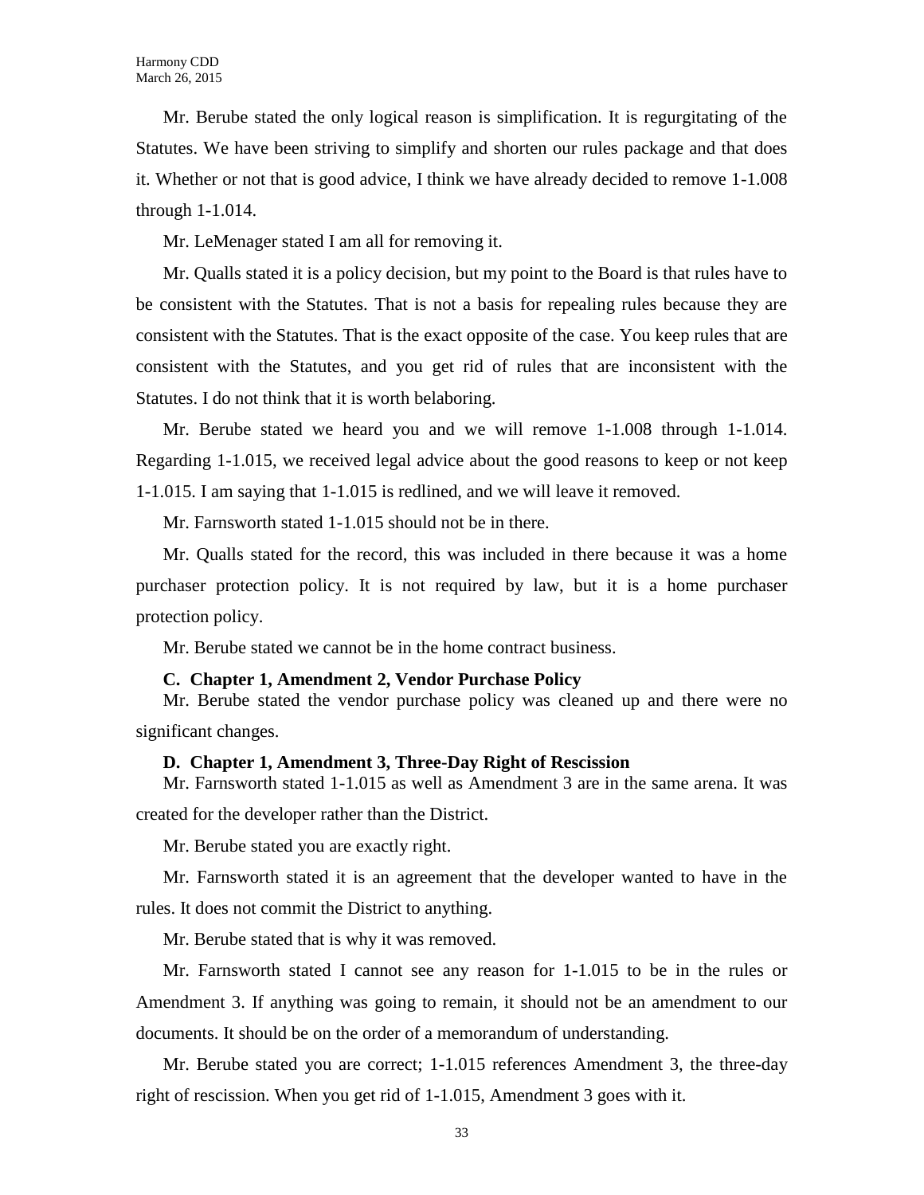Mr. Berube stated the only logical reason is simplification. It is regurgitating of the Statutes. We have been striving to simplify and shorten our rules package and that does it. Whether or not that is good advice, I think we have already decided to remove 1-1.008 through 1-1.014.

Mr. LeMenager stated I am all for removing it.

Mr. Qualls stated it is a policy decision, but my point to the Board is that rules have to be consistent with the Statutes. That is not a basis for repealing rules because they are consistent with the Statutes. That is the exact opposite of the case. You keep rules that are consistent with the Statutes, and you get rid of rules that are inconsistent with the Statutes. I do not think that it is worth belaboring.

Mr. Berube stated we heard you and we will remove 1-1.008 through 1-1.014. Regarding 1-1.015, we received legal advice about the good reasons to keep or not keep 1-1.015. I am saying that 1-1.015 is redlined, and we will leave it removed.

Mr. Farnsworth stated 1-1.015 should not be in there.

Mr. Qualls stated for the record, this was included in there because it was a home purchaser protection policy. It is not required by law, but it is a home purchaser protection policy.

Mr. Berube stated we cannot be in the home contract business.

**C. Chapter 1, Amendment 2, Vendor Purchase Policy**

Mr. Berube stated the vendor purchase policy was cleaned up and there were no significant changes.

**D. Chapter 1, Amendment 3, Three-Day Right of Rescission**

Mr. Farnsworth stated 1-1.015 as well as Amendment 3 are in the same arena. It was created for the developer rather than the District.

Mr. Berube stated you are exactly right.

Mr. Farnsworth stated it is an agreement that the developer wanted to have in the rules. It does not commit the District to anything.

Mr. Berube stated that is why it was removed.

Mr. Farnsworth stated I cannot see any reason for 1-1.015 to be in the rules or Amendment 3. If anything was going to remain, it should not be an amendment to our documents. It should be on the order of a memorandum of understanding.

Mr. Berube stated you are correct; 1-1.015 references Amendment 3, the three-day right of rescission. When you get rid of 1-1.015, Amendment 3 goes with it.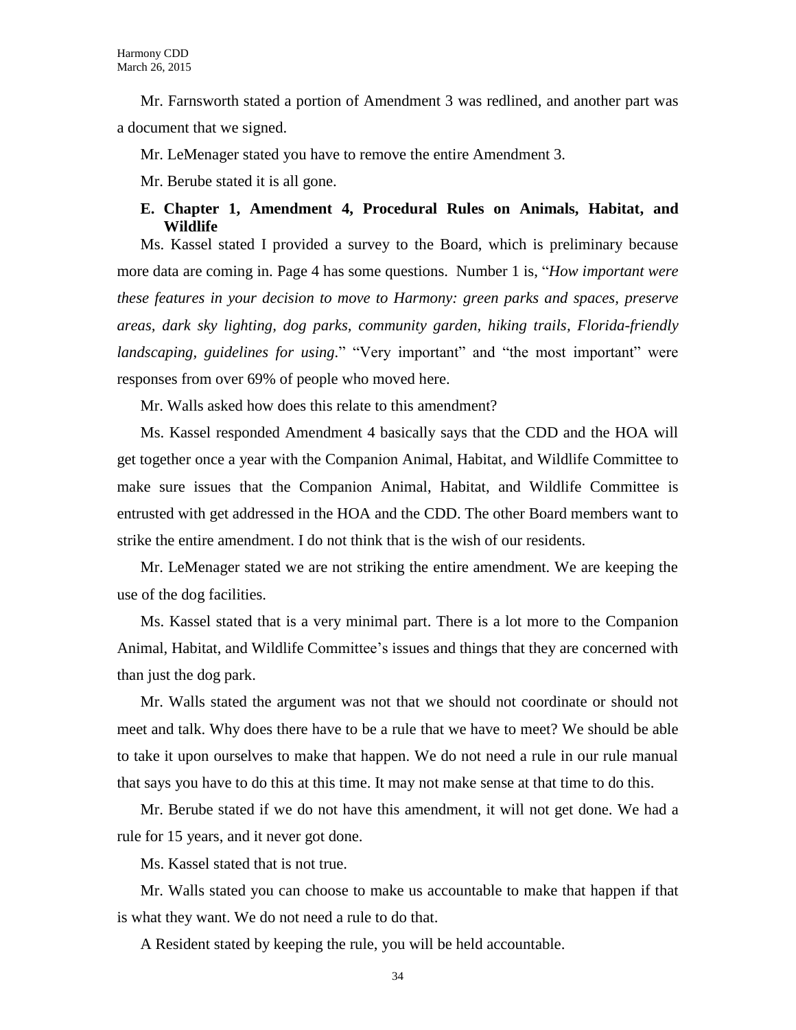Mr. Farnsworth stated a portion of Amendment 3 was redlined, and another part was a document that we signed.

Mr. LeMenager stated you have to remove the entire Amendment 3.

Mr. Berube stated it is all gone.

**E. Chapter 1, Amendment 4, Procedural Rules on Animals, Habitat, and Wildlife**

Ms. Kassel stated I provided a survey to the Board, which is preliminary because more data are coming in. Page 4 has some questions. Number 1 is, "*How important were these features in your decision to move to Harmony: green parks and spaces, preserve areas, dark sky lighting, dog parks, community garden, hiking trails, Florida-friendly landscaping, guidelines for using.*" "Very important" and "the most important" were responses from over 69% of people who moved here.

Mr. Walls asked how does this relate to this amendment?

Ms. Kassel responded Amendment 4 basically says that the CDD and the HOA will get together once a year with the Companion Animal, Habitat, and Wildlife Committee to make sure issues that the Companion Animal, Habitat, and Wildlife Committee is entrusted with get addressed in the HOA and the CDD. The other Board members want to strike the entire amendment. I do not think that is the wish of our residents.

Mr. LeMenager stated we are not striking the entire amendment. We are keeping the use of the dog facilities.

Ms. Kassel stated that is a very minimal part. There is a lot more to the Companion Animal, Habitat, and Wildlife Committee's issues and things that they are concerned with than just the dog park.

Mr. Walls stated the argument was not that we should not coordinate or should not meet and talk. Why does there have to be a rule that we have to meet? We should be able to take it upon ourselves to make that happen. We do not need a rule in our rule manual that says you have to do this at this time. It may not make sense at that time to do this.

Mr. Berube stated if we do not have this amendment, it will not get done. We had a rule for 15 years, and it never got done.

Ms. Kassel stated that is not true.

Mr. Walls stated you can choose to make us accountable to make that happen if that is what they want. We do not need a rule to do that.

A Resident stated by keeping the rule, you will be held accountable.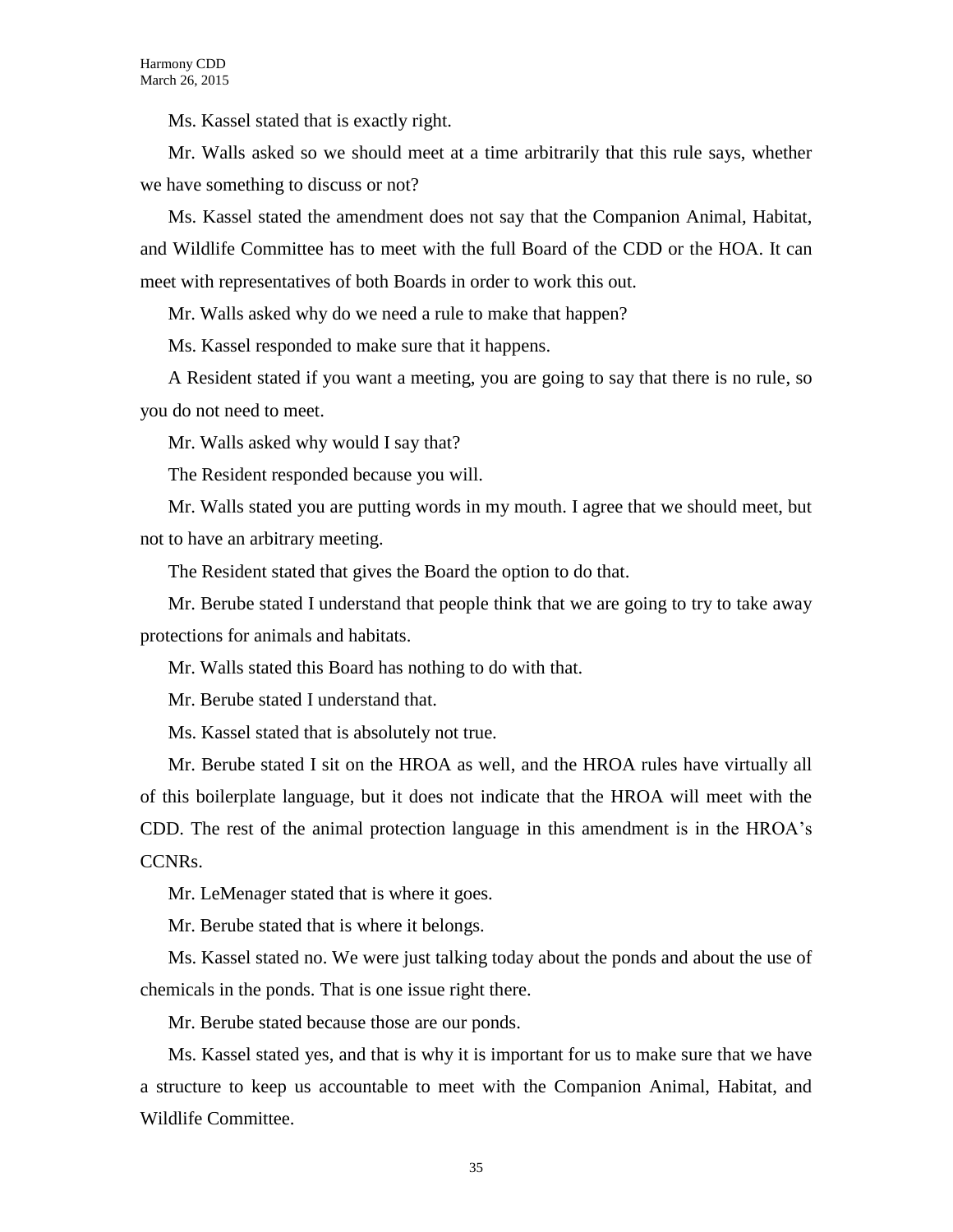Ms. Kassel stated that is exactly right.

Mr. Walls asked so we should meet at a time arbitrarily that this rule says, whether we have something to discuss or not?

Ms. Kassel stated the amendment does not say that the Companion Animal, Habitat, and Wildlife Committee has to meet with the full Board of the CDD or the HOA. It can meet with representatives of both Boards in order to work this out.

Mr. Walls asked why do we need a rule to make that happen?

Ms. Kassel responded to make sure that it happens.

A Resident stated if you want a meeting, you are going to say that there is no rule, so you do not need to meet.

Mr. Walls asked why would I say that?

The Resident responded because you will.

Mr. Walls stated you are putting words in my mouth. I agree that we should meet, but not to have an arbitrary meeting.

The Resident stated that gives the Board the option to do that.

Mr. Berube stated I understand that people think that we are going to try to take away protections for animals and habitats.

Mr. Walls stated this Board has nothing to do with that.

Mr. Berube stated I understand that.

Ms. Kassel stated that is absolutely not true.

Mr. Berube stated I sit on the HROA as well, and the HROA rules have virtually all of this boilerplate language, but it does not indicate that the HROA will meet with the CDD. The rest of the animal protection language in this amendment is in the HROA's CCNRs.

Mr. LeMenager stated that is where it goes.

Mr. Berube stated that is where it belongs.

Ms. Kassel stated no. We were just talking today about the ponds and about the use of chemicals in the ponds. That is one issue right there.

Mr. Berube stated because those are our ponds.

Ms. Kassel stated yes, and that is why it is important for us to make sure that we have a structure to keep us accountable to meet with the Companion Animal, Habitat, and Wildlife Committee.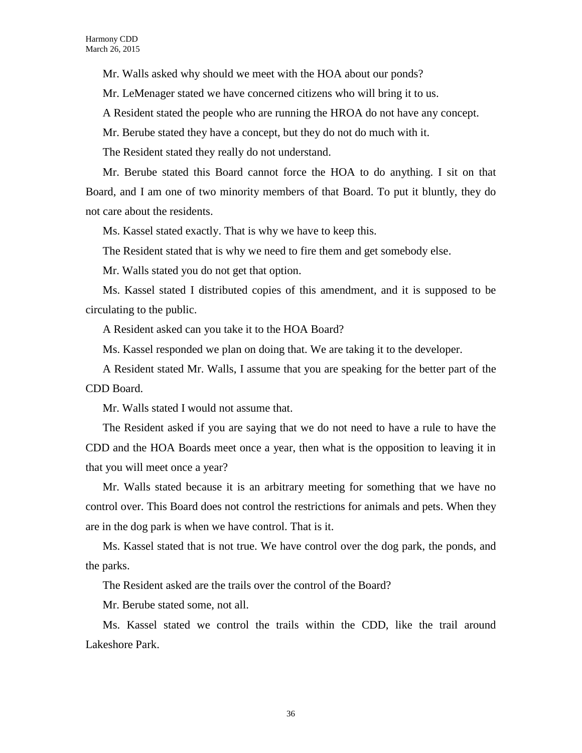Mr. Walls asked why should we meet with the HOA about our ponds?

Mr. LeMenager stated we have concerned citizens who will bring it to us.

A Resident stated the people who are running the HROA do not have any concept.

Mr. Berube stated they have a concept, but they do not do much with it.

The Resident stated they really do not understand.

Mr. Berube stated this Board cannot force the HOA to do anything. I sit on that Board, and I am one of two minority members of that Board. To put it bluntly, they do not care about the residents.

Ms. Kassel stated exactly. That is why we have to keep this.

The Resident stated that is why we need to fire them and get somebody else.

Mr. Walls stated you do not get that option.

Ms. Kassel stated I distributed copies of this amendment, and it is supposed to be circulating to the public.

A Resident asked can you take it to the HOA Board?

Ms. Kassel responded we plan on doing that. We are taking it to the developer.

A Resident stated Mr. Walls, I assume that you are speaking for the better part of the CDD Board.

Mr. Walls stated I would not assume that.

The Resident asked if you are saying that we do not need to have a rule to have the CDD and the HOA Boards meet once a year, then what is the opposition to leaving it in that you will meet once a year?

Mr. Walls stated because it is an arbitrary meeting for something that we have no control over. This Board does not control the restrictions for animals and pets. When they are in the dog park is when we have control. That is it.

Ms. Kassel stated that is not true. We have control over the dog park, the ponds, and the parks.

The Resident asked are the trails over the control of the Board?

Mr. Berube stated some, not all.

Ms. Kassel stated we control the trails within the CDD, like the trail around Lakeshore Park.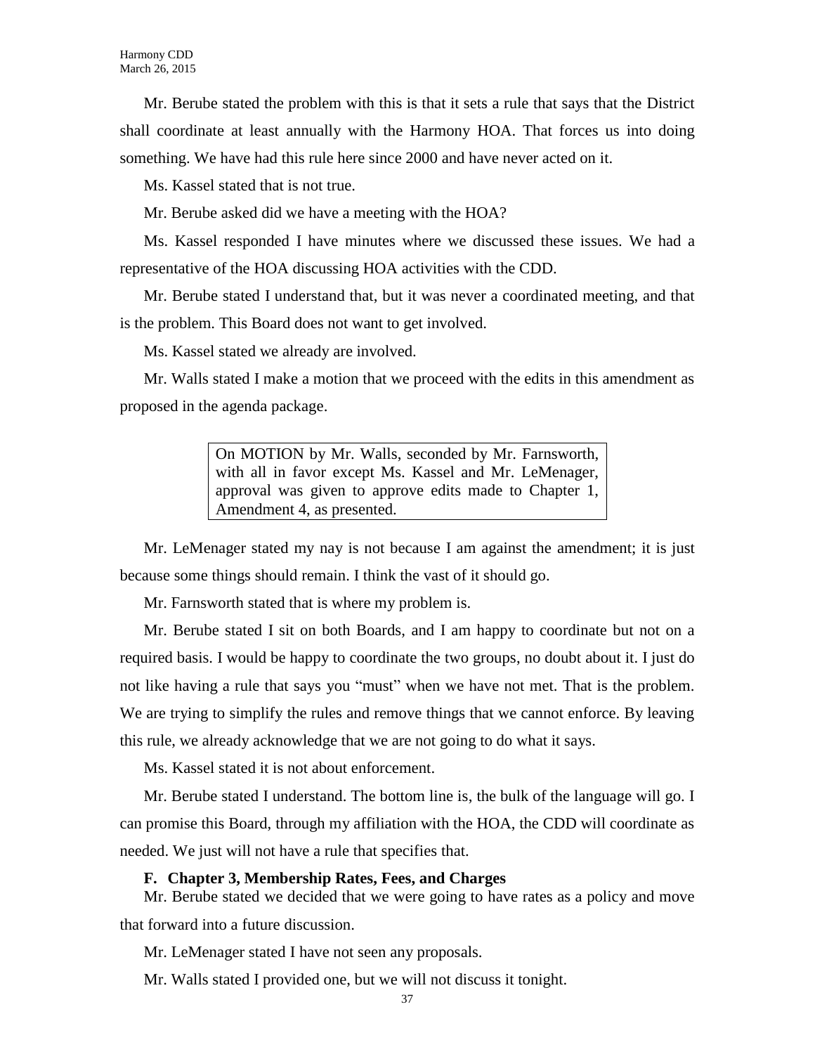Mr. Berube stated the problem with this is that it sets a rule that says that the District shall coordinate at least annually with the Harmony HOA. That forces us into doing something. We have had this rule here since 2000 and have never acted on it.

Ms. Kassel stated that is not true.

Mr. Berube asked did we have a meeting with the HOA?

Ms. Kassel responded I have minutes where we discussed these issues. We had a representative of the HOA discussing HOA activities with the CDD.

Mr. Berube stated I understand that, but it was never a coordinated meeting, and that is the problem. This Board does not want to get involved.

Ms. Kassel stated we already are involved.

Mr. Walls stated I make a motion that we proceed with the edits in this amendment as proposed in the agenda package.

> On MOTION by Mr. Walls, seconded by Mr. Farnsworth, with all in favor except Ms. Kassel and Mr. LeMenager, approval was given to approve edits made to Chapter 1, Amendment 4, as presented.

Mr. LeMenager stated my nay is not because I am against the amendment; it is just because some things should remain. I think the vast of it should go.

Mr. Farnsworth stated that is where my problem is.

Mr. Berube stated I sit on both Boards, and I am happy to coordinate but not on a required basis. I would be happy to coordinate the two groups, no doubt about it. I just do not like having a rule that says you "must" when we have not met. That is the problem. We are trying to simplify the rules and remove things that we cannot enforce. By leaving this rule, we already acknowledge that we are not going to do what it says.

Ms. Kassel stated it is not about enforcement.

Mr. Berube stated I understand. The bottom line is, the bulk of the language will go. I can promise this Board, through my affiliation with the HOA, the CDD will coordinate as needed. We just will not have a rule that specifies that.

**F. Chapter 3, Membership Rates, Fees, and Charges**

Mr. Berube stated we decided that we were going to have rates as a policy and move that forward into a future discussion.

Mr. LeMenager stated I have not seen any proposals.

Mr. Walls stated I provided one, but we will not discuss it tonight.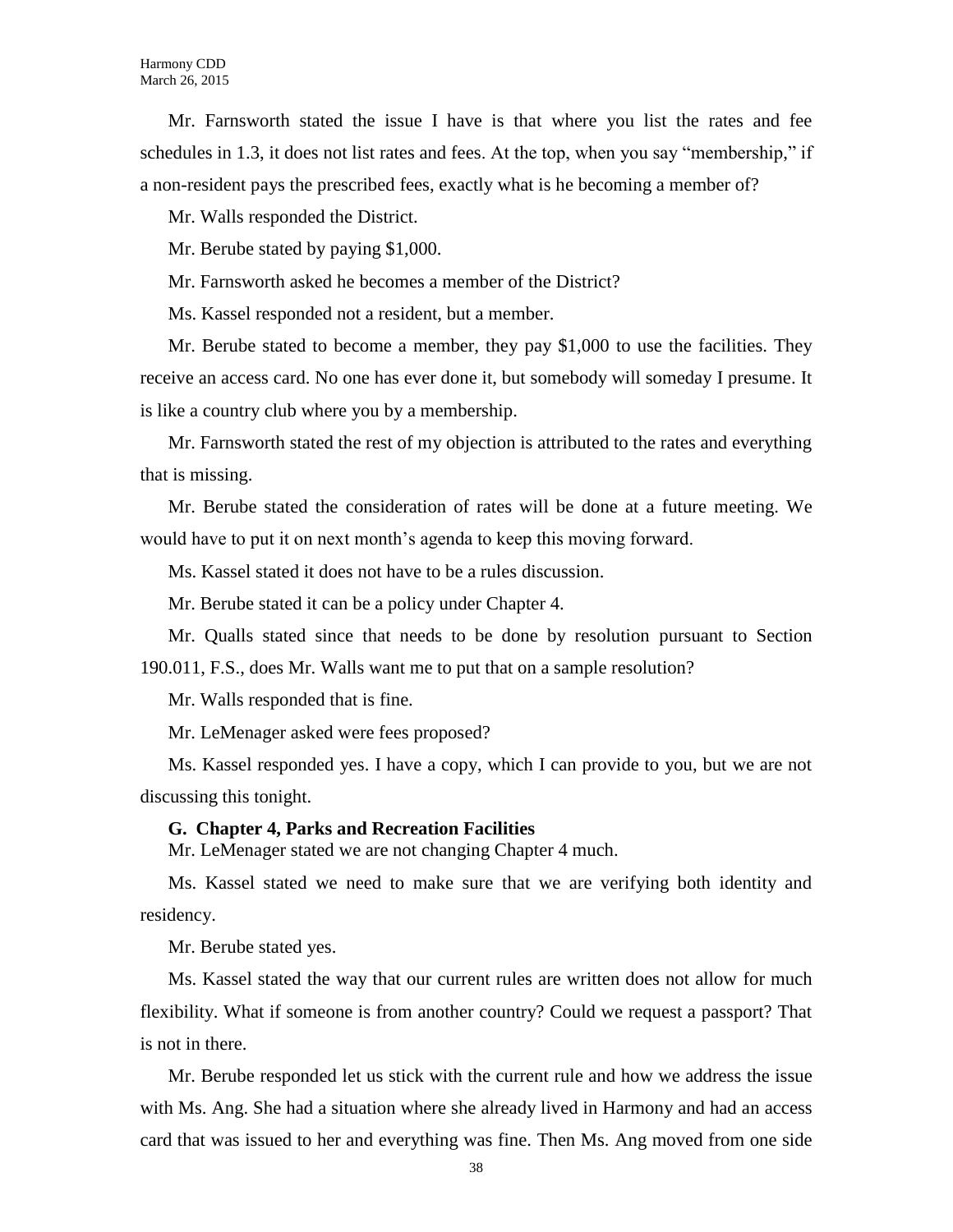Mr. Farnsworth stated the issue I have is that where you list the rates and fee schedules in 1.3, it does not list rates and fees. At the top, when you say "membership," if a non-resident pays the prescribed fees, exactly what is he becoming a member of?

Mr. Walls responded the District.

Mr. Berube stated by paying $1,000.

Mr. Farnsworth asked he becomes a member of the District?

Ms. Kassel responded not a resident, but a member.

Mr. Berube stated to become a member, they pay $1,000 to use the facilities. They receive an access card. No one has ever done it, but somebody will someday I presume. It is like a country club where you by a membership.

Mr. Farnsworth stated the rest of my objection is attributed to the rates and everything that is missing.

Mr. Berube stated the consideration of rates will be done at a future meeting. We would have to put it on next month's agenda to keep this moving forward.

Ms. Kassel stated it does not have to be a rules discussion.

Mr. Berube stated it can be a policy under Chapter 4.

Mr. Qualls stated since that needs to be done by resolution pursuant to Section 190.011, F.S., does Mr. Walls want me to put that on a sample resolution?

Mr. Walls responded that is fine.

Mr. LeMenager asked were fees proposed?

Ms. Kassel responded yes. I have a copy, which I can provide to you, but we are not discussing this tonight.

**G. Chapter 4, Parks and Recreation Facilities**

Mr. LeMenager stated we are not changing Chapter 4 much.

Ms. Kassel stated we need to make sure that we are verifying both identity and residency.

Mr. Berube stated yes.

Ms. Kassel stated the way that our current rules are written does not allow for much flexibility. What if someone is from another country? Could we request a passport? That is not in there.

Mr. Berube responded let us stick with the current rule and how we address the issue with Ms. Ang. She had a situation where she already lived in Harmony and had an access card that was issued to her and everything was fine. Then Ms. Ang moved from one side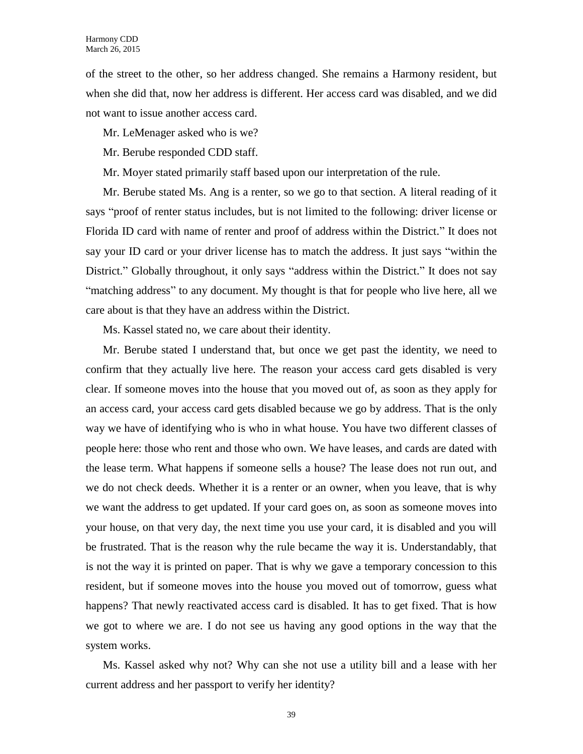of the street to the other, so her address changed. She remains a Harmony resident, but when she did that, now her address is different. Her access card was disabled, and we did not want to issue another access card.

Mr. LeMenager asked who is we?

Mr. Berube responded CDD staff.

Mr. Moyer stated primarily staff based upon our interpretation of the rule.

Mr. Berube stated Ms. Ang is a renter, so we go to that section. A literal reading of it says "proof of renter status includes, but is not limited to the following: driver license or Florida ID card with name of renter and proof of address within the District." It does not say your ID card or your driver license has to match the address. It just says "within the District." Globally throughout, it only says "address within the District." It does not say "matching address" to any document. My thought is that for people who live here, all we care about is that they have an address within the District.

Ms. Kassel stated no, we care about their identity.

Mr. Berube stated I understand that, but once we get past the identity, we need to confirm that they actually live here. The reason your access card gets disabled is very clear. If someone moves into the house that you moved out of, as soon as they apply for an access card, your access card gets disabled because we go by address. That is the only way we have of identifying who is who in what house. You have two different classes of people here: those who rent and those who own. We have leases, and cards are dated with the lease term. What happens if someone sells a house? The lease does not run out, and we do not check deeds. Whether it is a renter or an owner, when you leave, that is why we want the address to get updated. If your card goes on, as soon as someone moves into your house, on that very day, the next time you use your card, it is disabled and you will be frustrated. That is the reason why the rule became the way it is. Understandably, that is not the way it is printed on paper. That is why we gave a temporary concession to this resident, but if someone moves into the house you moved out of tomorrow, guess what happens? That newly reactivated access card is disabled. It has to get fixed. That is how we got to where we are. I do not see us having any good options in the way that the system works.

Ms. Kassel asked why not? Why can she not use a utility bill and a lease with her current address and her passport to verify her identity?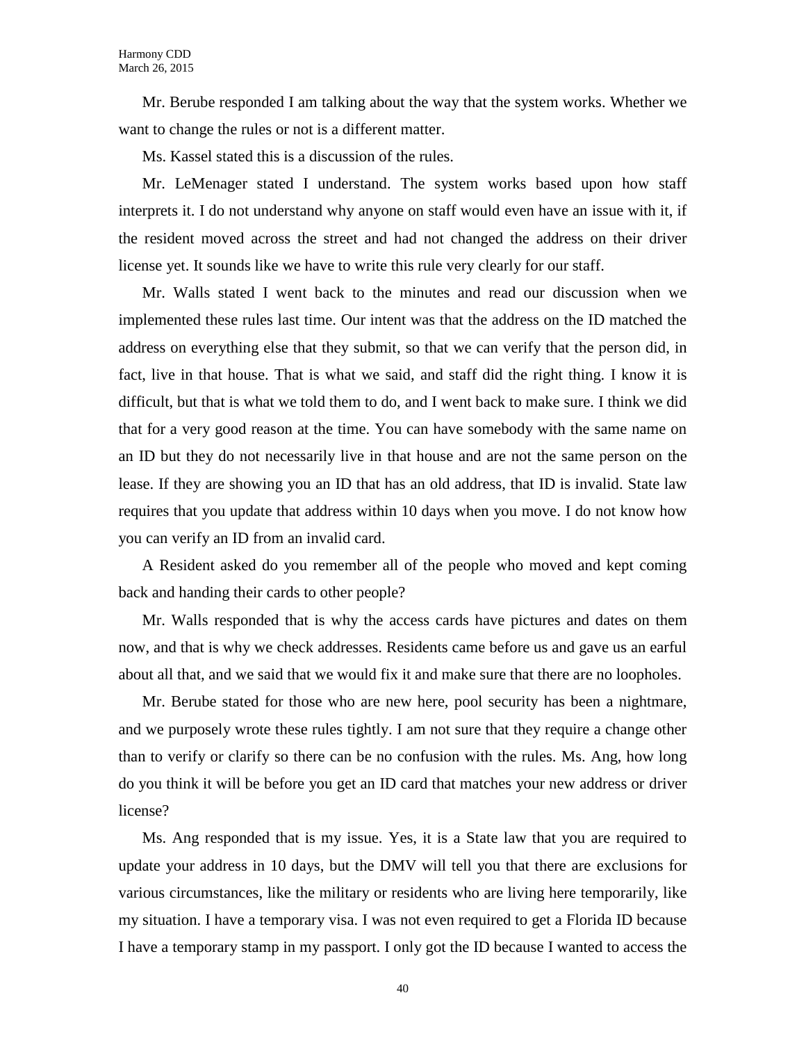Mr. Berube responded I am talking about the way that the system works. Whether we want to change the rules or not is a different matter.

Ms. Kassel stated this is a discussion of the rules.

Mr. LeMenager stated I understand. The system works based upon how staff interprets it. I do not understand why anyone on staff would even have an issue with it, if the resident moved across the street and had not changed the address on their driver license yet. It sounds like we have to write this rule very clearly for our staff.

Mr. Walls stated I went back to the minutes and read our discussion when we implemented these rules last time. Our intent was that the address on the ID matched the address on everything else that they submit, so that we can verify that the person did, in fact, live in that house. That is what we said, and staff did the right thing. I know it is difficult, but that is what we told them to do, and I went back to make sure. I think we did that for a very good reason at the time. You can have somebody with the same name on an ID but they do not necessarily live in that house and are not the same person on the lease. If they are showing you an ID that has an old address, that ID is invalid. State law requires that you update that address within 10 days when you move. I do not know how you can verify an ID from an invalid card.

A Resident asked do you remember all of the people who moved and kept coming back and handing their cards to other people?

Mr. Walls responded that is why the access cards have pictures and dates on them now, and that is why we check addresses. Residents came before us and gave us an earful about all that, and we said that we would fix it and make sure that there are no loopholes.

Mr. Berube stated for those who are new here, pool security has been a nightmare, and we purposely wrote these rules tightly. I am not sure that they require a change other than to verify or clarify so there can be no confusion with the rules. Ms. Ang, how long do you think it will be before you get an ID card that matches your new address or driver license?

Ms. Ang responded that is my issue. Yes, it is a State law that you are required to update your address in 10 days, but the DMV will tell you that there are exclusions for various circumstances, like the military or residents who are living here temporarily, like my situation. I have a temporary visa. I was not even required to get a Florida ID because I have a temporary stamp in my passport. I only got the ID because I wanted to access the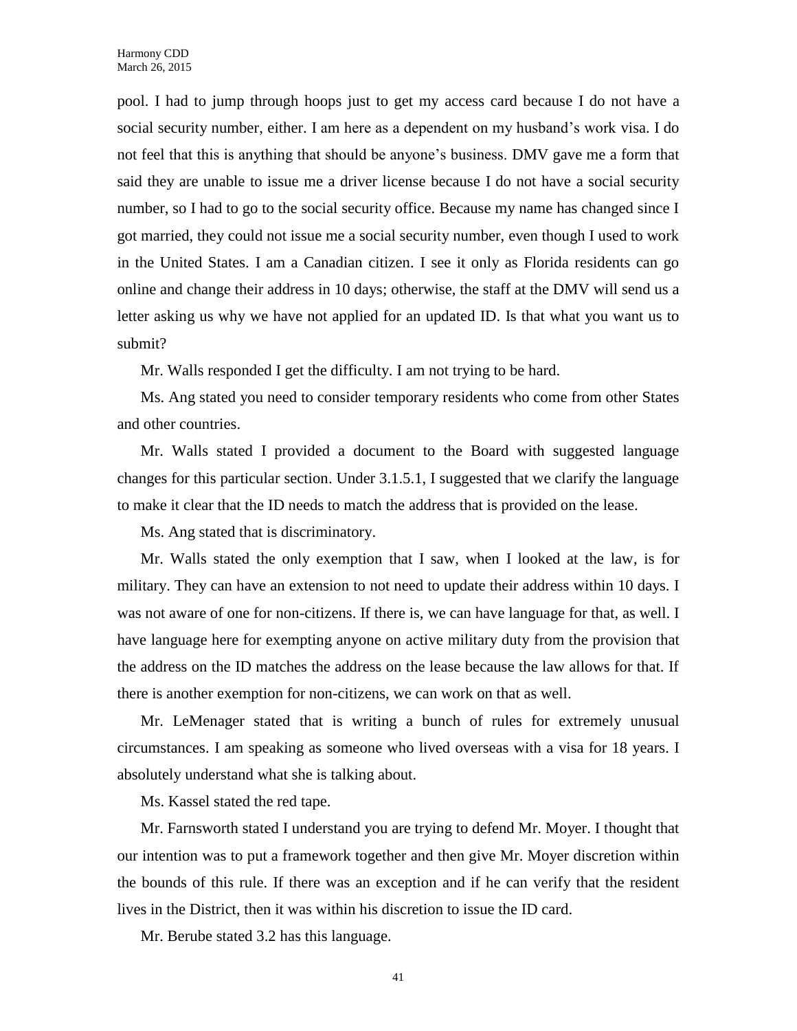pool. I had to jump through hoops just to get my access card because I do not have a social security number, either. I am here as a dependent on my husband's work visa. I do not feel that this is anything that should be anyone's business. DMV gave me a form that said they are unable to issue me a driver license because I do not have a social security number, so I had to go to the social security office. Because my name has changed since I got married, they could not issue me a social security number, even though I used to work in the United States. I am a Canadian citizen. I see it only as Florida residents can go online and change their address in 10 days; otherwise, the staff at the DMV will send us a letter asking us why we have not applied for an updated ID. Is that what you want us to submit?

Mr. Walls responded I get the difficulty. I am not trying to be hard.

Ms. Ang stated you need to consider temporary residents who come from other States and other countries.

Mr. Walls stated I provided a document to the Board with suggested language changes for this particular section. Under 3.1.5.1, I suggested that we clarify the language to make it clear that the ID needs to match the address that is provided on the lease.

Ms. Ang stated that is discriminatory.

Mr. Walls stated the only exemption that I saw, when I looked at the law, is for military. They can have an extension to not need to update their address within 10 days. I was not aware of one for non-citizens. If there is, we can have language for that, as well. I have language here for exempting anyone on active military duty from the provision that the address on the ID matches the address on the lease because the law allows for that. If there is another exemption for non-citizens, we can work on that as well.

Mr. LeMenager stated that is writing a bunch of rules for extremely unusual circumstances. I am speaking as someone who lived overseas with a visa for 18 years. I absolutely understand what she is talking about.

Ms. Kassel stated the red tape.

Mr. Farnsworth stated I understand you are trying to defend Mr. Moyer. I thought that our intention was to put a framework together and then give Mr. Moyer discretion within the bounds of this rule. If there was an exception and if he can verify that the resident lives in the District, then it was within his discretion to issue the ID card.

Mr. Berube stated 3.2 has this language.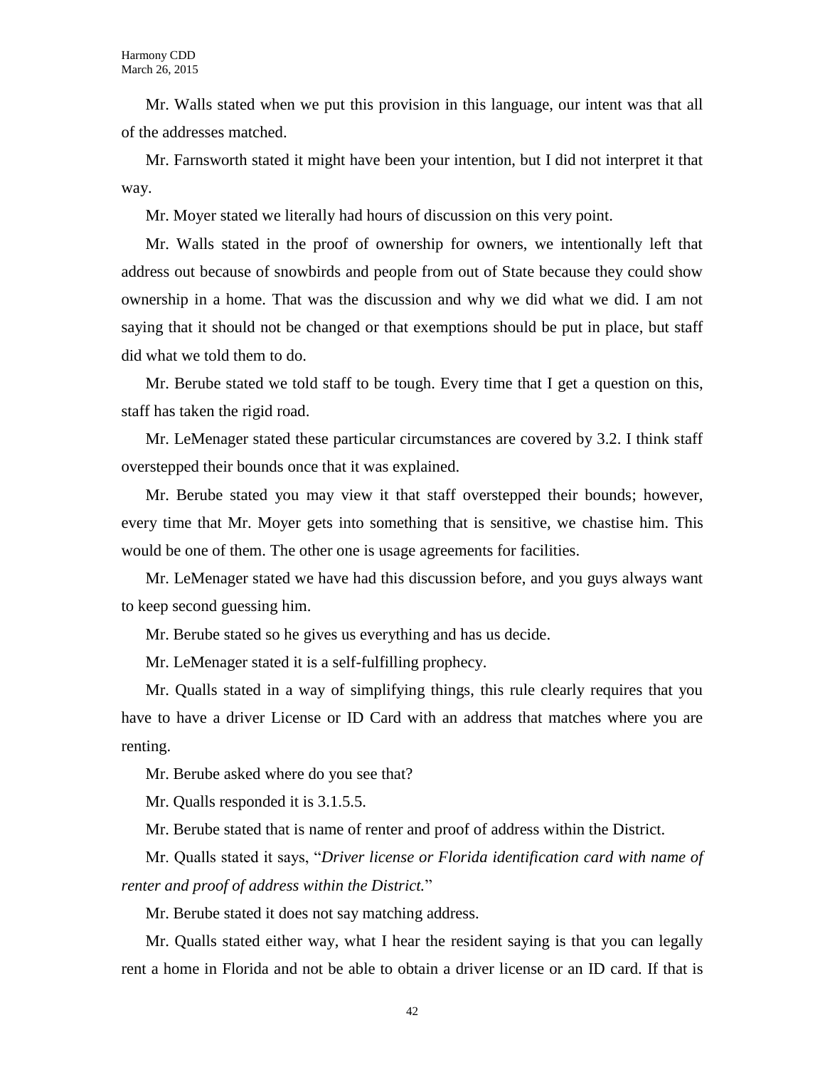Mr. Walls stated when we put this provision in this language, our intent was that all of the addresses matched.

Mr. Farnsworth stated it might have been your intention, but I did not interpret it that way.

Mr. Moyer stated we literally had hours of discussion on this very point.

Mr. Walls stated in the proof of ownership for owners, we intentionally left that address out because of snowbirds and people from out of State because they could show ownership in a home. That was the discussion and why we did what we did. I am not saying that it should not be changed or that exemptions should be put in place, but staff did what we told them to do.

Mr. Berube stated we told staff to be tough. Every time that I get a question on this, staff has taken the rigid road.

Mr. LeMenager stated these particular circumstances are covered by 3.2. I think staff overstepped their bounds once that it was explained.

Mr. Berube stated you may view it that staff overstepped their bounds; however, every time that Mr. Moyer gets into something that is sensitive, we chastise him. This would be one of them. The other one is usage agreements for facilities.

Mr. LeMenager stated we have had this discussion before, and you guys always want to keep second guessing him.

Mr. Berube stated so he gives us everything and has us decide.

Mr. LeMenager stated it is a self-fulfilling prophecy.

Mr. Qualls stated in a way of simplifying things, this rule clearly requires that you have to have a driver License or ID Card with an address that matches where you are renting.

Mr. Berube asked where do you see that?

Mr. Qualls responded it is 3.1.5.5.

Mr. Berube stated that is name of renter and proof of address within the District.

Mr. Qualls stated it says, "*Driver license or Florida identification card with name of renter and proof of address within the District.*"

Mr. Berube stated it does not say matching address.

Mr. Qualls stated either way, what I hear the resident saying is that you can legally rent a home in Florida and not be able to obtain a driver license or an ID card. If that is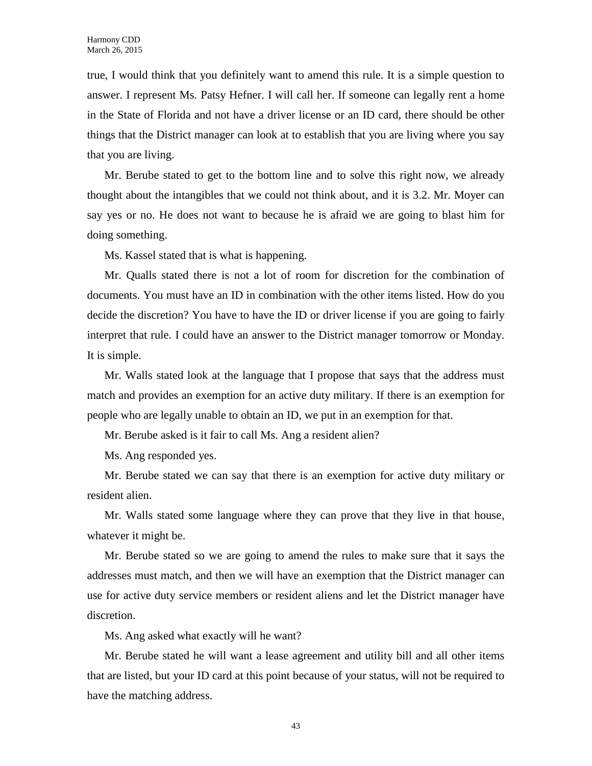true, I would think that you definitely want to amend this rule. It is a simple question to answer. I represent Ms. Patsy Hefner. I will call her. If someone can legally rent a home in the State of Florida and not have a driver license or an ID card, there should be other things that the District manager can look at to establish that you are living where you say that you are living.

Mr. Berube stated to get to the bottom line and to solve this right now, we already thought about the intangibles that we could not think about, and it is 3.2. Mr. Moyer can say yes or no. He does not want to because he is afraid we are going to blast him for doing something.

Ms. Kassel stated that is what is happening.

Mr. Qualls stated there is not a lot of room for discretion for the combination of documents. You must have an ID in combination with the other items listed. How do you decide the discretion? You have to have the ID or driver license if you are going to fairly interpret that rule. I could have an answer to the District manager tomorrow or Monday. It is simple.

Mr. Walls stated look at the language that I propose that says that the address must match and provides an exemption for an active duty military. If there is an exemption for people who are legally unable to obtain an ID, we put in an exemption for that.

Mr. Berube asked is it fair to call Ms. Ang a resident alien?

Ms. Ang responded yes.

Mr. Berube stated we can say that there is an exemption for active duty military or resident alien.

Mr. Walls stated some language where they can prove that they live in that house, whatever it might be.

Mr. Berube stated so we are going to amend the rules to make sure that it says the addresses must match, and then we will have an exemption that the District manager can use for active duty service members or resident aliens and let the District manager have discretion.

Ms. Ang asked what exactly will he want?

Mr. Berube stated he will want a lease agreement and utility bill and all other items that are listed, but your ID card at this point because of your status, will not be required to have the matching address.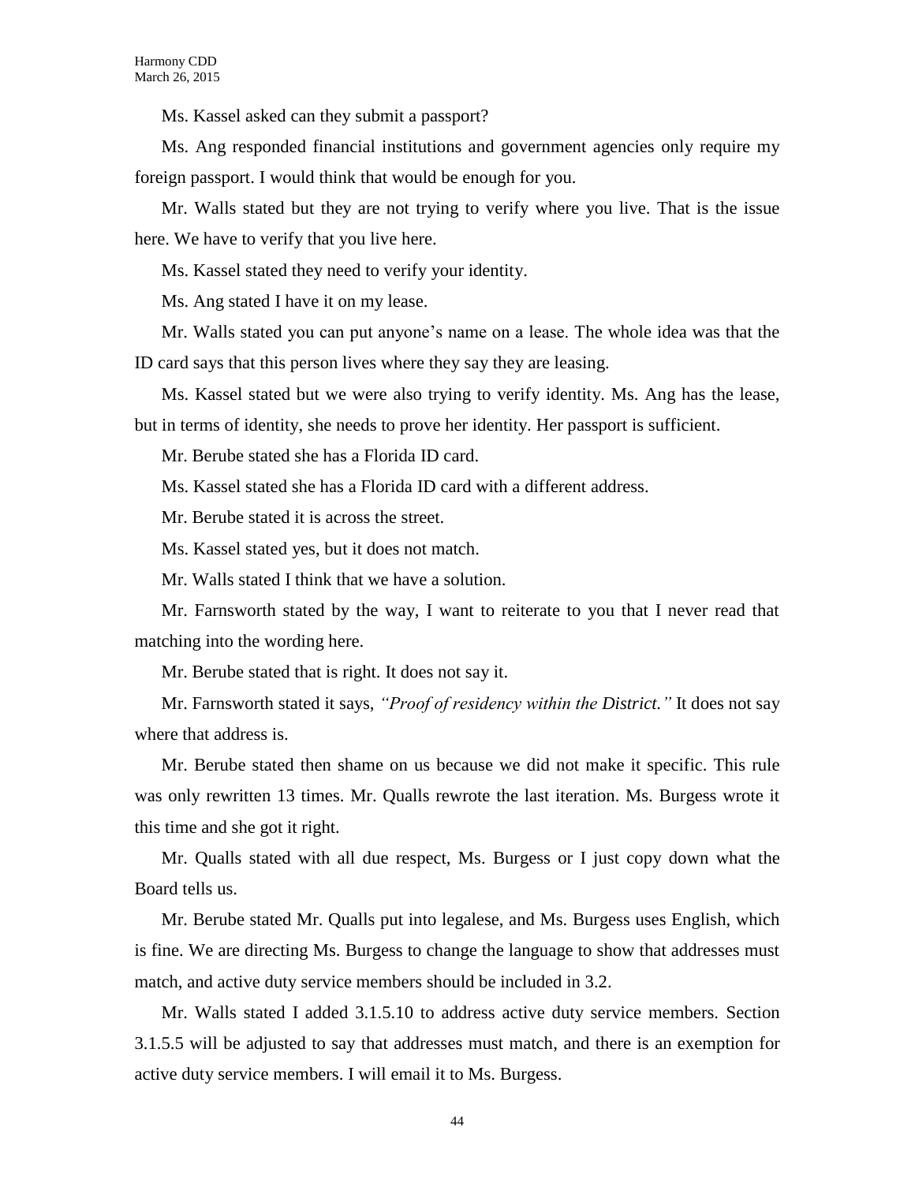Ms. Kassel asked can they submit a passport?

Ms. Ang responded financial institutions and government agencies only require my foreign passport. I would think that would be enough for you.

Mr. Walls stated but they are not trying to verify where you live. That is the issue here. We have to verify that you live here.

Ms. Kassel stated they need to verify your identity.

Ms. Ang stated I have it on my lease.

Mr. Walls stated you can put anyone's name on a lease. The whole idea was that the ID card says that this person lives where they say they are leasing.

Ms. Kassel stated but we were also trying to verify identity. Ms. Ang has the lease, but in terms of identity, she needs to prove her identity. Her passport is sufficient.

Mr. Berube stated she has a Florida ID card.

Ms. Kassel stated she has a Florida ID card with a different address.

Mr. Berube stated it is across the street.

Ms. Kassel stated yes, but it does not match.

Mr. Walls stated I think that we have a solution.

Mr. Farnsworth stated by the way, I want to reiterate to you that I never read that matching into the wording here.

Mr. Berube stated that is right. It does not say it.

Mr. Farnsworth stated it says, *"Proof of residency within the District."* It does not say where that address is.

Mr. Berube stated then shame on us because we did not make it specific. This rule was only rewritten 13 times. Mr. Qualls rewrote the last iteration. Ms. Burgess wrote it this time and she got it right.

Mr. Qualls stated with all due respect, Ms. Burgess or I just copy down what the Board tells us.

Mr. Berube stated Mr. Qualls put into legalese, and Ms. Burgess uses English, which is fine. We are directing Ms. Burgess to change the language to show that addresses must match, and active duty service members should be included in 3.2.

Mr. Walls stated I added 3.1.5.10 to address active duty service members. Section 3.1.5.5 will be adjusted to say that addresses must match, and there is an exemption for active duty service members. I will email it to Ms. Burgess.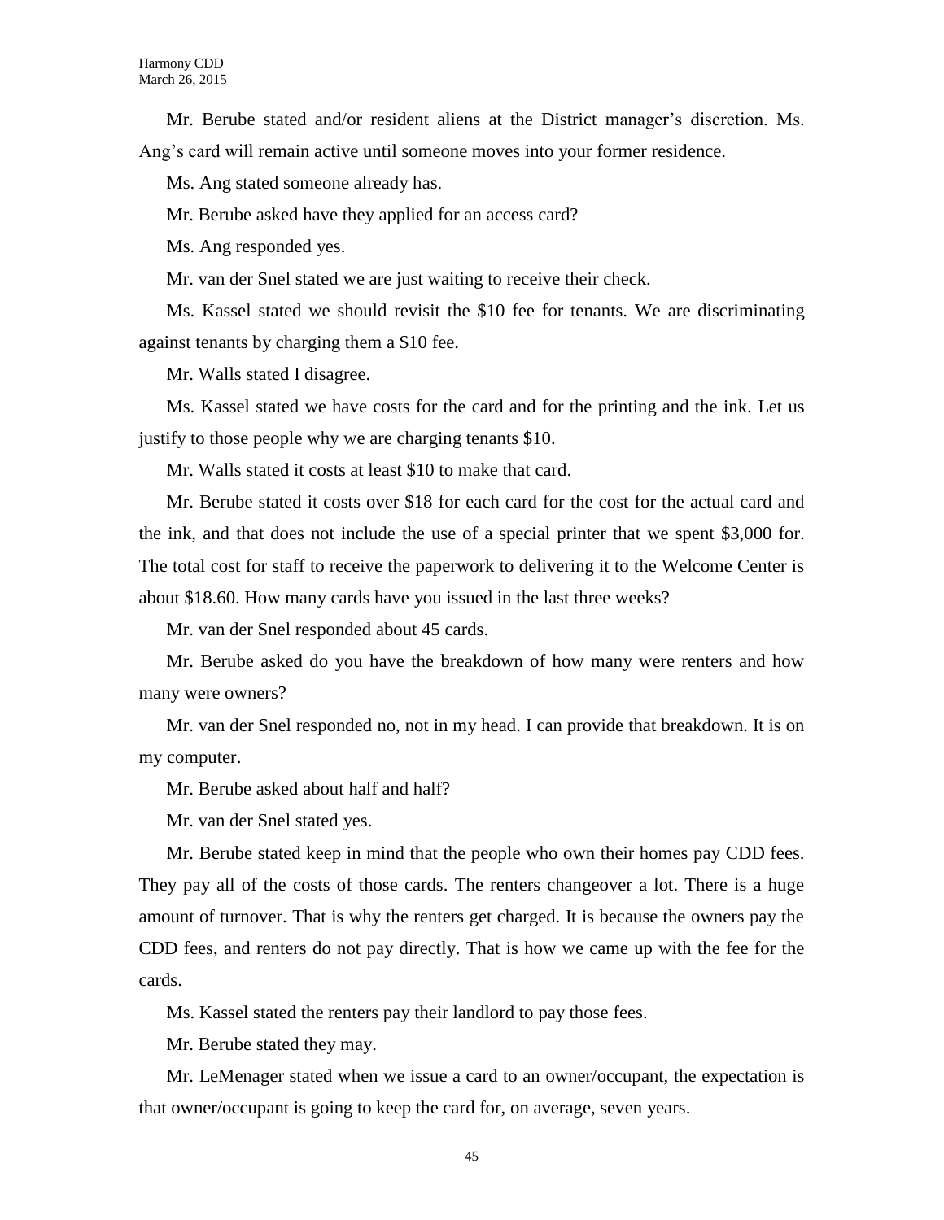Mr. Berube stated and/or resident aliens at the District manager's discretion. Ms. Ang's card will remain active until someone moves into your former residence.

Ms. Ang stated someone already has.

Mr. Berube asked have they applied for an access card?

Ms. Ang responded yes.

Mr. van der Snel stated we are just waiting to receive their check.

Ms. Kassel stated we should revisit the $10 fee for tenants. We are discriminating against tenants by charging them a $10 fee.

Mr. Walls stated I disagree.

Ms. Kassel stated we have costs for the card and for the printing and the ink. Let us justify to those people why we are charging tenants $10.

Mr. Walls stated it costs at least $10 to make that card.

Mr. Berube stated it costs over $18 for each card for the cost for the actual card and the ink, and that does not include the use of a special printer that we spent $3,000 for. The total cost for staff to receive the paperwork to delivering it to the Welcome Center is about $18.60. How many cards have you issued in the last three weeks?

Mr. van der Snel responded about 45 cards.

Mr. Berube asked do you have the breakdown of how many were renters and how many were owners?

Mr. van der Snel responded no, not in my head. I can provide that breakdown. It is on my computer.

Mr. Berube asked about half and half?

Mr. van der Snel stated yes.

Mr. Berube stated keep in mind that the people who own their homes pay CDD fees. They pay all of the costs of those cards. The renters changeover a lot. There is a huge amount of turnover. That is why the renters get charged. It is because the owners pay the CDD fees, and renters do not pay directly. That is how we came up with the fee for the cards.

Ms. Kassel stated the renters pay their landlord to pay those fees.

Mr. Berube stated they may.

Mr. LeMenager stated when we issue a card to an owner/occupant, the expectation is that owner/occupant is going to keep the card for, on average, seven years.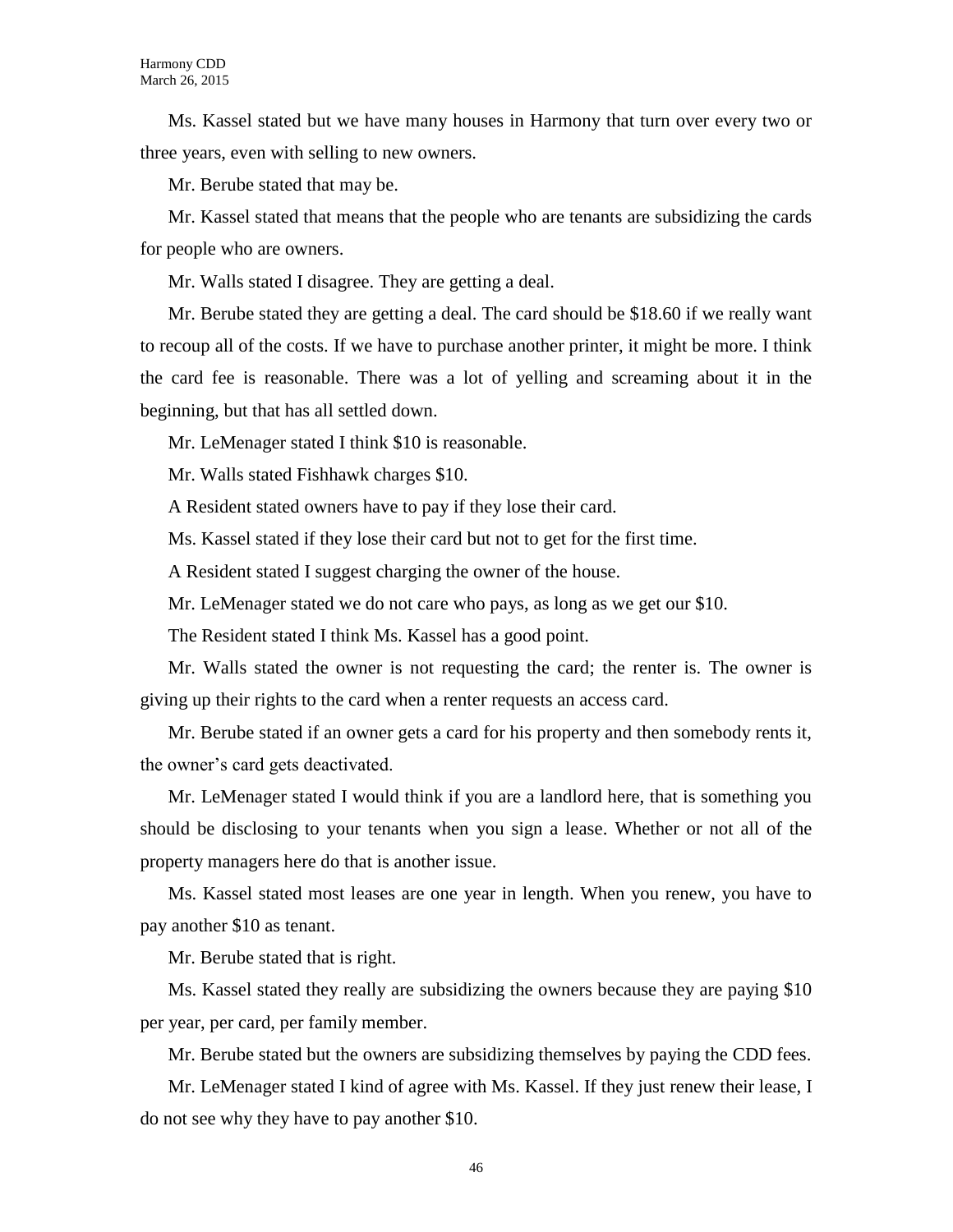Ms. Kassel stated but we have many houses in Harmony that turn over every two or three years, even with selling to new owners.

Mr. Berube stated that may be.

Mr. Kassel stated that means that the people who are tenants are subsidizing the cards for people who are owners.

Mr. Walls stated I disagree. They are getting a deal.

Mr. Berube stated they are getting a deal. The card should be $18.60 if we really want to recoup all of the costs. If we have to purchase another printer, it might be more. I think the card fee is reasonable. There was a lot of yelling and screaming about it in the beginning, but that has all settled down.

Mr. LeMenager stated I think $10 is reasonable.

Mr. Walls stated Fishhawk charges $10.

A Resident stated owners have to pay if they lose their card.

Ms. Kassel stated if they lose their card but not to get for the first time.

A Resident stated I suggest charging the owner of the house.

Mr. LeMenager stated we do not care who pays, as long as we get our $10.

The Resident stated I think Ms. Kassel has a good point.

Mr. Walls stated the owner is not requesting the card; the renter is. The owner is giving up their rights to the card when a renter requests an access card.

Mr. Berube stated if an owner gets a card for his property and then somebody rents it, the owner's card gets deactivated.

Mr. LeMenager stated I would think if you are a landlord here, that is something you should be disclosing to your tenants when you sign a lease. Whether or not all of the property managers here do that is another issue.

Ms. Kassel stated most leases are one year in length. When you renew, you have to pay another $10 as tenant.

Mr. Berube stated that is right.

Ms. Kassel stated they really are subsidizing the owners because they are paying $10 per year, per card, per family member.

Mr. Berube stated but the owners are subsidizing themselves by paying the CDD fees.

Mr. LeMenager stated I kind of agree with Ms. Kassel. If they just renew their lease, I do not see why they have to pay another $10.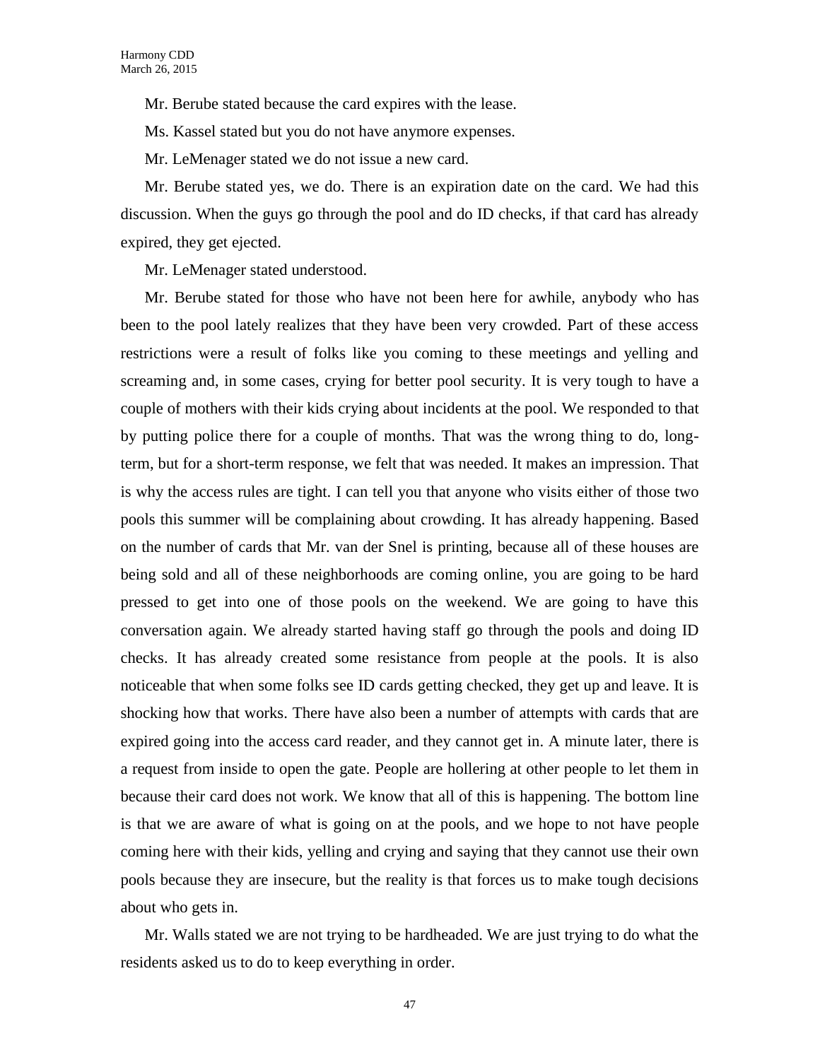Mr. Berube stated because the card expires with the lease.

Ms. Kassel stated but you do not have anymore expenses.

Mr. LeMenager stated we do not issue a new card.

Mr. Berube stated yes, we do. There is an expiration date on the card. We had this discussion. When the guys go through the pool and do ID checks, if that card has already expired, they get ejected.

Mr. LeMenager stated understood.

Mr. Berube stated for those who have not been here for awhile, anybody who has been to the pool lately realizes that they have been very crowded. Part of these access restrictions were a result of folks like you coming to these meetings and yelling and screaming and, in some cases, crying for better pool security. It is very tough to have a couple of mothers with their kids crying about incidents at the pool. We responded to that by putting police there for a couple of months. That was the wrong thing to do, long-term, but for a short-term response, we felt that was needed. It makes an impression. That is why the access rules are tight. I can tell you that anyone who visits either of those two pools this summer will be complaining about crowding. It has already happening. Based on the number of cards that Mr. van der Snel is printing, because all of these houses are being sold and all of these neighborhoods are coming online, you are going to be hard pressed to get into one of those pools on the weekend. We are going to have this conversation again. We already started having staff go through the pools and doing ID checks. It has already created some resistance from people at the pools. It is also noticeable that when some folks see ID cards getting checked, they get up and leave. It is shocking how that works. There have also been a number of attempts with cards that are expired going into the access card reader, and they cannot get in. A minute later, there is a request from inside to open the gate. People are hollering at other people to let them in because their card does not work. We know that all of this is happening. The bottom line is that we are aware of what is going on at the pools, and we hope to not have people coming here with their kids, yelling and crying and saying that they cannot use their own pools because they are insecure, but the reality is that forces us to make tough decisions about who gets in.

Mr. Walls stated we are not trying to be hardheaded. We are just trying to do what the residents asked us to do to keep everything in order.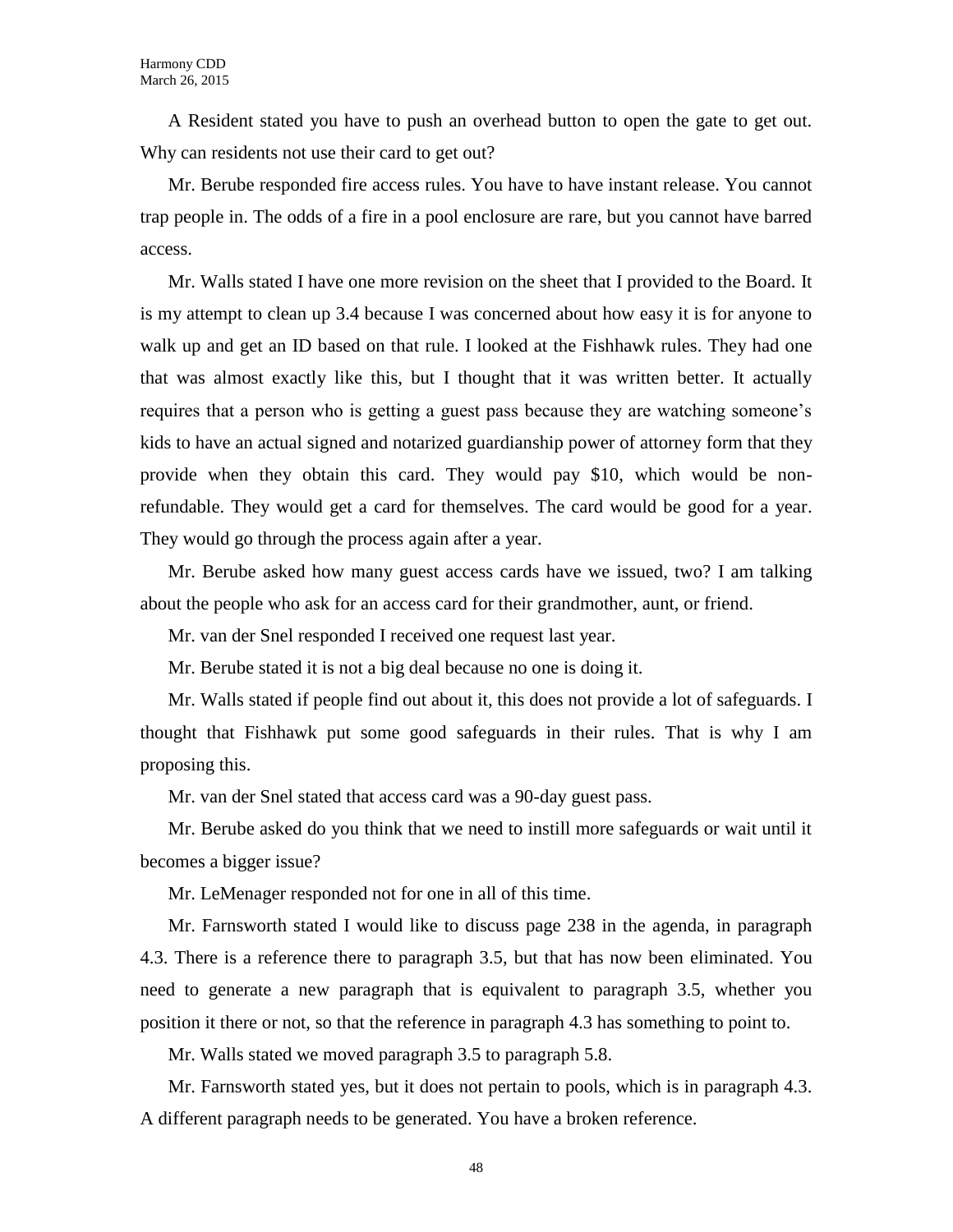A Resident stated you have to push an overhead button to open the gate to get out. Why can residents not use their card to get out?

Mr. Berube responded fire access rules. You have to have instant release. You cannot trap people in. The odds of a fire in a pool enclosure are rare, but you cannot have barred access.

Mr. Walls stated I have one more revision on the sheet that I provided to the Board. It is my attempt to clean up 3.4 because I was concerned about how easy it is for anyone to walk up and get an ID based on that rule. I looked at the Fishhawk rules. They had one that was almost exactly like this, but I thought that it was written better. It actually requires that a person who is getting a guest pass because they are watching someone's kids to have an actual signed and notarized guardianship power of attorney form that they provide when they obtain this card. They would pay $10, which would be non-refundable. They would get a card for themselves. The card would be good for a year. They would go through the process again after a year.

Mr. Berube asked how many guest access cards have we issued, two? I am talking about the people who ask for an access card for their grandmother, aunt, or friend.

Mr. van der Snel responded I received one request last year.

Mr. Berube stated it is not a big deal because no one is doing it.

Mr. Walls stated if people find out about it, this does not provide a lot of safeguards. I thought that Fishhawk put some good safeguards in their rules. That is why I am proposing this.

Mr. van der Snel stated that access card was a 90-day guest pass.

Mr. Berube asked do you think that we need to instill more safeguards or wait until it becomes a bigger issue?

Mr. LeMenager responded not for one in all of this time.

Mr. Farnsworth stated I would like to discuss page 238 in the agenda, in paragraph 4.3. There is a reference there to paragraph 3.5, but that has now been eliminated. You need to generate a new paragraph that is equivalent to paragraph 3.5, whether you position it there or not, so that the reference in paragraph 4.3 has something to point to.

Mr. Walls stated we moved paragraph 3.5 to paragraph 5.8.

Mr. Farnsworth stated yes, but it does not pertain to pools, which is in paragraph 4.3. A different paragraph needs to be generated. You have a broken reference.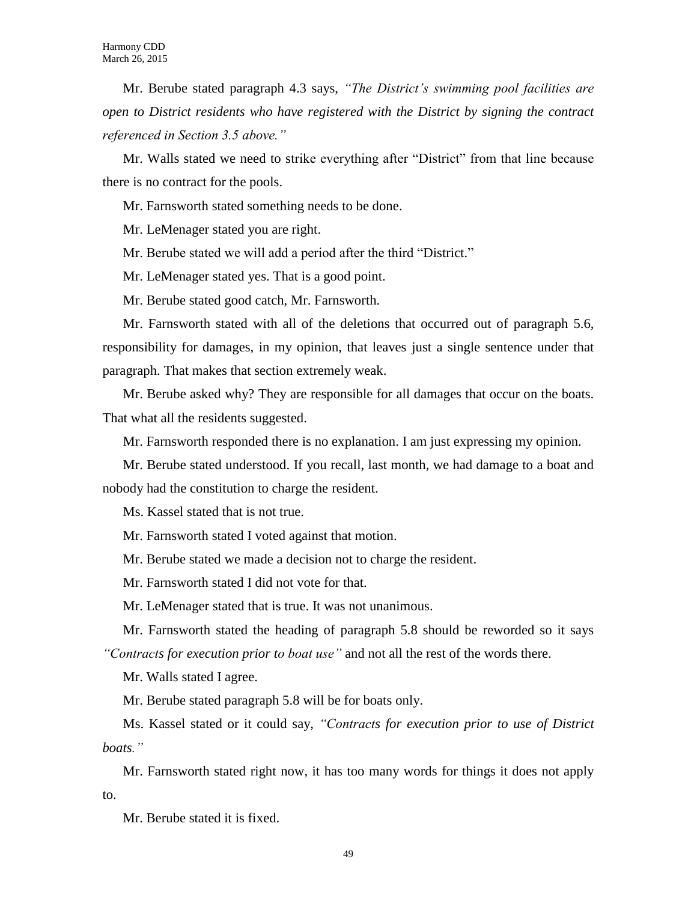Mr. Berube stated paragraph 4.3 says, *"The District's swimming pool facilities are open to District residents who have registered with the District by signing the contract referenced in Section 3.5 above."*

Mr. Walls stated we need to strike everything after "District" from that line because there is no contract for the pools.

Mr. Farnsworth stated something needs to be done.

Mr. LeMenager stated you are right.

Mr. Berube stated we will add a period after the third "District."

Mr. LeMenager stated yes. That is a good point.

Mr. Berube stated good catch, Mr. Farnsworth.

Mr. Farnsworth stated with all of the deletions that occurred out of paragraph 5.6, responsibility for damages, in my opinion, that leaves just a single sentence under that paragraph. That makes that section extremely weak.

Mr. Berube asked why? They are responsible for all damages that occur on the boats. That what all the residents suggested.

Mr. Farnsworth responded there is no explanation. I am just expressing my opinion.

Mr. Berube stated understood. If you recall, last month, we had damage to a boat and nobody had the constitution to charge the resident.

Ms. Kassel stated that is not true.

Mr. Farnsworth stated I voted against that motion.

Mr. Berube stated we made a decision not to charge the resident.

Mr. Farnsworth stated I did not vote for that.

Mr. LeMenager stated that is true. It was not unanimous.

Mr. Farnsworth stated the heading of paragraph 5.8 should be reworded so it says *"Contracts for execution prior to boat use"* and not all the rest of the words there.

Mr. Walls stated I agree.

Mr. Berube stated paragraph 5.8 will be for boats only.

Ms. Kassel stated or it could say, *"Contracts for execution prior to use of District boats."*

Mr. Farnsworth stated right now, it has too many words for things it does not apply to.

Mr. Berube stated it is fixed.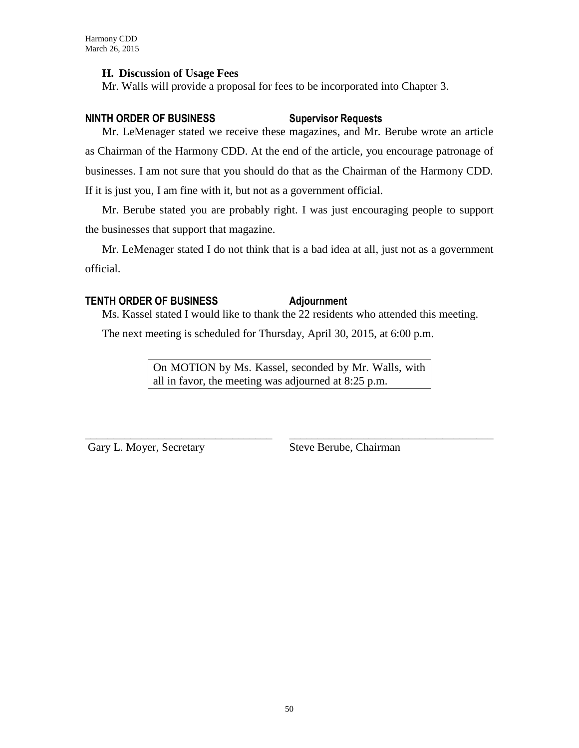### H. Discussion of Usage Fees

Mr. Walls will provide a proposal for fees to be incorporated into Chapter 3.

## NINTH ORDER OF BUSINESS Supervisor Requests

Mr. LeMenager stated we receive these magazines, and Mr. Berube wrote an article as Chairman of the Harmony CDD. At the end of the article, you encourage patronage of businesses. I am not sure that you should do that as the Chairman of the Harmony CDD. If it is just you, I am fine with it, but not as a government official.

Mr. Berube stated you are probably right. I was just encouraging people to support the businesses that support that magazine.

Mr. LeMenager stated I do not think that is a bad idea at all, just not as a government official.

## TENTH ORDER OF BUSINESS Adjournment

Ms. Kassel stated I would like to thank the 22 residents who attended this meeting.

The next meeting is scheduled for Thursday, April 30, 2015, at 6:00 p.m.

> On MOTION by Ms. Kassel, seconded by Mr. Walls, with all in favor, the meeting was adjourned at 8:25 p.m.

\_\_\_\_\_\_\_\_\_\_\_\_\_\_\_\_\_\_\_\_\_\_\_\_\_\_\_\_\_\_\_\_
Gary L. Moyer, Secretary

\_\_\_\_\_\_\_\_\_\_\_\_\_\_\_\_\_\_\_\_\_\_\_\_\_\_\_\_\_\_\_\_
Steve Berube, Chairman